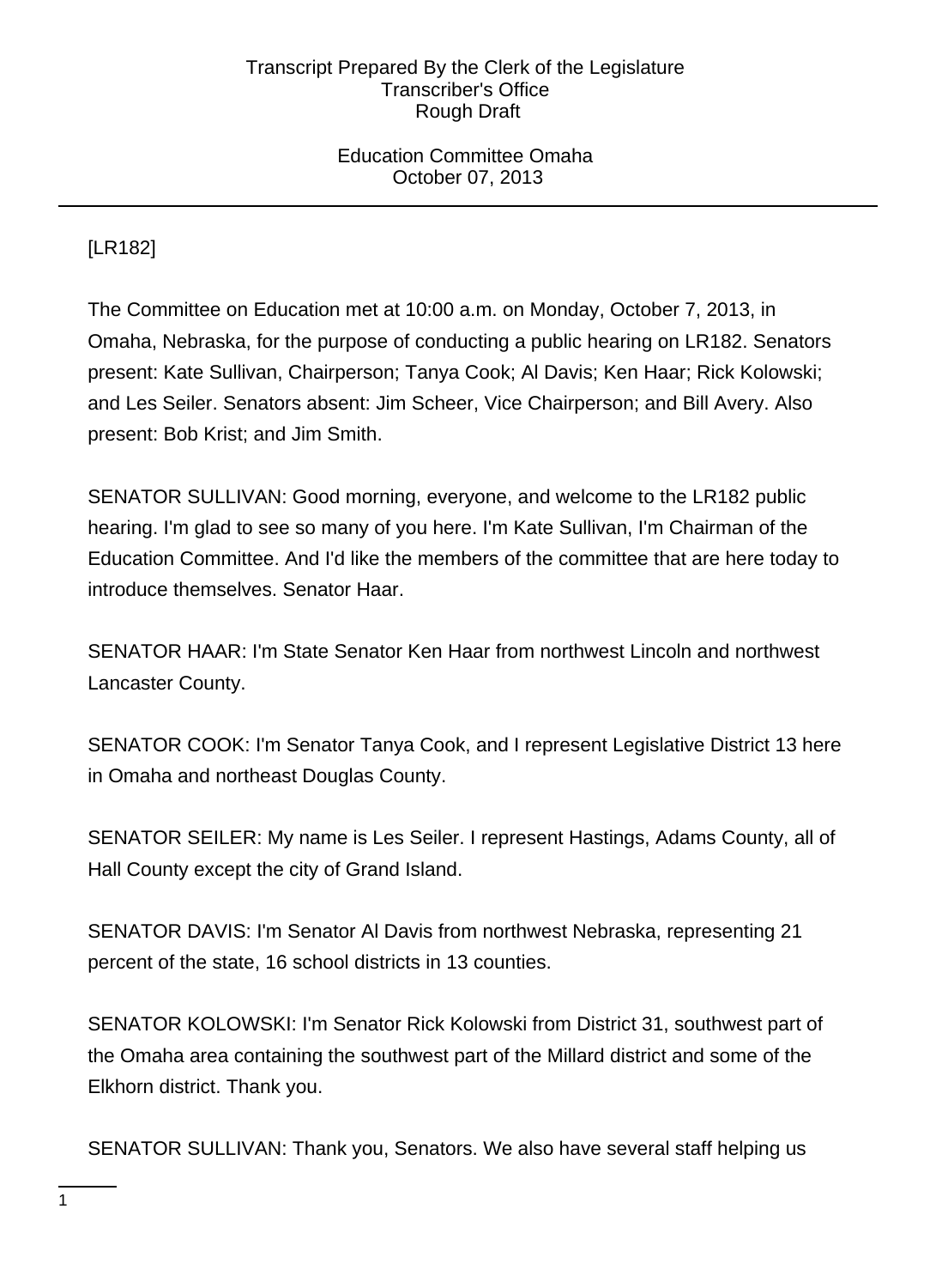[LR182]

The Committee on Education met at 10:00 a.m. on Monday, October 7, 2013, in Omaha, Nebraska, for the purpose of conducting a public hearing on LR182. Senators present: Kate Sullivan, Chairperson; Tanya Cook; Al Davis; Ken Haar; Rick Kolowski; and Les Seiler. Senators absent: Jim Scheer, Vice Chairperson; and Bill Avery. Also present: Bob Krist; and Jim Smith.

SENATOR SULLIVAN: Good morning, everyone, and welcome to the LR182 public hearing. I'm glad to see so many of you here. I'm Kate Sullivan, I'm Chairman of the Education Committee. And I'd like the members of the committee that are here today to introduce themselves. Senator Haar.

SENATOR HAAR: I'm State Senator Ken Haar from northwest Lincoln and northwest Lancaster County.

SENATOR COOK: I'm Senator Tanya Cook, and I represent Legislative District 13 here in Omaha and northeast Douglas County.

SENATOR SEILER: My name is Les Seiler. I represent Hastings, Adams County, all of Hall County except the city of Grand Island.

SENATOR DAVIS: I'm Senator Al Davis from northwest Nebraska, representing 21 percent of the state, 16 school districts in 13 counties.

SENATOR KOLOWSKI: I'm Senator Rick Kolowski from District 31, southwest part of the Omaha area containing the southwest part of the Millard district and some of the Elkhorn district. Thank you.

SENATOR SULLIVAN: Thank you, Senators. We also have several staff helping us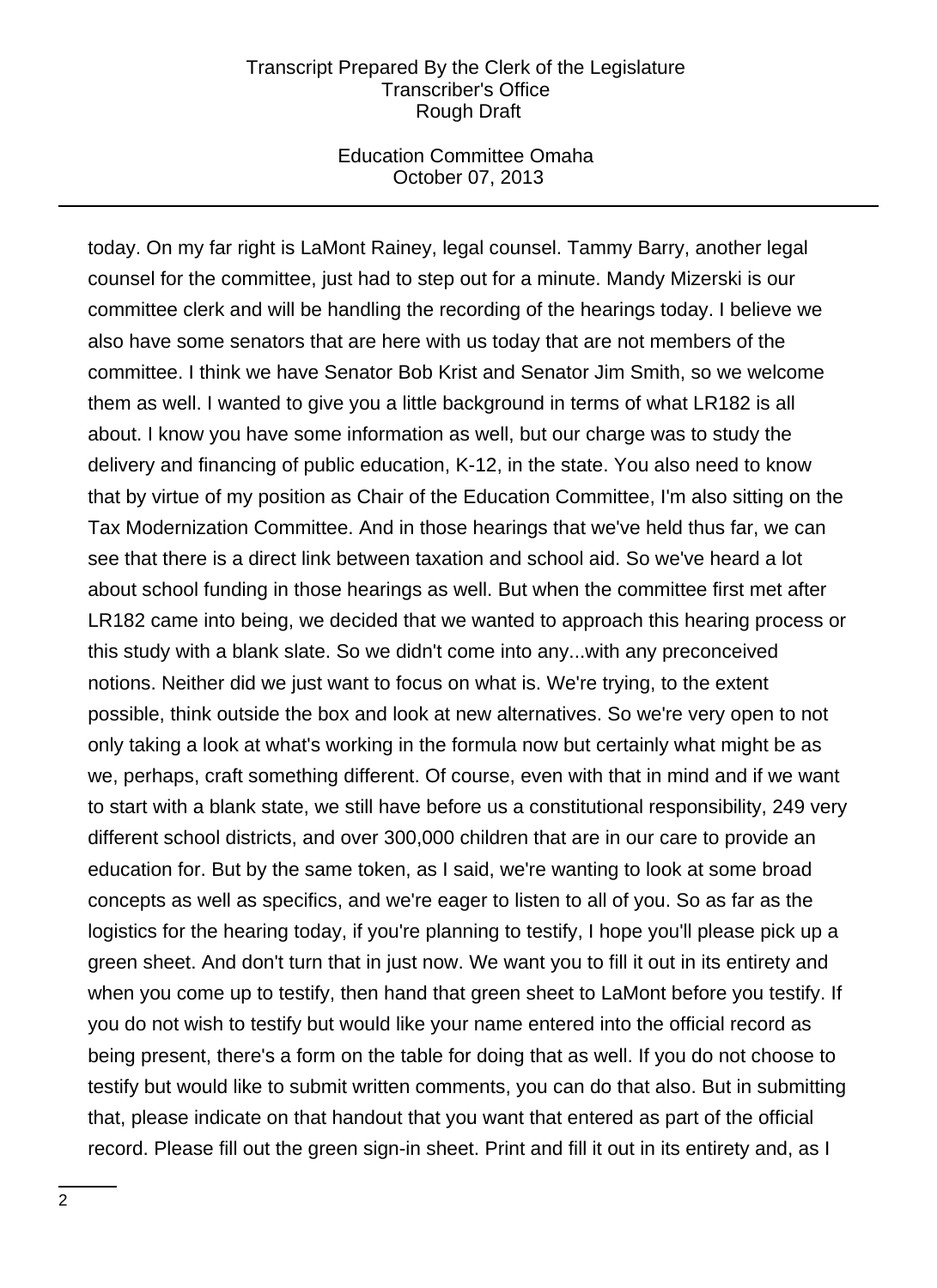today. On my far right is LaMont Rainey, legal counsel. Tammy Barry, another legal counsel for the committee, just had to step out for a minute. Mandy Mizerski is our committee clerk and will be handling the recording of the hearings today. I believe we also have some senators that are here with us today that are not members of the committee. I think we have Senator Bob Krist and Senator Jim Smith, so we welcome them as well. I wanted to give you a little background in terms of what LR182 is all about. I know you have some information as well, but our charge was to study the delivery and financing of public education, K-12, in the state. You also need to know that by virtue of my position as Chair of the Education Committee, I'm also sitting on the Tax Modernization Committee. And in those hearings that we've held thus far, we can see that there is a direct link between taxation and school aid. So we've heard a lot about school funding in those hearings as well. But when the committee first met after LR182 came into being, we decided that we wanted to approach this hearing process or this study with a blank slate. So we didn't come into any...with any preconceived notions. Neither did we just want to focus on what is. We're trying, to the extent possible, think outside the box and look at new alternatives. So we're very open to not only taking a look at what's working in the formula now but certainly what might be as we, perhaps, craft something different. Of course, even with that in mind and if we want to start with a blank state, we still have before us a constitutional responsibility, 249 very different school districts, and over 300,000 children that are in our care to provide an education for. But by the same token, as I said, we're wanting to look at some broad concepts as well as specifics, and we're eager to listen to all of you. So as far as the logistics for the hearing today, if you're planning to testify, I hope you'll please pick up a green sheet. And don't turn that in just now. We want you to fill it out in its entirety and when you come up to testify, then hand that green sheet to LaMont before you testify. If you do not wish to testify but would like your name entered into the official record as being present, there's a form on the table for doing that as well. If you do not choose to testify but would like to submit written comments, you can do that also. But in submitting that, please indicate on that handout that you want that entered as part of the official record. Please fill out the green sign-in sheet. Print and fill it out in its entirety and, as I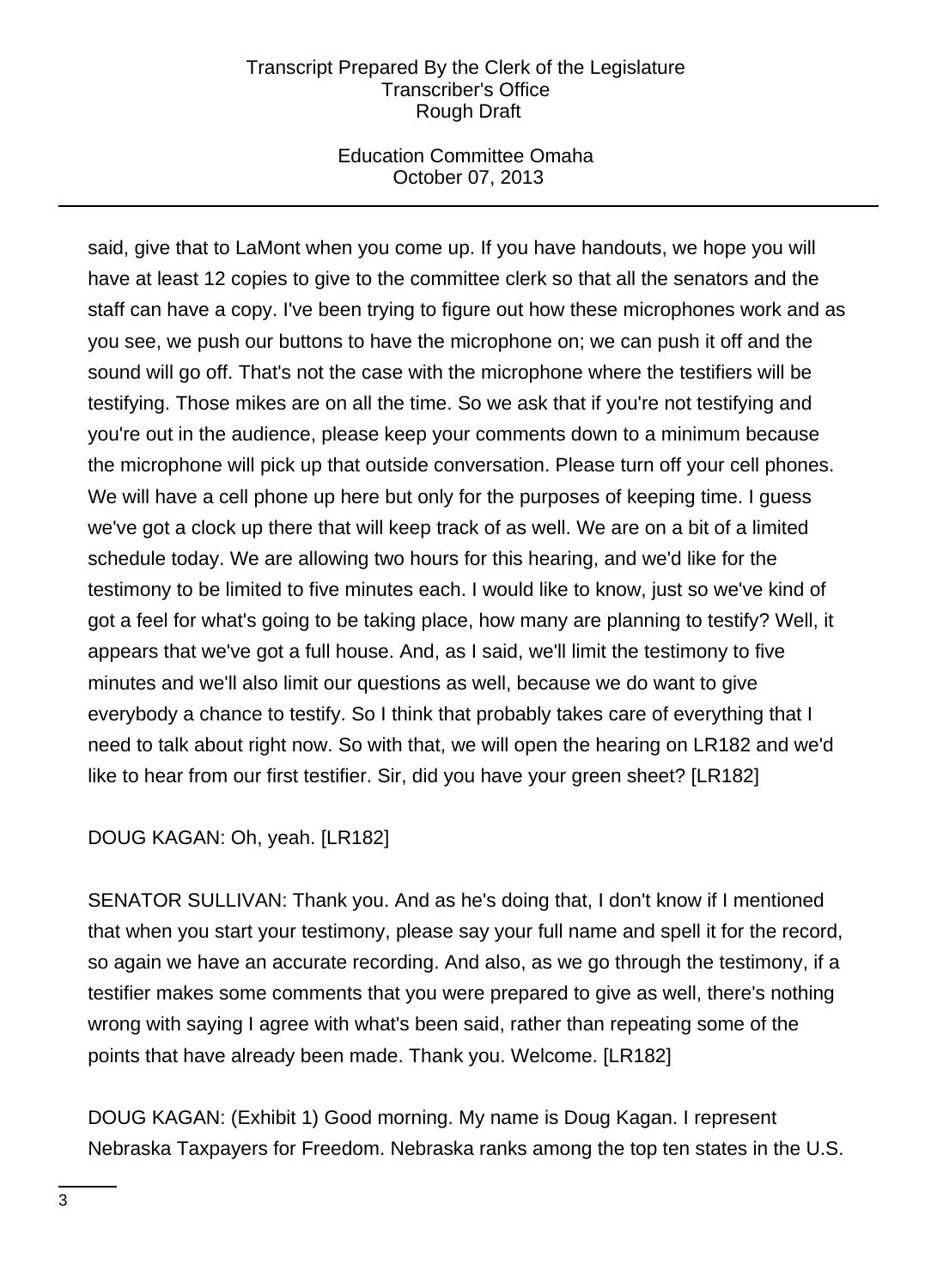said, give that to LaMont when you come up. If you have handouts, we hope you will have at least 12 copies to give to the committee clerk so that all the senators and the staff can have a copy. I've been trying to figure out how these microphones work and as you see, we push our buttons to have the microphone on; we can push it off and the sound will go off. That's not the case with the microphone where the testifiers will be testifying. Those mikes are on all the time. So we ask that if you're not testifying and you're out in the audience, please keep your comments down to a minimum because the microphone will pick up that outside conversation. Please turn off your cell phones. We will have a cell phone up here but only for the purposes of keeping time. I guess we've got a clock up there that will keep track of as well. We are on a bit of a limited schedule today. We are allowing two hours for this hearing, and we'd like for the testimony to be limited to five minutes each. I would like to know, just so we've kind of got a feel for what's going to be taking place, how many are planning to testify? Well, it appears that we've got a full house. And, as I said, we'll limit the testimony to five minutes and we'll also limit our questions as well, because we do want to give everybody a chance to testify. So I think that probably takes care of everything that I need to talk about right now. So with that, we will open the hearing on LR182 and we'd like to hear from our first testifier. Sir, did you have your green sheet? [LR182]

DOUG KAGAN: Oh, yeah. [LR182]

SENATOR SULLIVAN: Thank you. And as he's doing that, I don't know if I mentioned that when you start your testimony, please say your full name and spell it for the record, so again we have an accurate recording. And also, as we go through the testimony, if a testifier makes some comments that you were prepared to give as well, there's nothing wrong with saying I agree with what's been said, rather than repeating some of the points that have already been made. Thank you. Welcome. [LR182]

DOUG KAGAN: (Exhibit 1) Good morning. My name is Doug Kagan. I represent Nebraska Taxpayers for Freedom. Nebraska ranks among the top ten states in the U.S.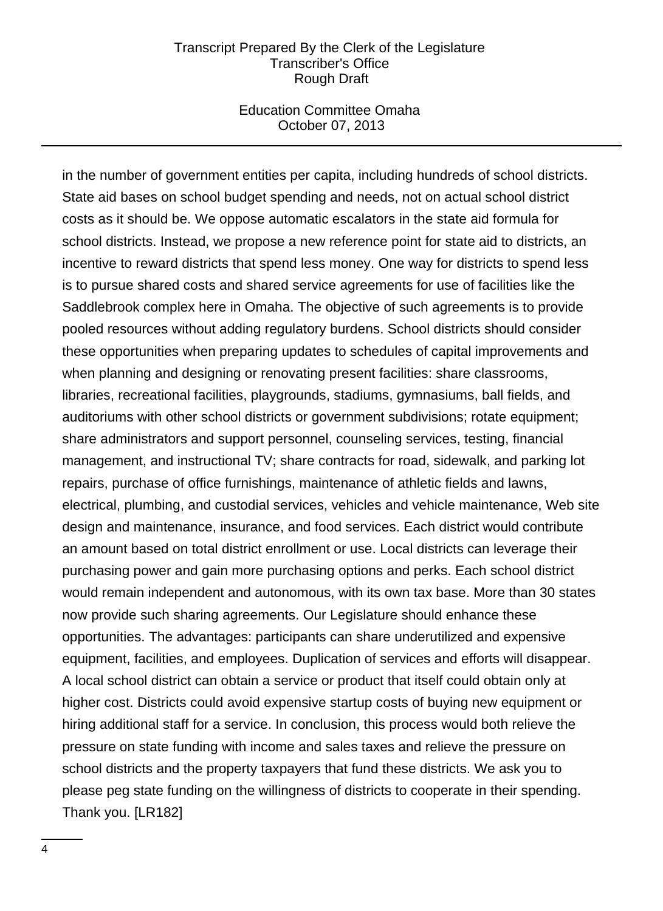in the number of government entities per capita, including hundreds of school districts. State aid bases on school budget spending and needs, not on actual school district costs as it should be. We oppose automatic escalators in the state aid formula for school districts. Instead, we propose a new reference point for state aid to districts, an incentive to reward districts that spend less money. One way for districts to spend less is to pursue shared costs and shared service agreements for use of facilities like the Saddlebrook complex here in Omaha. The objective of such agreements is to provide pooled resources without adding regulatory burdens. School districts should consider these opportunities when preparing updates to schedules of capital improvements and when planning and designing or renovating present facilities: share classrooms, libraries, recreational facilities, playgrounds, stadiums, gymnasiums, ball fields, and auditoriums with other school districts or government subdivisions; rotate equipment; share administrators and support personnel, counseling services, testing, financial management, and instructional TV; share contracts for road, sidewalk, and parking lot repairs, purchase of office furnishings, maintenance of athletic fields and lawns, electrical, plumbing, and custodial services, vehicles and vehicle maintenance, Web site design and maintenance, insurance, and food services. Each district would contribute an amount based on total district enrollment or use. Local districts can leverage their purchasing power and gain more purchasing options and perks. Each school district would remain independent and autonomous, with its own tax base. More than 30 states now provide such sharing agreements. Our Legislature should enhance these opportunities. The advantages: participants can share underutilized and expensive equipment, facilities, and employees. Duplication of services and efforts will disappear. A local school district can obtain a service or product that itself could obtain only at higher cost. Districts could avoid expensive startup costs of buying new equipment or hiring additional staff for a service. In conclusion, this process would both relieve the pressure on state funding with income and sales taxes and relieve the pressure on school districts and the property taxpayers that fund these districts. We ask you to please peg state funding on the willingness of districts to cooperate in their spending. Thank you. [LR182]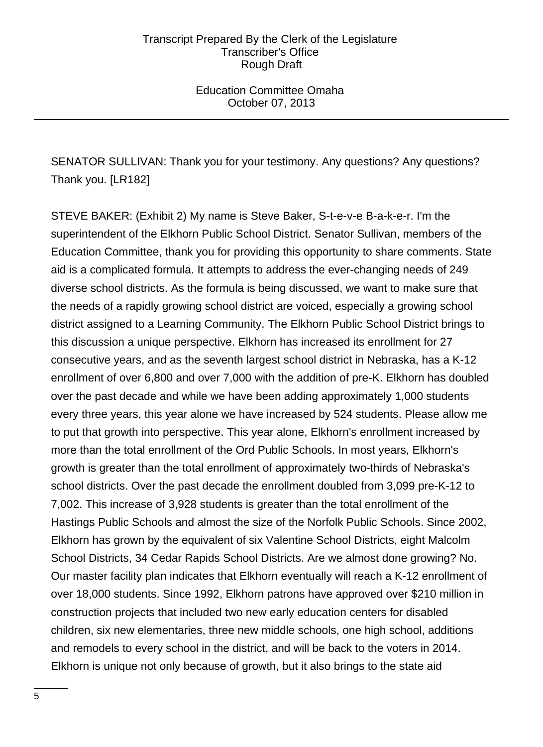SENATOR SULLIVAN: Thank you for your testimony. Any questions? Any questions? Thank you. [LR182]

STEVE BAKER: (Exhibit 2) My name is Steve Baker, S-t-e-v-e B-a-k-e-r. I'm the superintendent of the Elkhorn Public School District. Senator Sullivan, members of the Education Committee, thank you for providing this opportunity to share comments. State aid is a complicated formula. It attempts to address the ever-changing needs of 249 diverse school districts. As the formula is being discussed, we want to make sure that the needs of a rapidly growing school district are voiced, especially a growing school district assigned to a Learning Community. The Elkhorn Public School District brings to this discussion a unique perspective. Elkhorn has increased its enrollment for 27 consecutive years, and as the seventh largest school district in Nebraska, has a K-12 enrollment of over 6,800 and over 7,000 with the addition of pre-K. Elkhorn has doubled over the past decade and while we have been adding approximately 1,000 students every three years, this year alone we have increased by 524 students. Please allow me to put that growth into perspective. This year alone, Elkhorn's enrollment increased by more than the total enrollment of the Ord Public Schools. In most years, Elkhorn's growth is greater than the total enrollment of approximately two-thirds of Nebraska's school districts. Over the past decade the enrollment doubled from 3,099 pre-K-12 to 7,002. This increase of 3,928 students is greater than the total enrollment of the Hastings Public Schools and almost the size of the Norfolk Public Schools. Since 2002, Elkhorn has grown by the equivalent of six Valentine School Districts, eight Malcolm School Districts, 34 Cedar Rapids School Districts. Are we almost done growing? No. Our master facility plan indicates that Elkhorn eventually will reach a K-12 enrollment of over 18,000 students. Since 1992, Elkhorn patrons have approved over $210 million in construction projects that included two new early education centers for disabled children, six new elementaries, three new middle schools, one high school, additions and remodels to every school in the district, and will be back to the voters in 2014. Elkhorn is unique not only because of growth, but it also brings to the state aid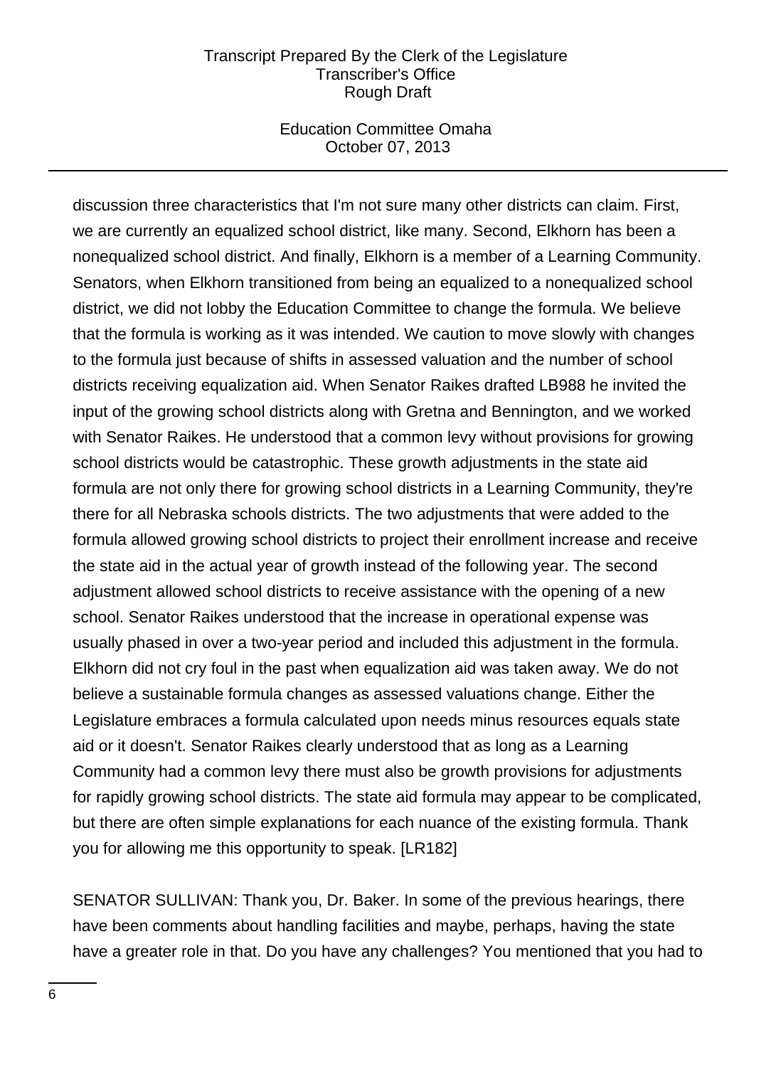discussion three characteristics that I'm not sure many other districts can claim. First, we are currently an equalized school district, like many. Second, Elkhorn has been a nonequalized school district. And finally, Elkhorn is a member of a Learning Community. Senators, when Elkhorn transitioned from being an equalized to a nonequalized school district, we did not lobby the Education Committee to change the formula. We believe that the formula is working as it was intended. We caution to move slowly with changes to the formula just because of shifts in assessed valuation and the number of school districts receiving equalization aid. When Senator Raikes drafted LB988 he invited the input of the growing school districts along with Gretna and Bennington, and we worked with Senator Raikes. He understood that a common levy without provisions for growing school districts would be catastrophic. These growth adjustments in the state aid formula are not only there for growing school districts in a Learning Community, they're there for all Nebraska schools districts. The two adjustments that were added to the formula allowed growing school districts to project their enrollment increase and receive the state aid in the actual year of growth instead of the following year. The second adjustment allowed school districts to receive assistance with the opening of a new school. Senator Raikes understood that the increase in operational expense was usually phased in over a two-year period and included this adjustment in the formula. Elkhorn did not cry foul in the past when equalization aid was taken away. We do not believe a sustainable formula changes as assessed valuations change. Either the Legislature embraces a formula calculated upon needs minus resources equals state aid or it doesn't. Senator Raikes clearly understood that as long as a Learning Community had a common levy there must also be growth provisions for adjustments for rapidly growing school districts. The state aid formula may appear to be complicated, but there are often simple explanations for each nuance of the existing formula. Thank you for allowing me this opportunity to speak. [LR182]

SENATOR SULLIVAN: Thank you, Dr. Baker. In some of the previous hearings, there have been comments about handling facilities and maybe, perhaps, having the state have a greater role in that. Do you have any challenges? You mentioned that you had to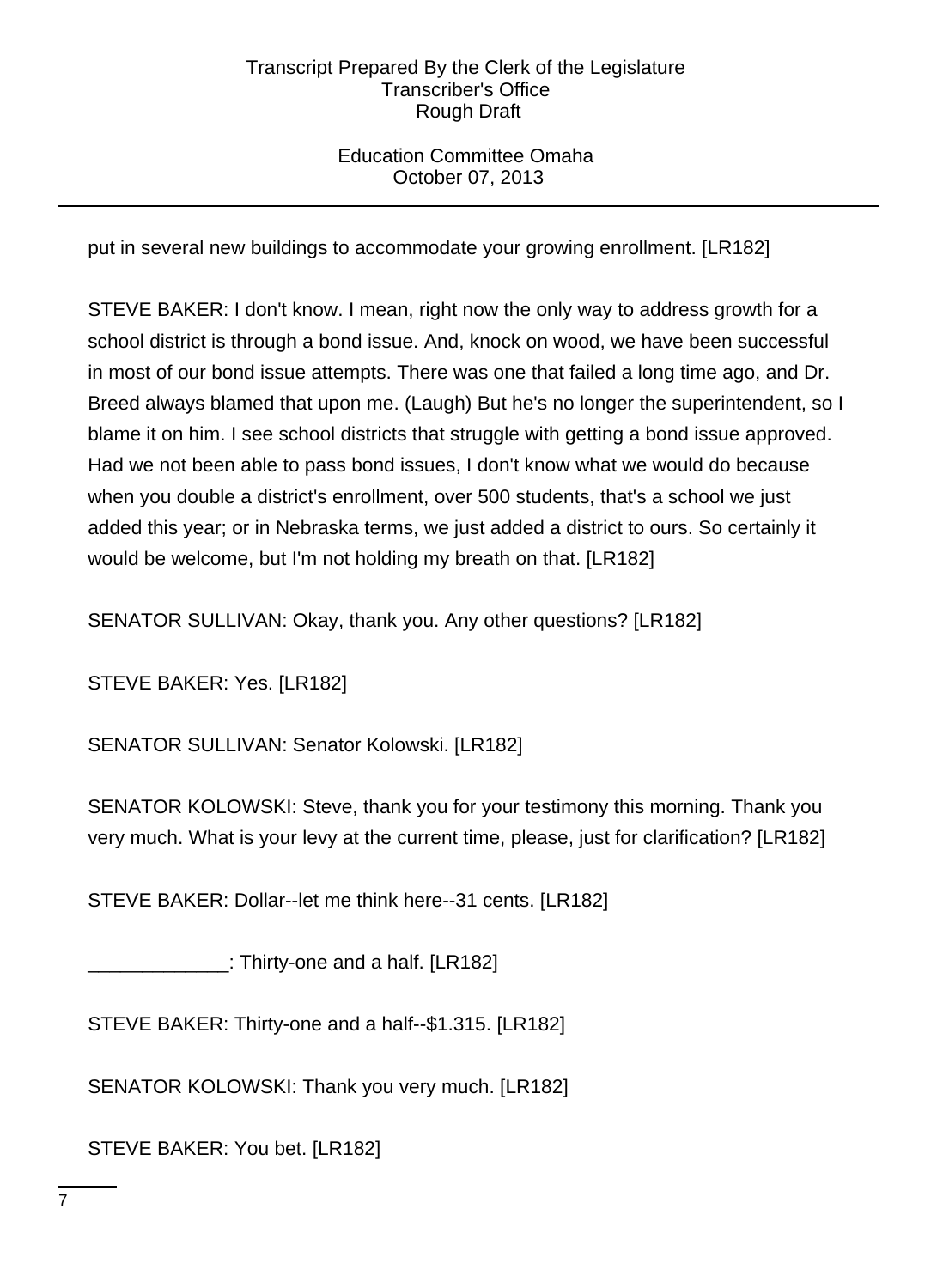put in several new buildings to accommodate your growing enrollment. [LR182]

STEVE BAKER: I don't know. I mean, right now the only way to address growth for a school district is through a bond issue. And, knock on wood, we have been successful in most of our bond issue attempts. There was one that failed a long time ago, and Dr. Breed always blamed that upon me. (Laugh) But he's no longer the superintendent, so I blame it on him. I see school districts that struggle with getting a bond issue approved. Had we not been able to pass bond issues, I don't know what we would do because when you double a district's enrollment, over 500 students, that's a school we just added this year; or in Nebraska terms, we just added a district to ours. So certainly it would be welcome, but I'm not holding my breath on that. [LR182]

SENATOR SULLIVAN: Okay, thank you. Any other questions? [LR182]

STEVE BAKER: Yes. [LR182]

SENATOR SULLIVAN: Senator Kolowski. [LR182]

SENATOR KOLOWSKI: Steve, thank you for your testimony this morning. Thank you very much. What is your levy at the current time, please, just for clarification? [LR182]

STEVE BAKER: Dollar--let me think here--31 cents. [LR182]

_____________: Thirty-one and a half. [LR182]

STEVE BAKER: Thirty-one and a half--$1.315. [LR182]

SENATOR KOLOWSKI: Thank you very much. [LR182]

STEVE BAKER: You bet. [LR182]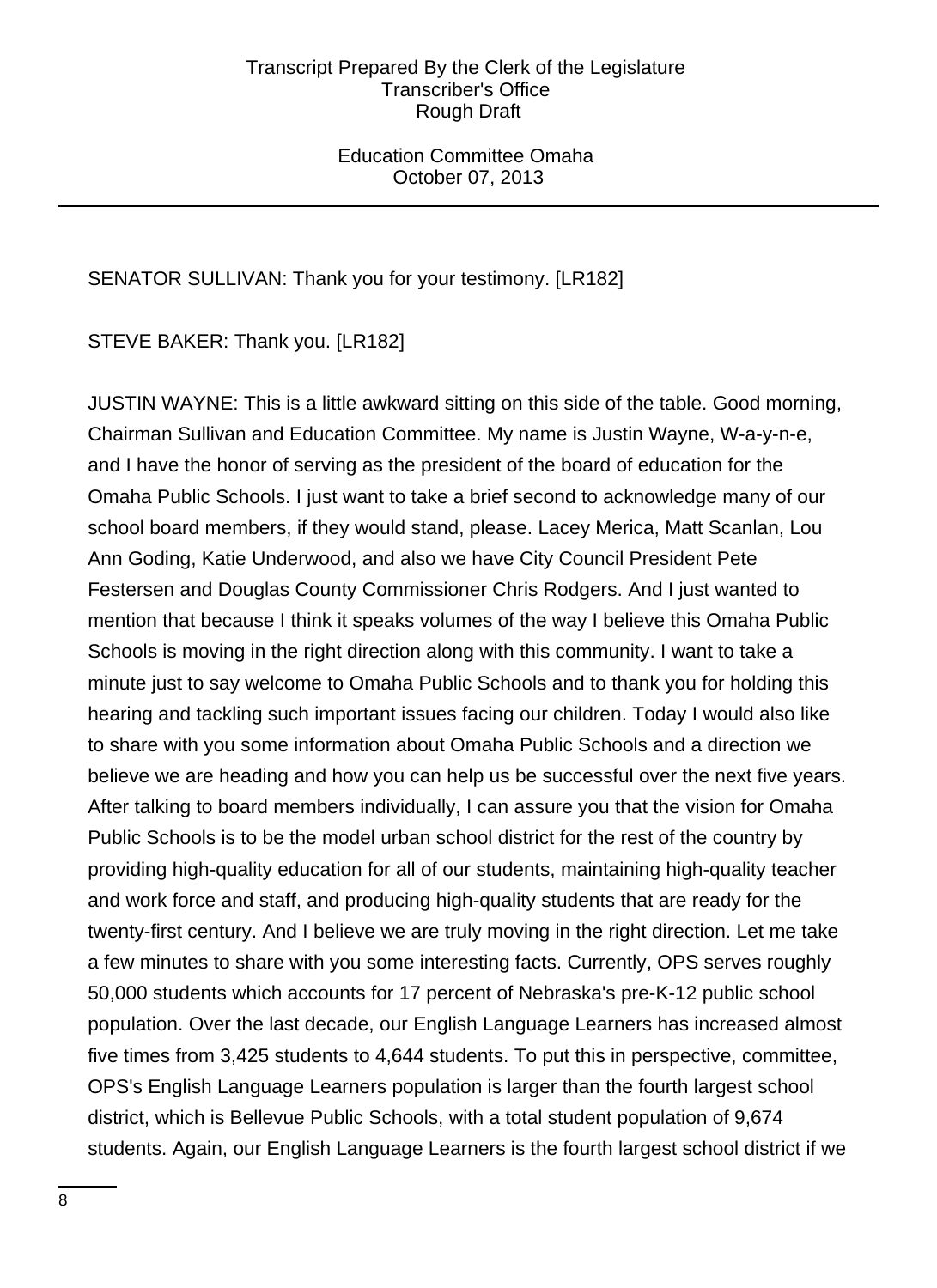SENATOR SULLIVAN: Thank you for your testimony. [LR182]

STEVE BAKER: Thank you. [LR182]

JUSTIN WAYNE: This is a little awkward sitting on this side of the table. Good morning, Chairman Sullivan and Education Committee. My name is Justin Wayne, W-a-y-n-e, and I have the honor of serving as the president of the board of education for the Omaha Public Schools. I just want to take a brief second to acknowledge many of our school board members, if they would stand, please. Lacey Merica, Matt Scanlan, Lou Ann Goding, Katie Underwood, and also we have City Council President Pete Festersen and Douglas County Commissioner Chris Rodgers. And I just wanted to mention that because I think it speaks volumes of the way I believe this Omaha Public Schools is moving in the right direction along with this community. I want to take a minute just to say welcome to Omaha Public Schools and to thank you for holding this hearing and tackling such important issues facing our children. Today I would also like to share with you some information about Omaha Public Schools and a direction we believe we are heading and how you can help us be successful over the next five years. After talking to board members individually, I can assure you that the vision for Omaha Public Schools is to be the model urban school district for the rest of the country by providing high-quality education for all of our students, maintaining high-quality teacher and work force and staff, and producing high-quality students that are ready for the twenty-first century. And I believe we are truly moving in the right direction. Let me take a few minutes to share with you some interesting facts. Currently, OPS serves roughly 50,000 students which accounts for 17 percent of Nebraska's pre-K-12 public school population. Over the last decade, our English Language Learners has increased almost five times from 3,425 students to 4,644 students. To put this in perspective, committee, OPS's English Language Learners population is larger than the fourth largest school district, which is Bellevue Public Schools, with a total student population of 9,674 students. Again, our English Language Learners is the fourth largest school district if we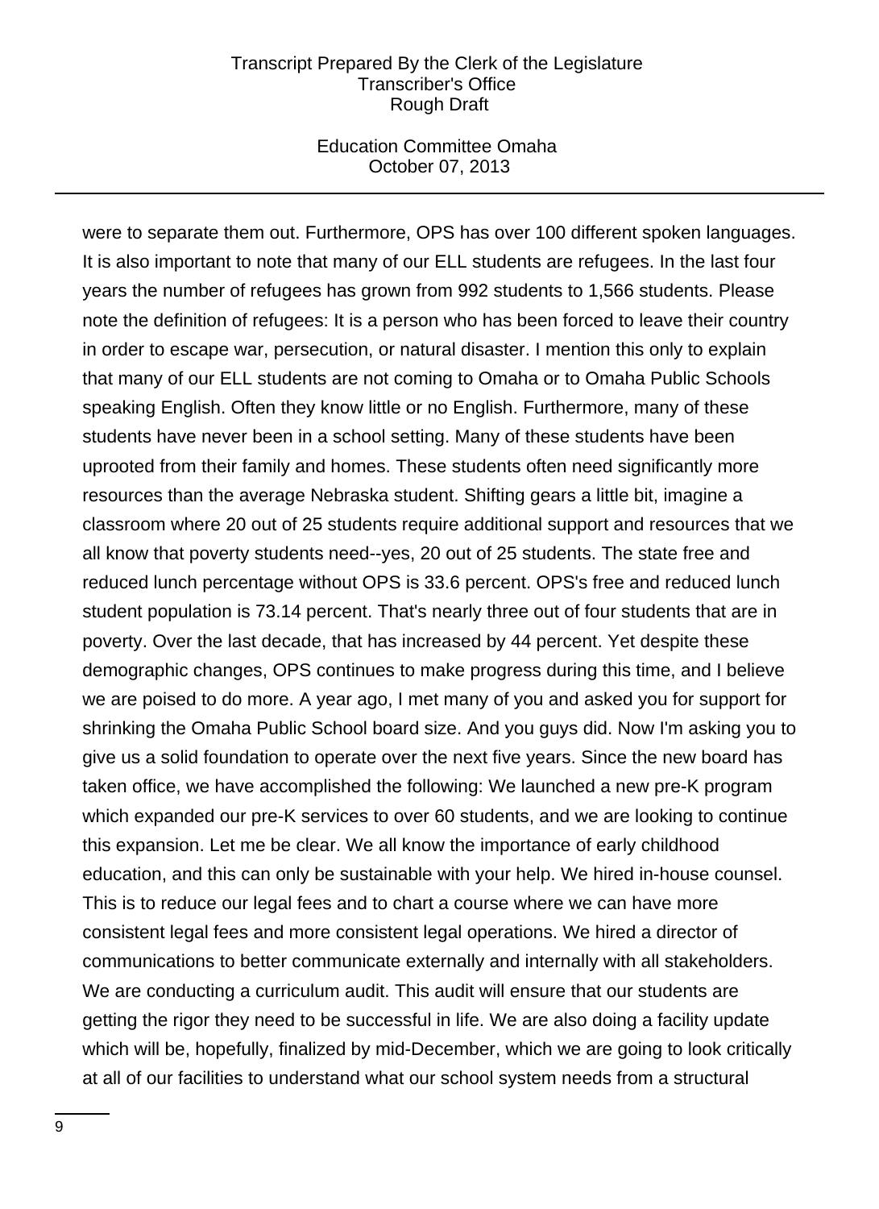were to separate them out. Furthermore, OPS has over 100 different spoken languages. It is also important to note that many of our ELL students are refugees. In the last four years the number of refugees has grown from 992 students to 1,566 students. Please note the definition of refugees: It is a person who has been forced to leave their country in order to escape war, persecution, or natural disaster. I mention this only to explain that many of our ELL students are not coming to Omaha or to Omaha Public Schools speaking English. Often they know little or no English. Furthermore, many of these students have never been in a school setting. Many of these students have been uprooted from their family and homes. These students often need significantly more resources than the average Nebraska student. Shifting gears a little bit, imagine a classroom where 20 out of 25 students require additional support and resources that we all know that poverty students need--yes, 20 out of 25 students. The state free and reduced lunch percentage without OPS is 33.6 percent. OPS's free and reduced lunch student population is 73.14 percent. That's nearly three out of four students that are in poverty. Over the last decade, that has increased by 44 percent. Yet despite these demographic changes, OPS continues to make progress during this time, and I believe we are poised to do more. A year ago, I met many of you and asked you for support for shrinking the Omaha Public School board size. And you guys did. Now I'm asking you to give us a solid foundation to operate over the next five years. Since the new board has taken office, we have accomplished the following: We launched a new pre-K program which expanded our pre-K services to over 60 students, and we are looking to continue this expansion. Let me be clear. We all know the importance of early childhood education, and this can only be sustainable with your help. We hired in-house counsel. This is to reduce our legal fees and to chart a course where we can have more consistent legal fees and more consistent legal operations. We hired a director of communications to better communicate externally and internally with all stakeholders. We are conducting a curriculum audit. This audit will ensure that our students are getting the rigor they need to be successful in life. We are also doing a facility update which will be, hopefully, finalized by mid-December, which we are going to look critically at all of our facilities to understand what our school system needs from a structural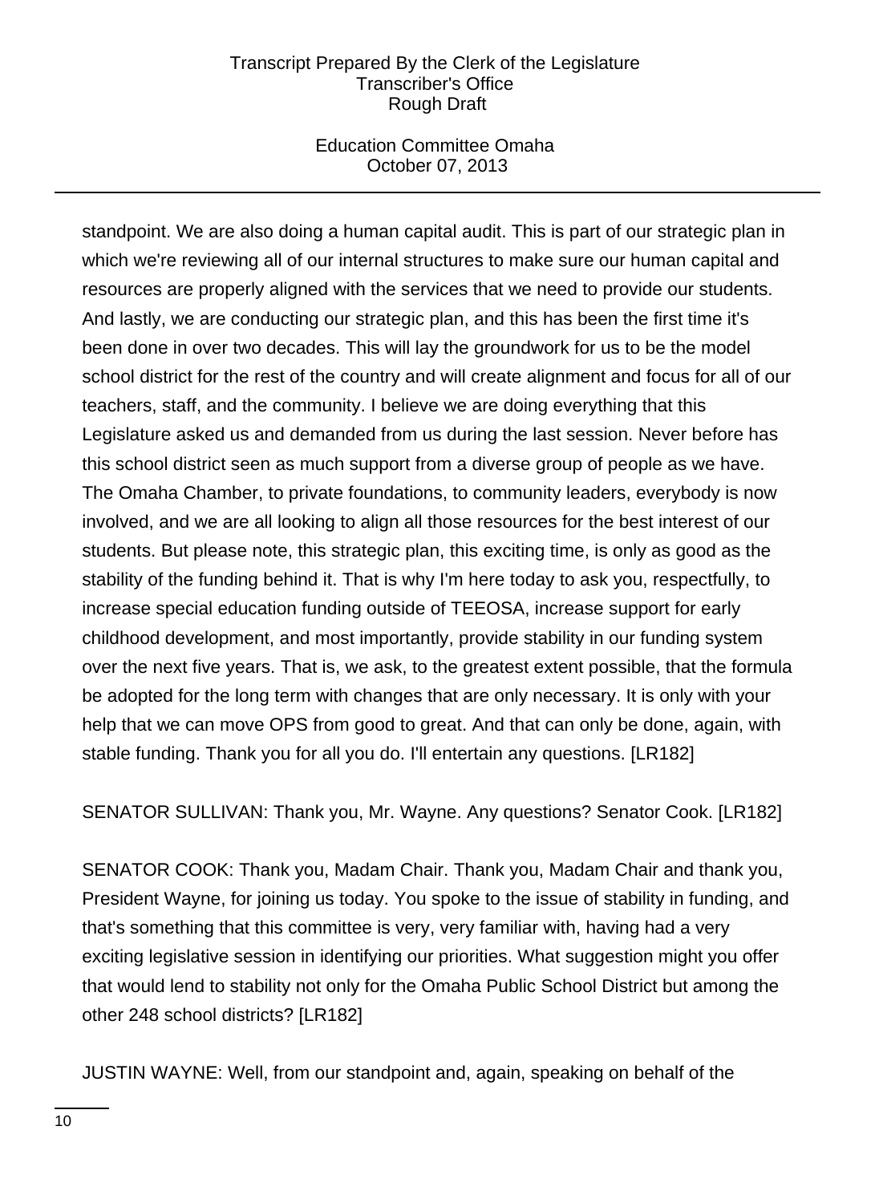standpoint. We are also doing a human capital audit. This is part of our strategic plan in which we're reviewing all of our internal structures to make sure our human capital and resources are properly aligned with the services that we need to provide our students. And lastly, we are conducting our strategic plan, and this has been the first time it's been done in over two decades. This will lay the groundwork for us to be the model school district for the rest of the country and will create alignment and focus for all of our teachers, staff, and the community. I believe we are doing everything that this Legislature asked us and demanded from us during the last session. Never before has this school district seen as much support from a diverse group of people as we have. The Omaha Chamber, to private foundations, to community leaders, everybody is now involved, and we are all looking to align all those resources for the best interest of our students. But please note, this strategic plan, this exciting time, is only as good as the stability of the funding behind it. That is why I'm here today to ask you, respectfully, to increase special education funding outside of TEEOSA, increase support for early childhood development, and most importantly, provide stability in our funding system over the next five years. That is, we ask, to the greatest extent possible, that the formula be adopted for the long term with changes that are only necessary. It is only with your help that we can move OPS from good to great. And that can only be done, again, with stable funding. Thank you for all you do. I'll entertain any questions. [LR182]

SENATOR SULLIVAN: Thank you, Mr. Wayne. Any questions? Senator Cook. [LR182]

SENATOR COOK: Thank you, Madam Chair. Thank you, Madam Chair and thank you, President Wayne, for joining us today. You spoke to the issue of stability in funding, and that's something that this committee is very, very familiar with, having had a very exciting legislative session in identifying our priorities. What suggestion might you offer that would lend to stability not only for the Omaha Public School District but among the other 248 school districts? [LR182]

JUSTIN WAYNE: Well, from our standpoint and, again, speaking on behalf of the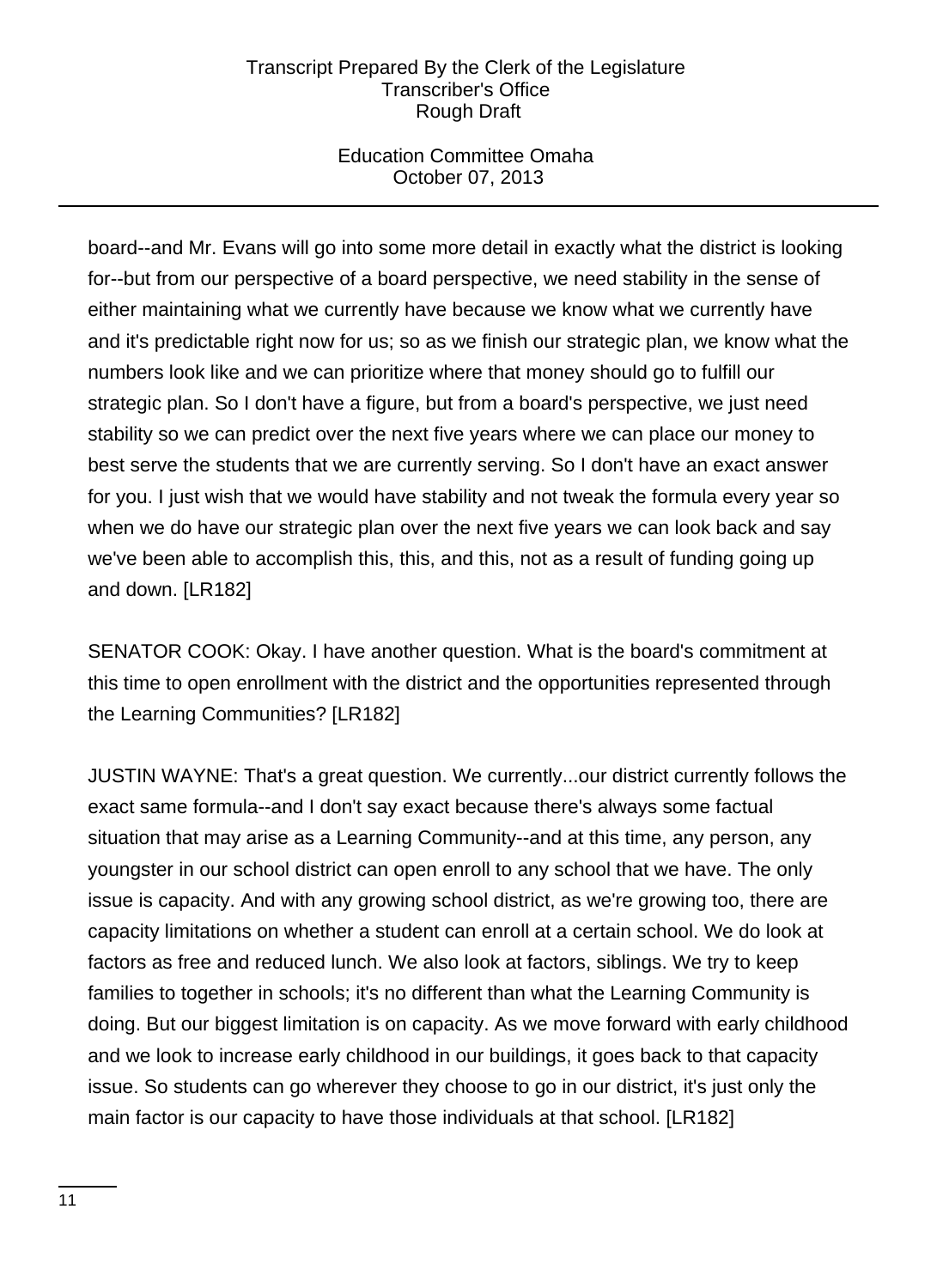board--and Mr. Evans will go into some more detail in exactly what the district is looking for--but from our perspective of a board perspective, we need stability in the sense of either maintaining what we currently have because we know what we currently have and it's predictable right now for us; so as we finish our strategic plan, we know what the numbers look like and we can prioritize where that money should go to fulfill our strategic plan. So I don't have a figure, but from a board's perspective, we just need stability so we can predict over the next five years where we can place our money to best serve the students that we are currently serving. So I don't have an exact answer for you. I just wish that we would have stability and not tweak the formula every year so when we do have our strategic plan over the next five years we can look back and say we've been able to accomplish this, this, and this, not as a result of funding going up and down. [LR182]

SENATOR COOK: Okay. I have another question. What is the board's commitment at this time to open enrollment with the district and the opportunities represented through the Learning Communities? [LR182]

JUSTIN WAYNE: That's a great question. We currently...our district currently follows the exact same formula--and I don't say exact because there's always some factual situation that may arise as a Learning Community--and at this time, any person, any youngster in our school district can open enroll to any school that we have. The only issue is capacity. And with any growing school district, as we're growing too, there are capacity limitations on whether a student can enroll at a certain school. We do look at factors as free and reduced lunch. We also look at factors, siblings. We try to keep families to together in schools; it's no different than what the Learning Community is doing. But our biggest limitation is on capacity. As we move forward with early childhood and we look to increase early childhood in our buildings, it goes back to that capacity issue. So students can go wherever they choose to go in our district, it's just only the main factor is our capacity to have those individuals at that school. [LR182]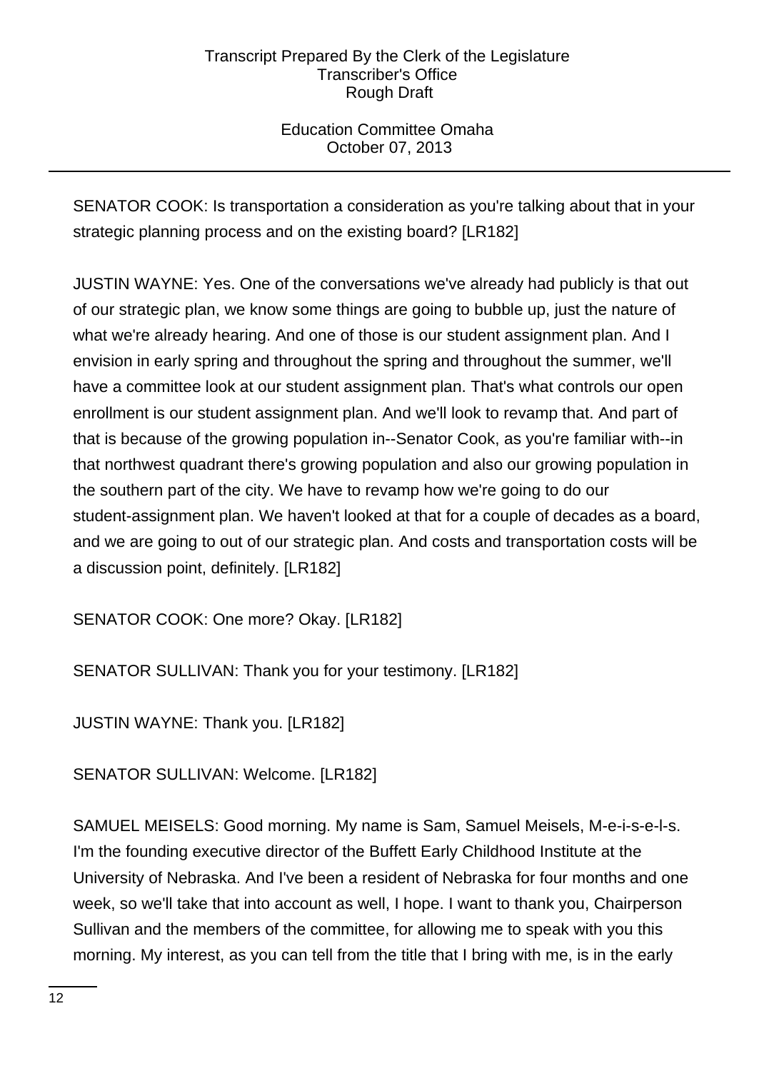SENATOR COOK: Is transportation a consideration as you're talking about that in your strategic planning process and on the existing board? [LR182]

JUSTIN WAYNE: Yes. One of the conversations we've already had publicly is that out of our strategic plan, we know some things are going to bubble up, just the nature of what we're already hearing. And one of those is our student assignment plan. And I envision in early spring and throughout the spring and throughout the summer, we'll have a committee look at our student assignment plan. That's what controls our open enrollment is our student assignment plan. And we'll look to revamp that. And part of that is because of the growing population in--Senator Cook, as you're familiar with--in that northwest quadrant there's growing population and also our growing population in the southern part of the city. We have to revamp how we're going to do our student-assignment plan. We haven't looked at that for a couple of decades as a board, and we are going to out of our strategic plan. And costs and transportation costs will be a discussion point, definitely. [LR182]

SENATOR COOK: One more? Okay. [LR182]

SENATOR SULLIVAN: Thank you for your testimony. [LR182]

JUSTIN WAYNE: Thank you. [LR182]

SENATOR SULLIVAN: Welcome. [LR182]

SAMUEL MEISELS: Good morning. My name is Sam, Samuel Meisels, M-e-i-s-e-l-s. I'm the founding executive director of the Buffett Early Childhood Institute at the University of Nebraska. And I've been a resident of Nebraska for four months and one week, so we'll take that into account as well, I hope. I want to thank you, Chairperson Sullivan and the members of the committee, for allowing me to speak with you this morning. My interest, as you can tell from the title that I bring with me, is in the early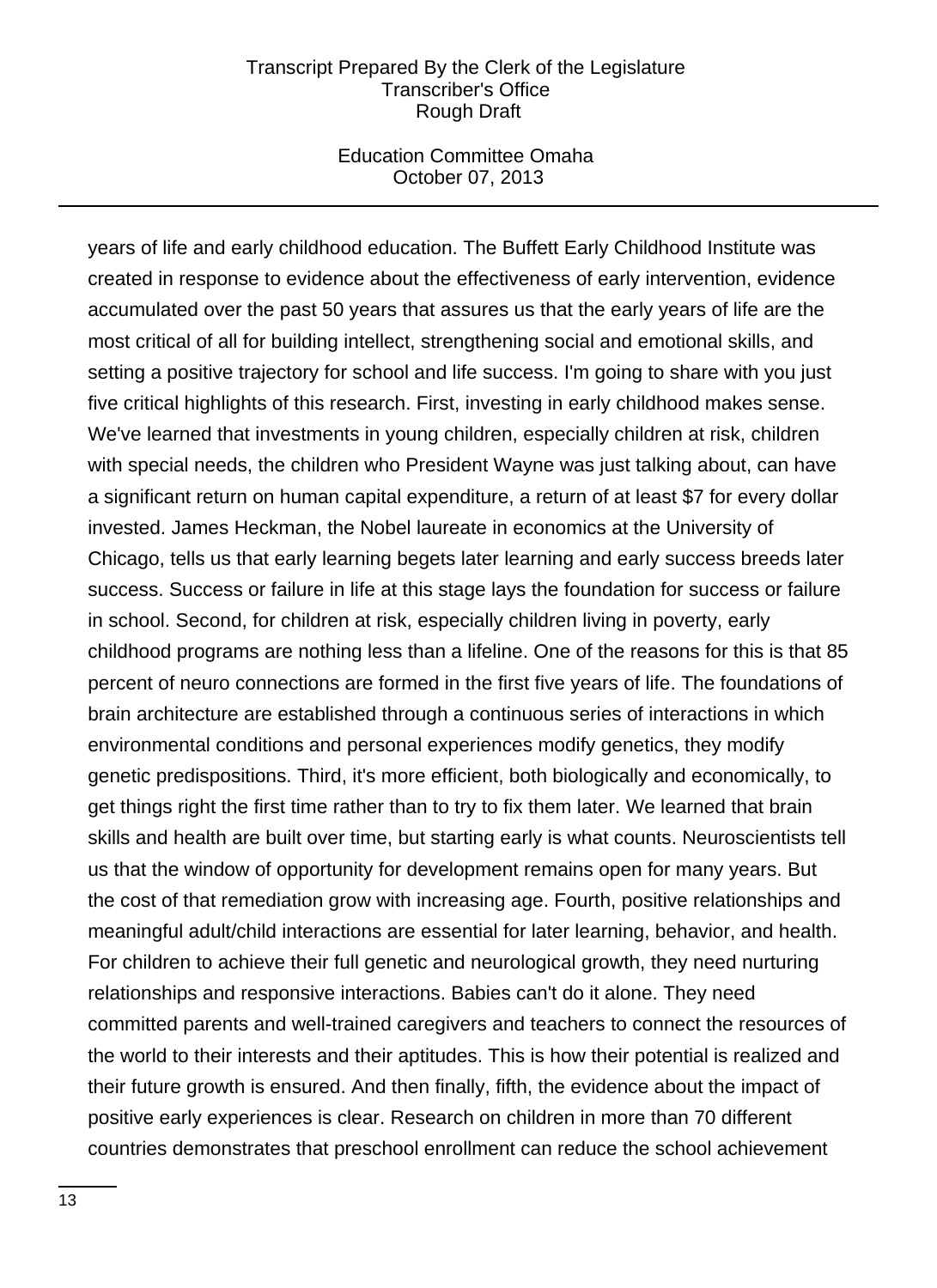years of life and early childhood education. The Buffett Early Childhood Institute was created in response to evidence about the effectiveness of early intervention, evidence accumulated over the past 50 years that assures us that the early years of life are the most critical of all for building intellect, strengthening social and emotional skills, and setting a positive trajectory for school and life success. I'm going to share with you just five critical highlights of this research. First, investing in early childhood makes sense. We've learned that investments in young children, especially children at risk, children with special needs, the children who President Wayne was just talking about, can have a significant return on human capital expenditure, a return of at least $7 for every dollar invested. James Heckman, the Nobel laureate in economics at the University of Chicago, tells us that early learning begets later learning and early success breeds later success. Success or failure in life at this stage lays the foundation for success or failure in school. Second, for children at risk, especially children living in poverty, early childhood programs are nothing less than a lifeline. One of the reasons for this is that 85 percent of neuro connections are formed in the first five years of life. The foundations of brain architecture are established through a continuous series of interactions in which environmental conditions and personal experiences modify genetics, they modify genetic predispositions. Third, it's more efficient, both biologically and economically, to get things right the first time rather than to try to fix them later. We learned that brain skills and health are built over time, but starting early is what counts. Neuroscientists tell us that the window of opportunity for development remains open for many years. But the cost of that remediation grow with increasing age. Fourth, positive relationships and meaningful adult/child interactions are essential for later learning, behavior, and health. For children to achieve their full genetic and neurological growth, they need nurturing relationships and responsive interactions. Babies can't do it alone. They need committed parents and well-trained caregivers and teachers to connect the resources of the world to their interests and their aptitudes. This is how their potential is realized and their future growth is ensured. And then finally, fifth, the evidence about the impact of positive early experiences is clear. Research on children in more than 70 different countries demonstrates that preschool enrollment can reduce the school achievement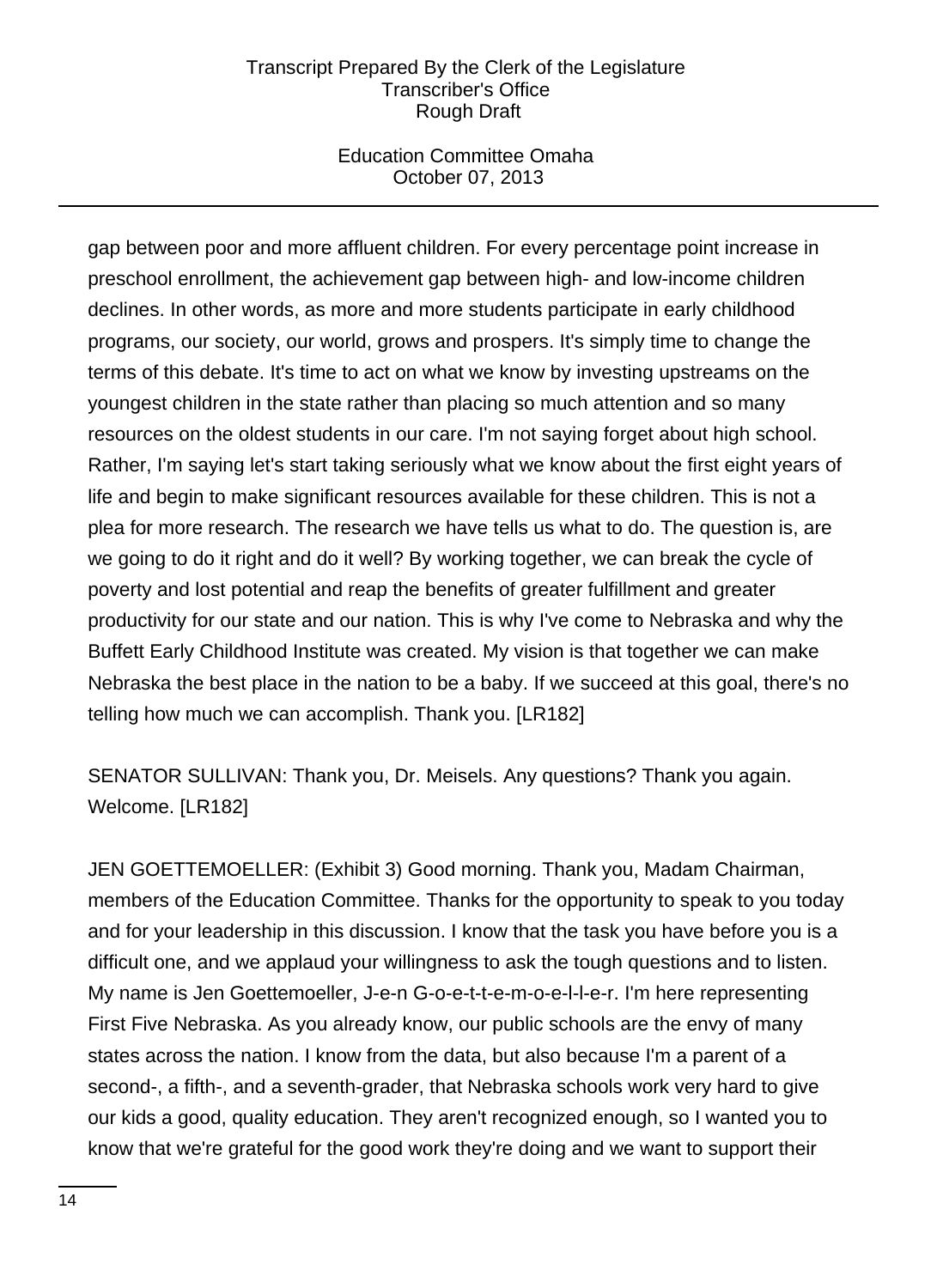gap between poor and more affluent children. For every percentage point increase in preschool enrollment, the achievement gap between high- and low-income children declines. In other words, as more and more students participate in early childhood programs, our society, our world, grows and prospers. It's simply time to change the terms of this debate. It's time to act on what we know by investing upstreams on the youngest children in the state rather than placing so much attention and so many resources on the oldest students in our care. I'm not saying forget about high school. Rather, I'm saying let's start taking seriously what we know about the first eight years of life and begin to make significant resources available for these children. This is not a plea for more research. The research we have tells us what to do. The question is, are we going to do it right and do it well? By working together, we can break the cycle of poverty and lost potential and reap the benefits of greater fulfillment and greater productivity for our state and our nation. This is why I've come to Nebraska and why the Buffett Early Childhood Institute was created. My vision is that together we can make Nebraska the best place in the nation to be a baby. If we succeed at this goal, there's no telling how much we can accomplish. Thank you. [LR182]

SENATOR SULLIVAN: Thank you, Dr. Meisels. Any questions? Thank you again. Welcome. [LR182]

JEN GOETTEMOELLER: (Exhibit 3) Good morning. Thank you, Madam Chairman, members of the Education Committee. Thanks for the opportunity to speak to you today and for your leadership in this discussion. I know that the task you have before you is a difficult one, and we applaud your willingness to ask the tough questions and to listen. My name is Jen Goettemoeller, J-e-n G-o-e-t-t-e-m-o-e-l-l-e-r. I'm here representing First Five Nebraska. As you already know, our public schools are the envy of many states across the nation. I know from the data, but also because I'm a parent of a second-, a fifth-, and a seventh-grader, that Nebraska schools work very hard to give our kids a good, quality education. They aren't recognized enough, so I wanted you to know that we're grateful for the good work they're doing and we want to support their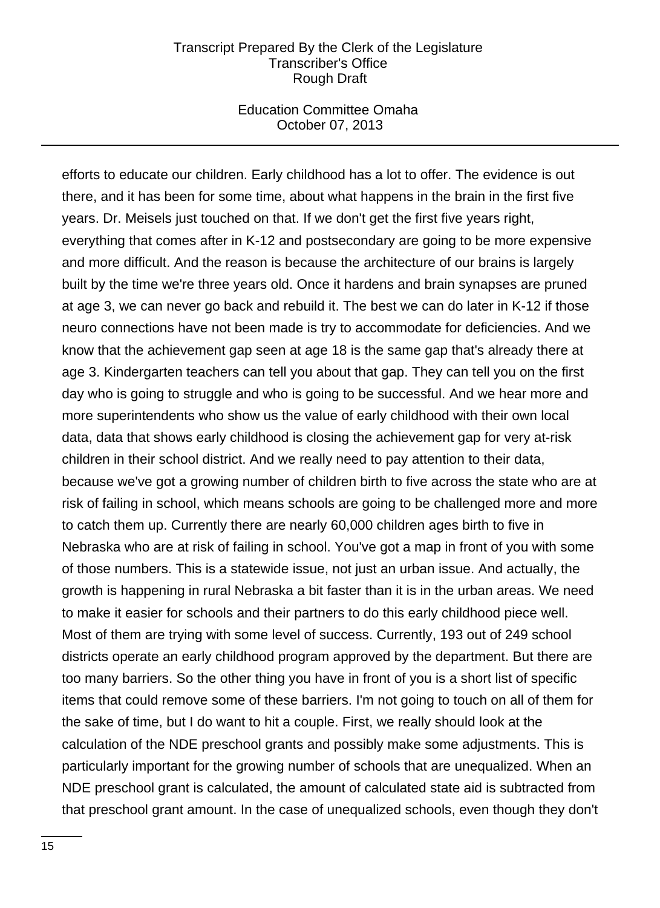efforts to educate our children. Early childhood has a lot to offer. The evidence is out there, and it has been for some time, about what happens in the brain in the first five years. Dr. Meisels just touched on that. If we don't get the first five years right, everything that comes after in K-12 and postsecondary are going to be more expensive and more difficult. And the reason is because the architecture of our brains is largely built by the time we're three years old. Once it hardens and brain synapses are pruned at age 3, we can never go back and rebuild it. The best we can do later in K-12 if those neuro connections have not been made is try to accommodate for deficiencies. And we know that the achievement gap seen at age 18 is the same gap that's already there at age 3. Kindergarten teachers can tell you about that gap. They can tell you on the first day who is going to struggle and who is going to be successful. And we hear more and more superintendents who show us the value of early childhood with their own local data, data that shows early childhood is closing the achievement gap for very at-risk children in their school district. And we really need to pay attention to their data, because we've got a growing number of children birth to five across the state who are at risk of failing in school, which means schools are going to be challenged more and more to catch them up. Currently there are nearly 60,000 children ages birth to five in Nebraska who are at risk of failing in school. You've got a map in front of you with some of those numbers. This is a statewide issue, not just an urban issue. And actually, the growth is happening in rural Nebraska a bit faster than it is in the urban areas. We need to make it easier for schools and their partners to do this early childhood piece well. Most of them are trying with some level of success. Currently, 193 out of 249 school districts operate an early childhood program approved by the department. But there are too many barriers. So the other thing you have in front of you is a short list of specific items that could remove some of these barriers. I'm not going to touch on all of them for the sake of time, but I do want to hit a couple. First, we really should look at the calculation of the NDE preschool grants and possibly make some adjustments. This is particularly important for the growing number of schools that are unequalized. When an NDE preschool grant is calculated, the amount of calculated state aid is subtracted from that preschool grant amount. In the case of unequalized schools, even though they don't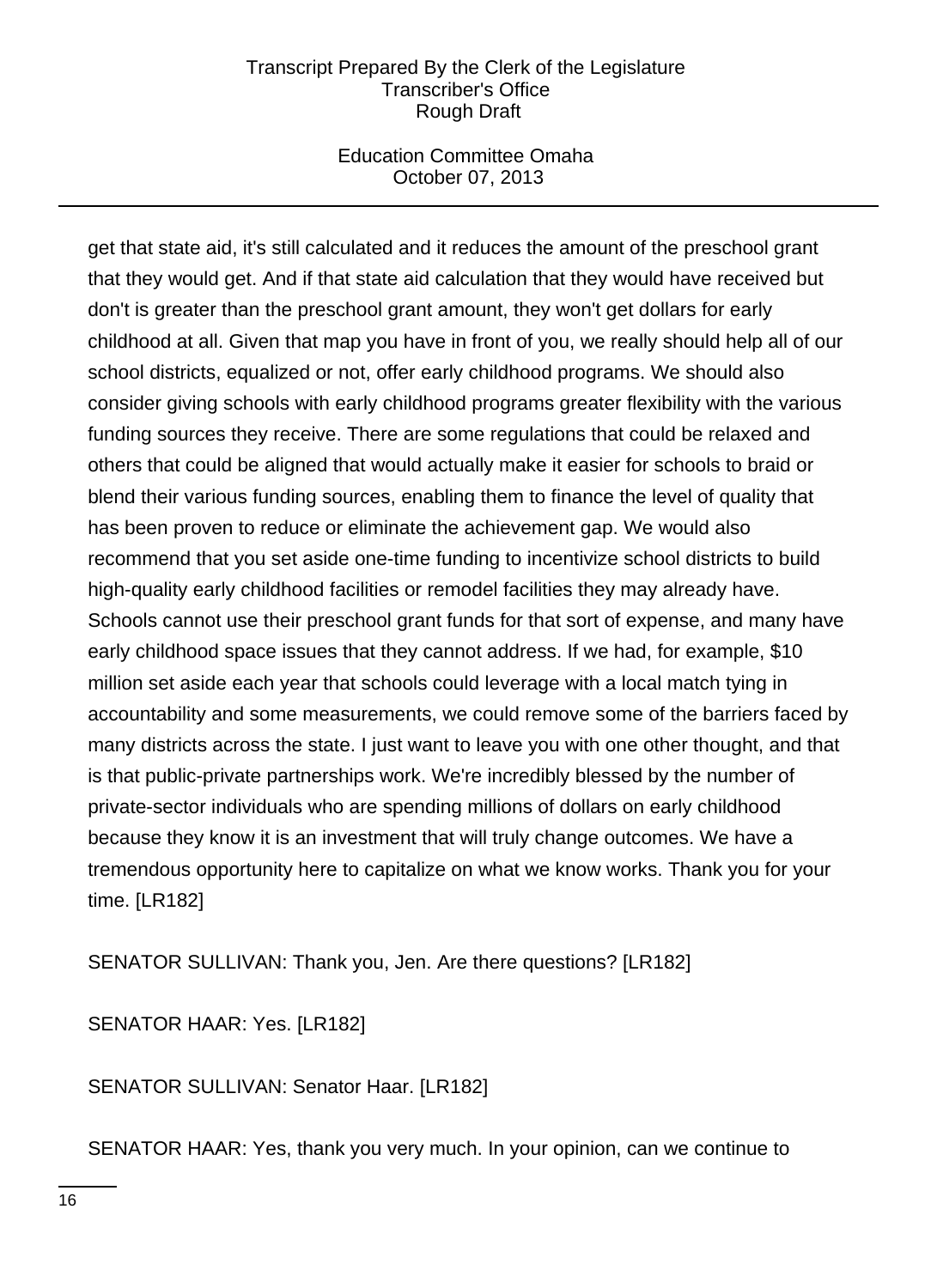get that state aid, it's still calculated and it reduces the amount of the preschool grant that they would get. And if that state aid calculation that they would have received but don't is greater than the preschool grant amount, they won't get dollars for early childhood at all. Given that map you have in front of you, we really should help all of our school districts, equalized or not, offer early childhood programs. We should also consider giving schools with early childhood programs greater flexibility with the various funding sources they receive. There are some regulations that could be relaxed and others that could be aligned that would actually make it easier for schools to braid or blend their various funding sources, enabling them to finance the level of quality that has been proven to reduce or eliminate the achievement gap. We would also recommend that you set aside one-time funding to incentivize school districts to build high-quality early childhood facilities or remodel facilities they may already have. Schools cannot use their preschool grant funds for that sort of expense, and many have early childhood space issues that they cannot address. If we had, for example, $10 million set aside each year that schools could leverage with a local match tying in accountability and some measurements, we could remove some of the barriers faced by many districts across the state. I just want to leave you with one other thought, and that is that public-private partnerships work. We're incredibly blessed by the number of private-sector individuals who are spending millions of dollars on early childhood because they know it is an investment that will truly change outcomes. We have a tremendous opportunity here to capitalize on what we know works. Thank you for your time. [LR182]

SENATOR SULLIVAN: Thank you, Jen. Are there questions? [LR182]

SENATOR HAAR: Yes. [LR182]

SENATOR SULLIVAN: Senator Haar. [LR182]

SENATOR HAAR: Yes, thank you very much. In your opinion, can we continue to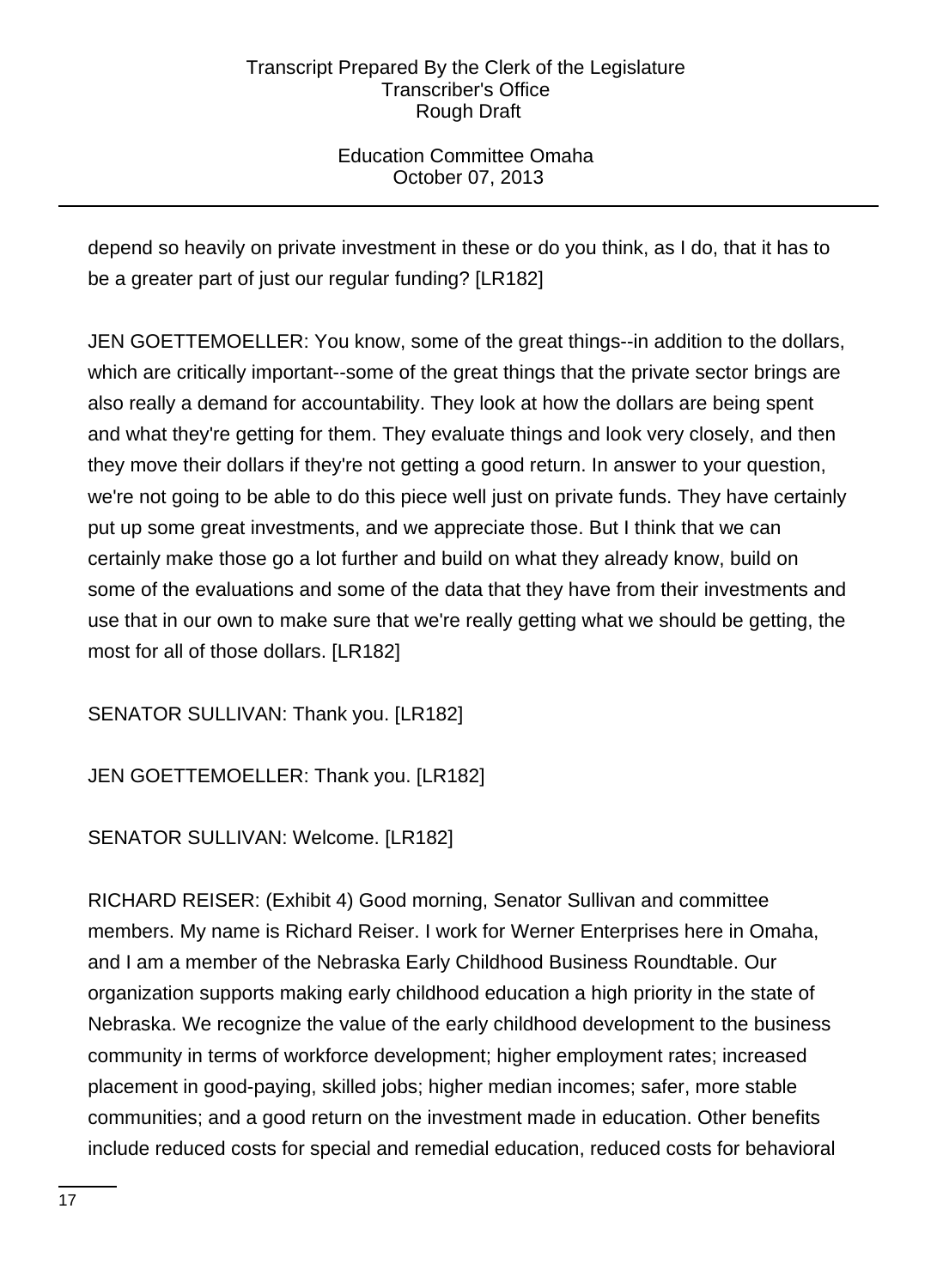depend so heavily on private investment in these or do you think, as I do, that it has to be a greater part of just our regular funding? [LR182]

JEN GOETTEMOELLER: You know, some of the great things--in addition to the dollars, which are critically important--some of the great things that the private sector brings are also really a demand for accountability. They look at how the dollars are being spent and what they're getting for them. They evaluate things and look very closely, and then they move their dollars if they're not getting a good return. In answer to your question, we're not going to be able to do this piece well just on private funds. They have certainly put up some great investments, and we appreciate those. But I think that we can certainly make those go a lot further and build on what they already know, build on some of the evaluations and some of the data that they have from their investments and use that in our own to make sure that we're really getting what we should be getting, the most for all of those dollars. [LR182]

SENATOR SULLIVAN: Thank you. [LR182]

JEN GOETTEMOELLER: Thank you. [LR182]

SENATOR SULLIVAN: Welcome. [LR182]

RICHARD REISER: (Exhibit 4) Good morning, Senator Sullivan and committee members. My name is Richard Reiser. I work for Werner Enterprises here in Omaha, and I am a member of the Nebraska Early Childhood Business Roundtable. Our organization supports making early childhood education a high priority in the state of Nebraska. We recognize the value of the early childhood development to the business community in terms of workforce development; higher employment rates; increased placement in good-paying, skilled jobs; higher median incomes; safer, more stable communities; and a good return on the investment made in education. Other benefits include reduced costs for special and remedial education, reduced costs for behavioral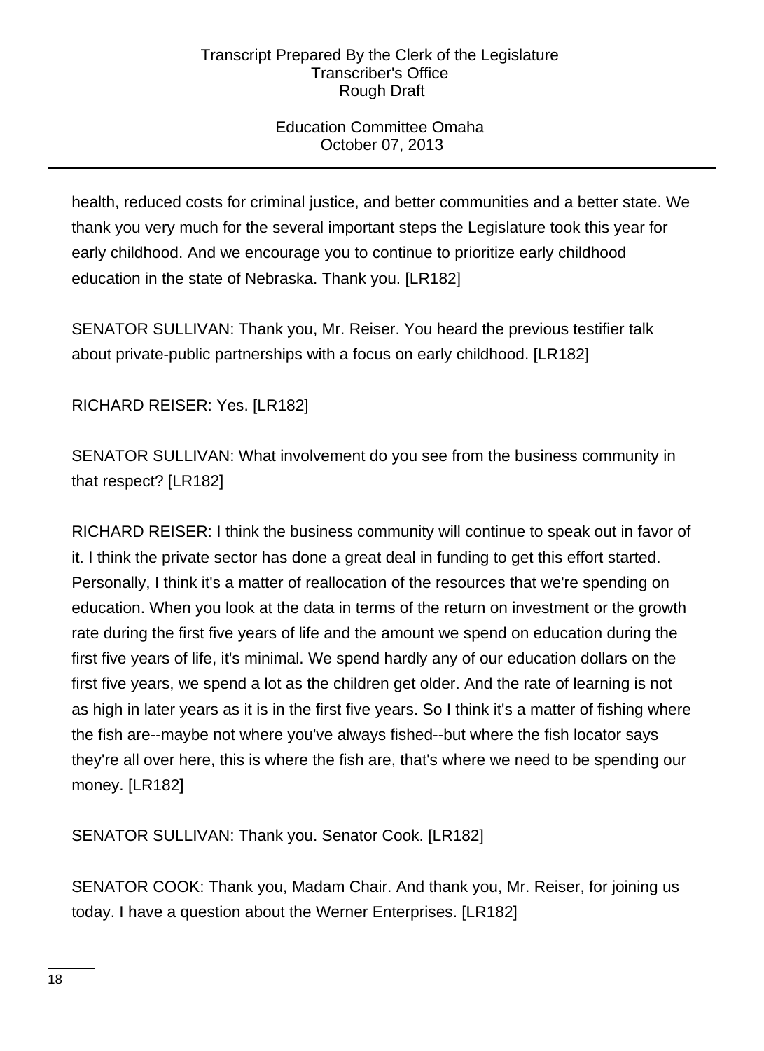health, reduced costs for criminal justice, and better communities and a better state. We thank you very much for the several important steps the Legislature took this year for early childhood. And we encourage you to continue to prioritize early childhood education in the state of Nebraska. Thank you. [LR182]

SENATOR SULLIVAN: Thank you, Mr. Reiser. You heard the previous testifier talk about private-public partnerships with a focus on early childhood. [LR182]

RICHARD REISER: Yes. [LR182]

SENATOR SULLIVAN: What involvement do you see from the business community in that respect? [LR182]

RICHARD REISER: I think the business community will continue to speak out in favor of it. I think the private sector has done a great deal in funding to get this effort started. Personally, I think it's a matter of reallocation of the resources that we're spending on education. When you look at the data in terms of the return on investment or the growth rate during the first five years of life and the amount we spend on education during the first five years of life, it's minimal. We spend hardly any of our education dollars on the first five years, we spend a lot as the children get older. And the rate of learning is not as high in later years as it is in the first five years. So I think it's a matter of fishing where the fish are--maybe not where you've always fished--but where the fish locator says they're all over here, this is where the fish are, that's where we need to be spending our money. [LR182]

SENATOR SULLIVAN: Thank you. Senator Cook. [LR182]

SENATOR COOK: Thank you, Madam Chair. And thank you, Mr. Reiser, for joining us today. I have a question about the Werner Enterprises. [LR182]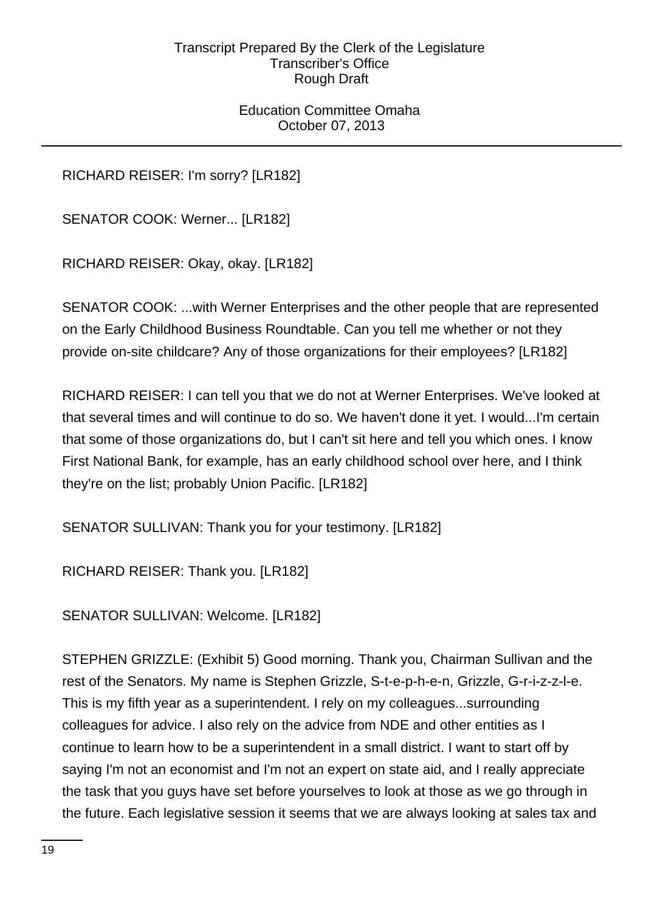RICHARD REISER: I'm sorry? [LR182]

SENATOR COOK: Werner... [LR182]

RICHARD REISER: Okay, okay. [LR182]

SENATOR COOK: ...with Werner Enterprises and the other people that are represented on the Early Childhood Business Roundtable. Can you tell me whether or not they provide on-site childcare? Any of those organizations for their employees? [LR182]

RICHARD REISER: I can tell you that we do not at Werner Enterprises. We've looked at that several times and will continue to do so. We haven't done it yet. I would...I'm certain that some of those organizations do, but I can't sit here and tell you which ones. I know First National Bank, for example, has an early childhood school over here, and I think they're on the list; probably Union Pacific. [LR182]

SENATOR SULLIVAN: Thank you for your testimony. [LR182]

RICHARD REISER: Thank you. [LR182]

SENATOR SULLIVAN: Welcome. [LR182]

STEPHEN GRIZZLE: (Exhibit 5) Good morning. Thank you, Chairman Sullivan and the rest of the Senators. My name is Stephen Grizzle, S-t-e-p-h-e-n, Grizzle, G-r-i-z-z-l-e. This is my fifth year as a superintendent. I rely on my colleagues...surrounding colleagues for advice. I also rely on the advice from NDE and other entities as I continue to learn how to be a superintendent in a small district. I want to start off by saying I'm not an economist and I'm not an expert on state aid, and I really appreciate the task that you guys have set before yourselves to look at those as we go through in the future. Each legislative session it seems that we are always looking at sales tax and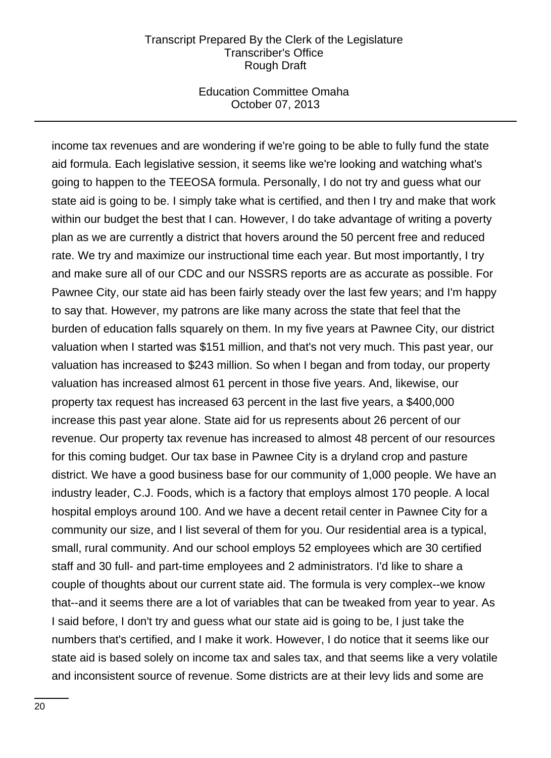income tax revenues and are wondering if we're going to be able to fully fund the state aid formula. Each legislative session, it seems like we're looking and watching what's going to happen to the TEEOSA formula. Personally, I do not try and guess what our state aid is going to be. I simply take what is certified, and then I try and make that work within our budget the best that I can. However, I do take advantage of writing a poverty plan as we are currently a district that hovers around the 50 percent free and reduced rate. We try and maximize our instructional time each year. But most importantly, I try and make sure all of our CDC and our NSSRS reports are as accurate as possible. For Pawnee City, our state aid has been fairly steady over the last few years; and I'm happy to say that. However, my patrons are like many across the state that feel that the burden of education falls squarely on them. In my five years at Pawnee City, our district valuation when I started was $151 million, and that's not very much. This past year, our valuation has increased to $243 million. So when I began and from today, our property valuation has increased almost 61 percent in those five years. And, likewise, our property tax request has increased 63 percent in the last five years, a $400,000 increase this past year alone. State aid for us represents about 26 percent of our revenue. Our property tax revenue has increased to almost 48 percent of our resources for this coming budget. Our tax base in Pawnee City is a dryland crop and pasture district. We have a good business base for our community of 1,000 people. We have an industry leader, C.J. Foods, which is a factory that employs almost 170 people. A local hospital employs around 100. And we have a decent retail center in Pawnee City for a community our size, and I list several of them for you. Our residential area is a typical, small, rural community. And our school employs 52 employees which are 30 certified staff and 30 full- and part-time employees and 2 administrators. I'd like to share a couple of thoughts about our current state aid. The formula is very complex--we know that--and it seems there are a lot of variables that can be tweaked from year to year. As I said before, I don't try and guess what our state aid is going to be, I just take the numbers that's certified, and I make it work. However, I do notice that it seems like our state aid is based solely on income tax and sales tax, and that seems like a very volatile and inconsistent source of revenue. Some districts are at their levy lids and some are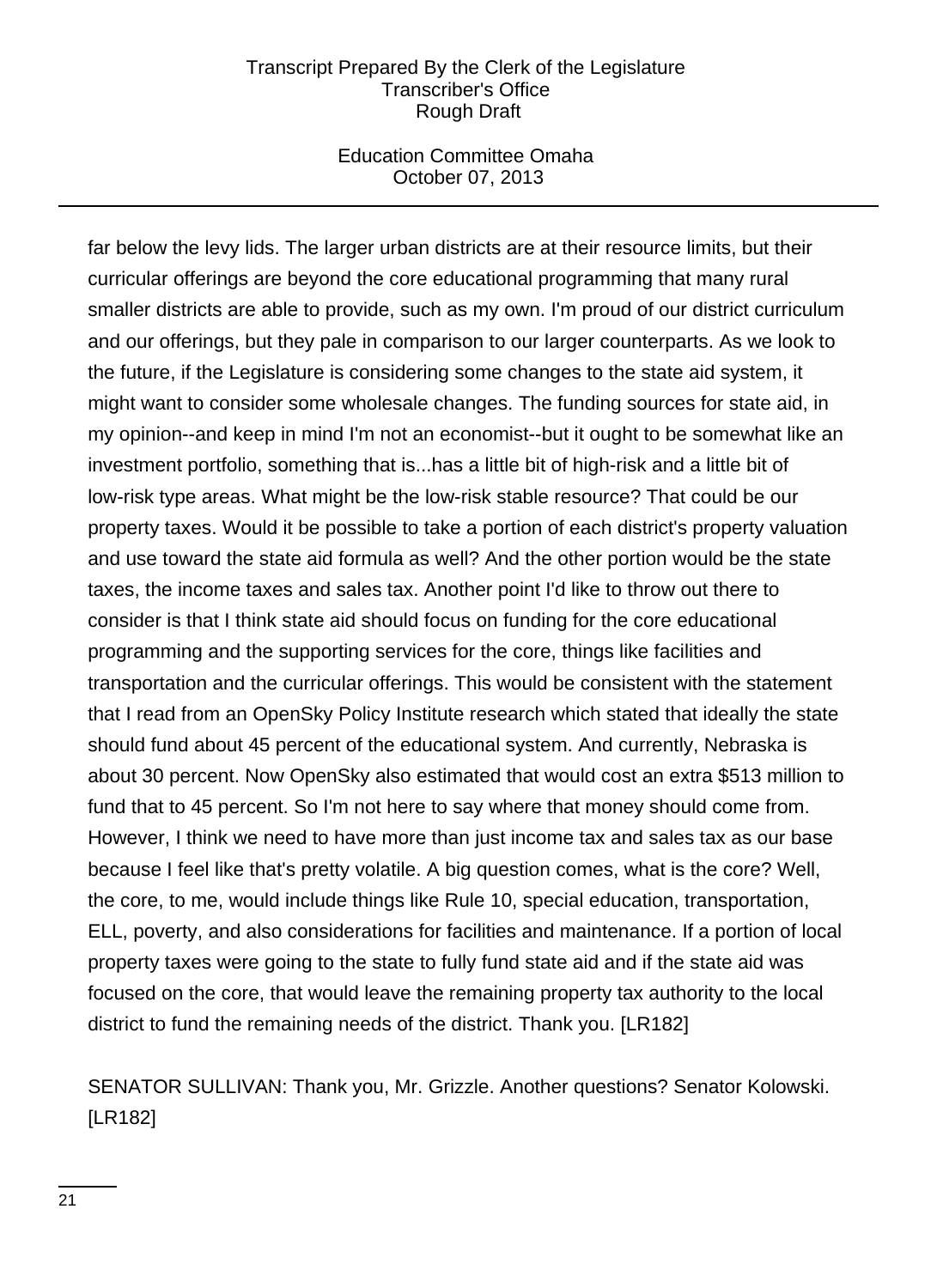far below the levy lids. The larger urban districts are at their resource limits, but their curricular offerings are beyond the core educational programming that many rural smaller districts are able to provide, such as my own. I'm proud of our district curriculum and our offerings, but they pale in comparison to our larger counterparts. As we look to the future, if the Legislature is considering some changes to the state aid system, it might want to consider some wholesale changes. The funding sources for state aid, in my opinion--and keep in mind I'm not an economist--but it ought to be somewhat like an investment portfolio, something that is...has a little bit of high-risk and a little bit of low-risk type areas. What might be the low-risk stable resource? That could be our property taxes. Would it be possible to take a portion of each district's property valuation and use toward the state aid formula as well? And the other portion would be the state taxes, the income taxes and sales tax. Another point I'd like to throw out there to consider is that I think state aid should focus on funding for the core educational programming and the supporting services for the core, things like facilities and transportation and the curricular offerings. This would be consistent with the statement that I read from an OpenSky Policy Institute research which stated that ideally the state should fund about 45 percent of the educational system. And currently, Nebraska is about 30 percent. Now OpenSky also estimated that would cost an extra $513 million to fund that to 45 percent. So I'm not here to say where that money should come from. However, I think we need to have more than just income tax and sales tax as our base because I feel like that's pretty volatile. A big question comes, what is the core? Well, the core, to me, would include things like Rule 10, special education, transportation, ELL, poverty, and also considerations for facilities and maintenance. If a portion of local property taxes were going to the state to fully fund state aid and if the state aid was focused on the core, that would leave the remaining property tax authority to the local district to fund the remaining needs of the district. Thank you. [LR182]

SENATOR SULLIVAN: Thank you, Mr. Grizzle. Another questions? Senator Kolowski. [LR182]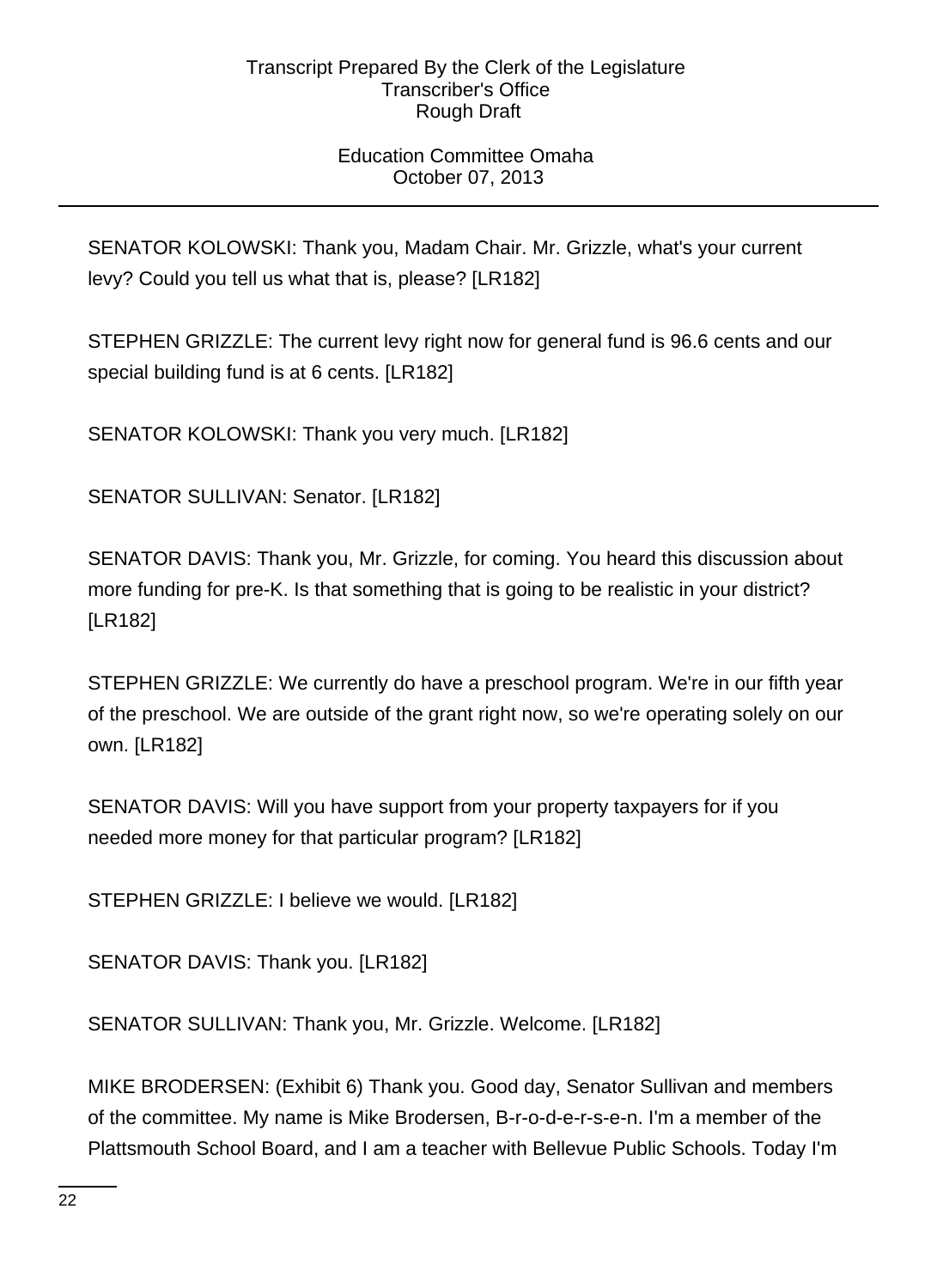SENATOR KOLOWSKI: Thank you, Madam Chair. Mr. Grizzle, what's your current levy? Could you tell us what that is, please? [LR182]

STEPHEN GRIZZLE: The current levy right now for general fund is 96.6 cents and our special building fund is at 6 cents. [LR182]

SENATOR KOLOWSKI: Thank you very much. [LR182]

SENATOR SULLIVAN: Senator. [LR182]

SENATOR DAVIS: Thank you, Mr. Grizzle, for coming. You heard this discussion about more funding for pre-K. Is that something that is going to be realistic in your district? [LR182]

STEPHEN GRIZZLE: We currently do have a preschool program. We're in our fifth year of the preschool. We are outside of the grant right now, so we're operating solely on our own. [LR182]

SENATOR DAVIS: Will you have support from your property taxpayers for if you needed more money for that particular program? [LR182]

STEPHEN GRIZZLE: I believe we would. [LR182]

SENATOR DAVIS: Thank you. [LR182]

SENATOR SULLIVAN: Thank you, Mr. Grizzle. Welcome. [LR182]

MIKE BRODERSEN: (Exhibit 6) Thank you. Good day, Senator Sullivan and members of the committee. My name is Mike Brodersen, B-r-o-d-e-r-s-e-n. I'm a member of the Plattsmouth School Board, and I am a teacher with Bellevue Public Schools. Today I'm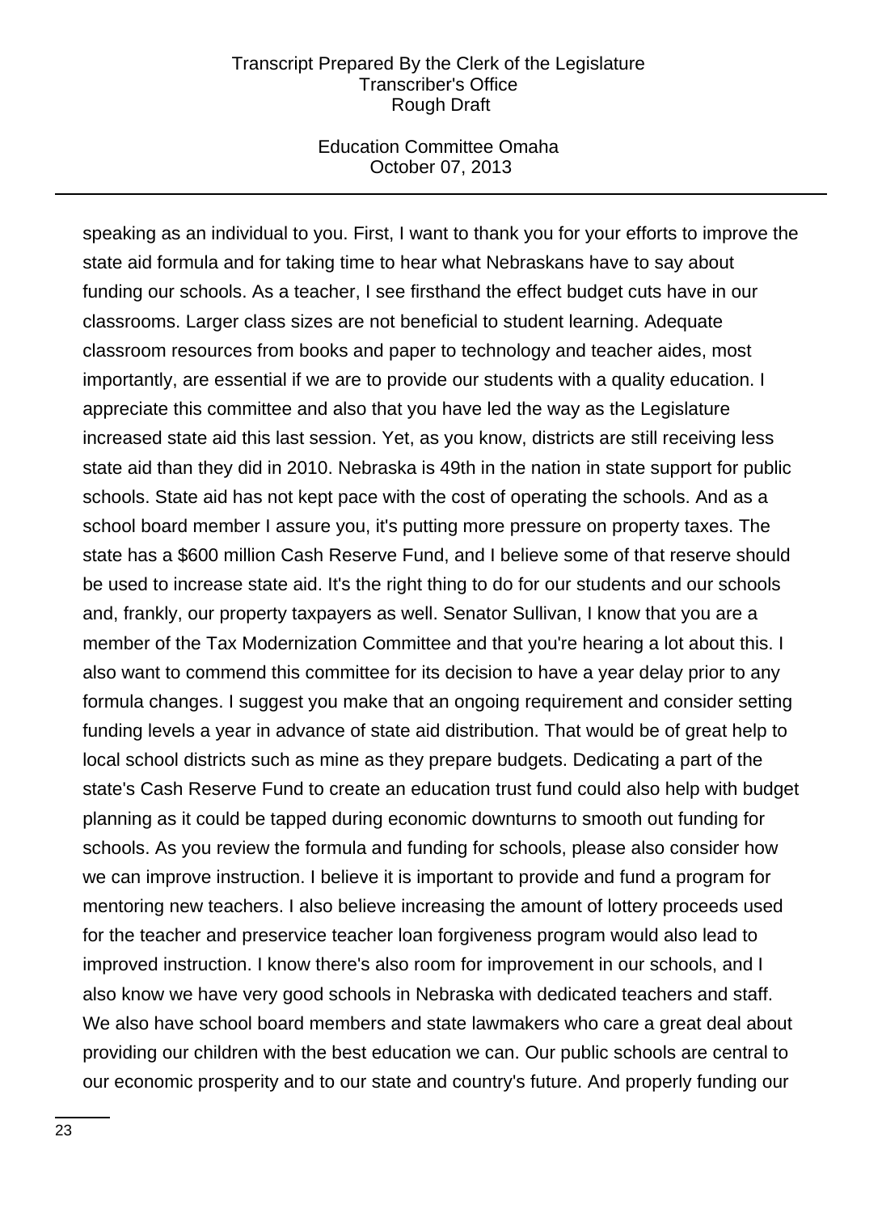speaking as an individual to you. First, I want to thank you for your efforts to improve the state aid formula and for taking time to hear what Nebraskans have to say about funding our schools. As a teacher, I see firsthand the effect budget cuts have in our classrooms. Larger class sizes are not beneficial to student learning. Adequate classroom resources from books and paper to technology and teacher aides, most importantly, are essential if we are to provide our students with a quality education. I appreciate this committee and also that you have led the way as the Legislature increased state aid this last session. Yet, as you know, districts are still receiving less state aid than they did in 2010. Nebraska is 49th in the nation in state support for public schools. State aid has not kept pace with the cost of operating the schools. And as a school board member I assure you, it's putting more pressure on property taxes. The state has a $600 million Cash Reserve Fund, and I believe some of that reserve should be used to increase state aid. It's the right thing to do for our students and our schools and, frankly, our property taxpayers as well. Senator Sullivan, I know that you are a member of the Tax Modernization Committee and that you're hearing a lot about this. I also want to commend this committee for its decision to have a year delay prior to any formula changes. I suggest you make that an ongoing requirement and consider setting funding levels a year in advance of state aid distribution. That would be of great help to local school districts such as mine as they prepare budgets. Dedicating a part of the state's Cash Reserve Fund to create an education trust fund could also help with budget planning as it could be tapped during economic downturns to smooth out funding for schools. As you review the formula and funding for schools, please also consider how we can improve instruction. I believe it is important to provide and fund a program for mentoring new teachers. I also believe increasing the amount of lottery proceeds used for the teacher and preservice teacher loan forgiveness program would also lead to improved instruction. I know there's also room for improvement in our schools, and I also know we have very good schools in Nebraska with dedicated teachers and staff. We also have school board members and state lawmakers who care a great deal about providing our children with the best education we can. Our public schools are central to our economic prosperity and to our state and country's future. And properly funding our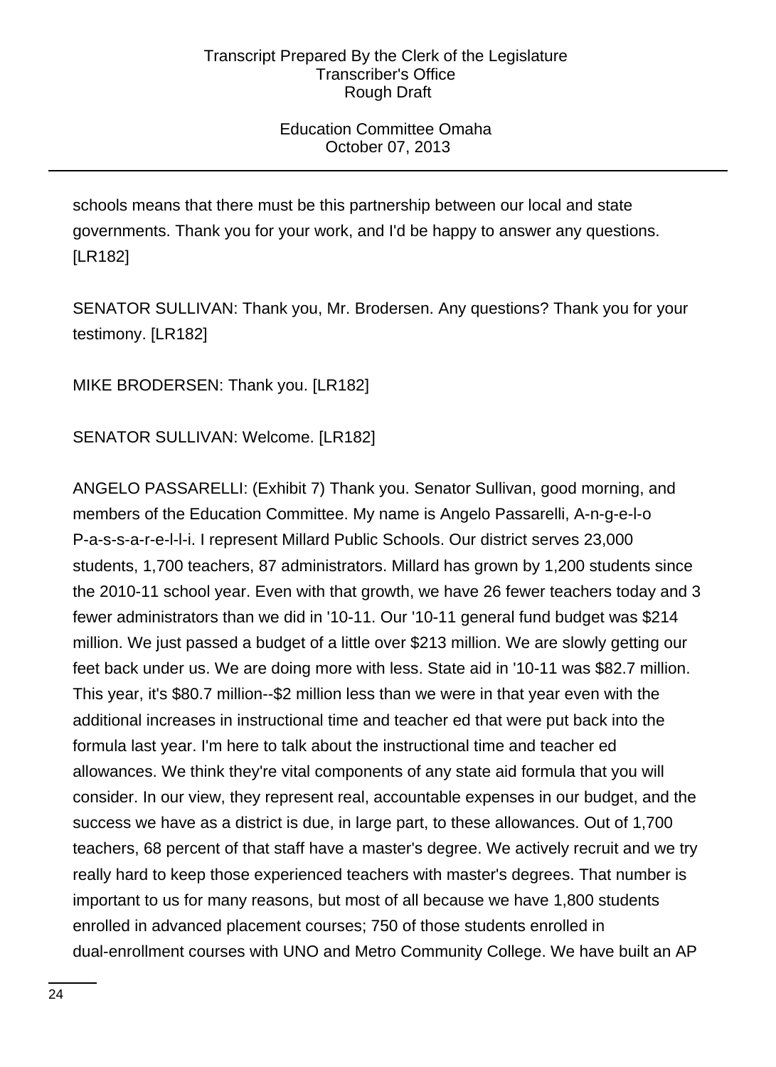schools means that there must be this partnership between our local and state governments. Thank you for your work, and I'd be happy to answer any questions. [LR182]

SENATOR SULLIVAN: Thank you, Mr. Brodersen. Any questions? Thank you for your testimony. [LR182]

MIKE BRODERSEN: Thank you. [LR182]

SENATOR SULLIVAN: Welcome. [LR182]

ANGELO PASSARELLI: (Exhibit 7) Thank you. Senator Sullivan, good morning, and members of the Education Committee. My name is Angelo Passarelli, A-n-g-e-l-o P-a-s-s-a-r-e-l-l-i. I represent Millard Public Schools. Our district serves 23,000 students, 1,700 teachers, 87 administrators. Millard has grown by 1,200 students since the 2010-11 school year. Even with that growth, we have 26 fewer teachers today and 3 fewer administrators than we did in '10-11. Our '10-11 general fund budget was $214 million. We just passed a budget of a little over $213 million. We are slowly getting our feet back under us. We are doing more with less. State aid in '10-11 was $82.7 million. This year, it's $80.7 million--$2 million less than we were in that year even with the additional increases in instructional time and teacher ed that were put back into the formula last year. I'm here to talk about the instructional time and teacher ed allowances. We think they're vital components of any state aid formula that you will consider. In our view, they represent real, accountable expenses in our budget, and the success we have as a district is due, in large part, to these allowances. Out of 1,700 teachers, 68 percent of that staff have a master's degree. We actively recruit and we try really hard to keep those experienced teachers with master's degrees. That number is important to us for many reasons, but most of all because we have 1,800 students enrolled in advanced placement courses; 750 of those students enrolled in dual-enrollment courses with UNO and Metro Community College. We have built an AP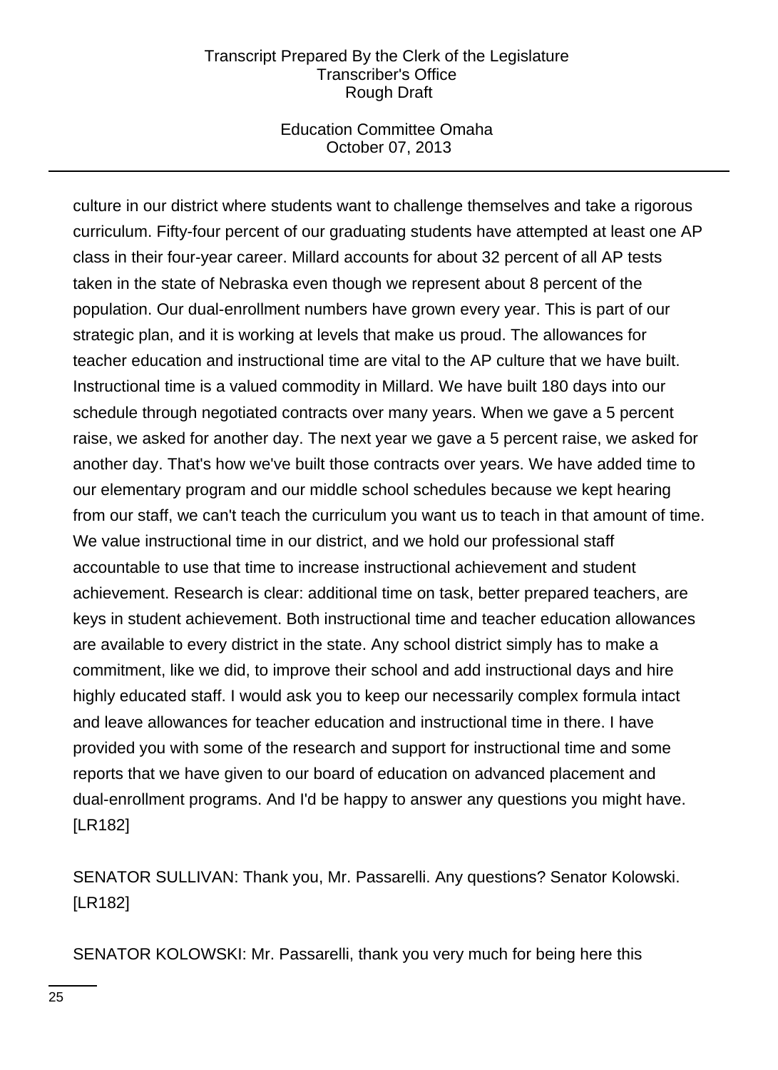culture in our district where students want to challenge themselves and take a rigorous curriculum. Fifty-four percent of our graduating students have attempted at least one AP class in their four-year career. Millard accounts for about 32 percent of all AP tests taken in the state of Nebraska even though we represent about 8 percent of the population. Our dual-enrollment numbers have grown every year. This is part of our strategic plan, and it is working at levels that make us proud. The allowances for teacher education and instructional time are vital to the AP culture that we have built. Instructional time is a valued commodity in Millard. We have built 180 days into our schedule through negotiated contracts over many years. When we gave a 5 percent raise, we asked for another day. The next year we gave a 5 percent raise, we asked for another day. That's how we've built those contracts over years. We have added time to our elementary program and our middle school schedules because we kept hearing from our staff, we can't teach the curriculum you want us to teach in that amount of time. We value instructional time in our district, and we hold our professional staff accountable to use that time to increase instructional achievement and student achievement. Research is clear: additional time on task, better prepared teachers, are keys in student achievement. Both instructional time and teacher education allowances are available to every district in the state. Any school district simply has to make a commitment, like we did, to improve their school and add instructional days and hire highly educated staff. I would ask you to keep our necessarily complex formula intact and leave allowances for teacher education and instructional time in there. I have provided you with some of the research and support for instructional time and some reports that we have given to our board of education on advanced placement and dual-enrollment programs. And I'd be happy to answer any questions you might have. [LR182]

SENATOR SULLIVAN: Thank you, Mr. Passarelli. Any questions? Senator Kolowski. [LR182]

SENATOR KOLOWSKI: Mr. Passarelli, thank you very much for being here this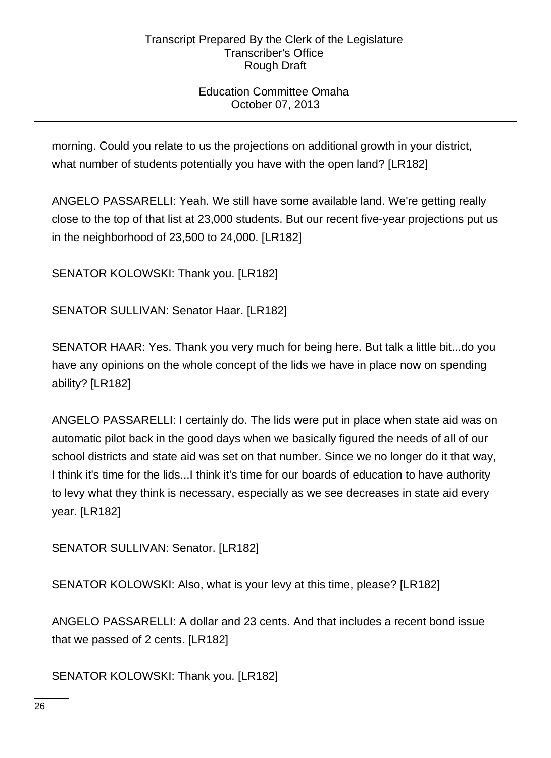morning. Could you relate to us the projections on additional growth in your district, what number of students potentially you have with the open land? [LR182]

ANGELO PASSARELLI: Yeah. We still have some available land. We're getting really close to the top of that list at 23,000 students. But our recent five-year projections put us in the neighborhood of 23,500 to 24,000. [LR182]

SENATOR KOLOWSKI: Thank you. [LR182]

SENATOR SULLIVAN: Senator Haar. [LR182]

SENATOR HAAR: Yes. Thank you very much for being here. But talk a little bit...do you have any opinions on the whole concept of the lids we have in place now on spending ability? [LR182]

ANGELO PASSARELLI: I certainly do. The lids were put in place when state aid was on automatic pilot back in the good days when we basically figured the needs of all of our school districts and state aid was set on that number. Since we no longer do it that way, I think it's time for the lids...I think it's time for our boards of education to have authority to levy what they think is necessary, especially as we see decreases in state aid every year. [LR182]

SENATOR SULLIVAN: Senator. [LR182]

SENATOR KOLOWSKI: Also, what is your levy at this time, please? [LR182]

ANGELO PASSARELLI: A dollar and 23 cents. And that includes a recent bond issue that we passed of 2 cents. [LR182]

SENATOR KOLOWSKI: Thank you. [LR182]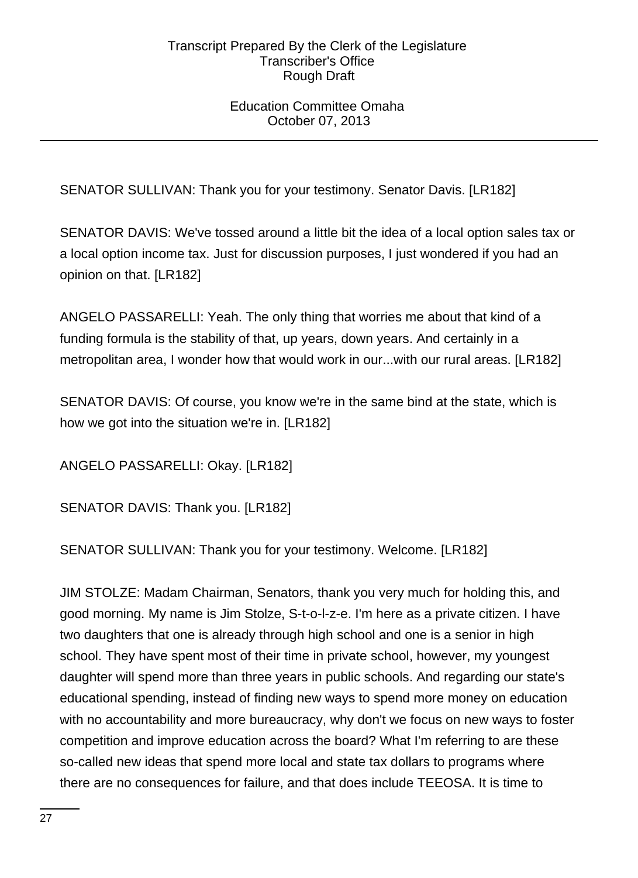SENATOR SULLIVAN: Thank you for your testimony. Senator Davis. [LR182]

SENATOR DAVIS: We've tossed around a little bit the idea of a local option sales tax or a local option income tax. Just for discussion purposes, I just wondered if you had an opinion on that. [LR182]

ANGELO PASSARELLI: Yeah. The only thing that worries me about that kind of a funding formula is the stability of that, up years, down years. And certainly in a metropolitan area, I wonder how that would work in our...with our rural areas. [LR182]

SENATOR DAVIS: Of course, you know we're in the same bind at the state, which is how we got into the situation we're in. [LR182]

ANGELO PASSARELLI: Okay. [LR182]

SENATOR DAVIS: Thank you. [LR182]

SENATOR SULLIVAN: Thank you for your testimony. Welcome. [LR182]

JIM STOLZE: Madam Chairman, Senators, thank you very much for holding this, and good morning. My name is Jim Stolze, S-t-o-l-z-e. I'm here as a private citizen. I have two daughters that one is already through high school and one is a senior in high school. They have spent most of their time in private school, however, my youngest daughter will spend more than three years in public schools. And regarding our state's educational spending, instead of finding new ways to spend more money on education with no accountability and more bureaucracy, why don't we focus on new ways to foster competition and improve education across the board? What I'm referring to are these so-called new ideas that spend more local and state tax dollars to programs where there are no consequences for failure, and that does include TEEOSA. It is time to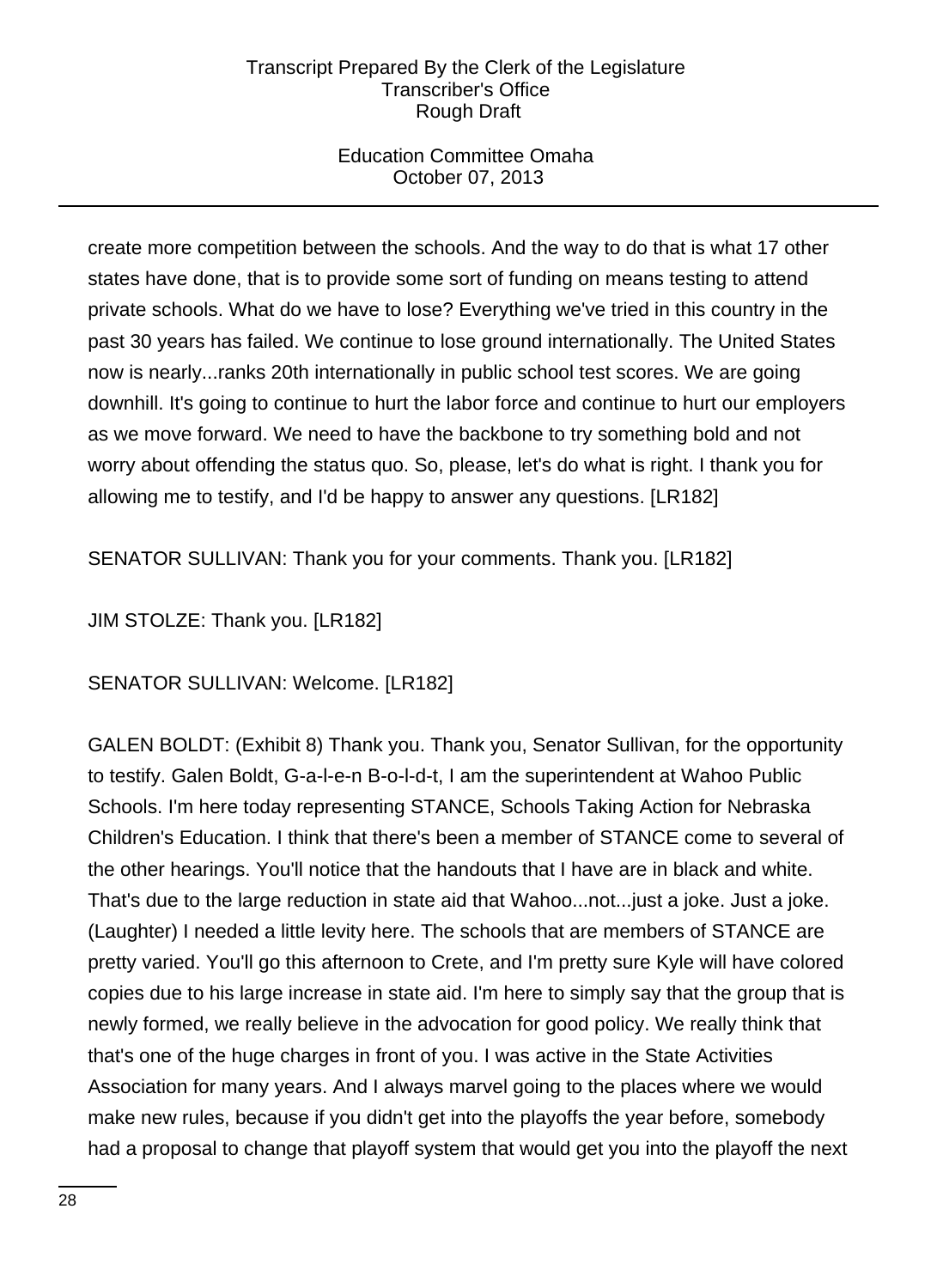create more competition between the schools. And the way to do that is what 17 other states have done, that is to provide some sort of funding on means testing to attend private schools. What do we have to lose? Everything we've tried in this country in the past 30 years has failed. We continue to lose ground internationally. The United States now is nearly...ranks 20th internationally in public school test scores. We are going downhill. It's going to continue to hurt the labor force and continue to hurt our employers as we move forward. We need to have the backbone to try something bold and not worry about offending the status quo. So, please, let's do what is right. I thank you for allowing me to testify, and I'd be happy to answer any questions. [LR182]

SENATOR SULLIVAN: Thank you for your comments. Thank you. [LR182]

JIM STOLZE: Thank you. [LR182]

SENATOR SULLIVAN: Welcome. [LR182]

GALEN BOLDT: (Exhibit 8) Thank you. Thank you, Senator Sullivan, for the opportunity to testify. Galen Boldt, G-a-l-e-n B-o-l-d-t, I am the superintendent at Wahoo Public Schools. I'm here today representing STANCE, Schools Taking Action for Nebraska Children's Education. I think that there's been a member of STANCE come to several of the other hearings. You'll notice that the handouts that I have are in black and white. That's due to the large reduction in state aid that Wahoo...not...just a joke. Just a joke. (Laughter) I needed a little levity here. The schools that are members of STANCE are pretty varied. You'll go this afternoon to Crete, and I'm pretty sure Kyle will have colored copies due to his large increase in state aid. I'm here to simply say that the group that is newly formed, we really believe in the advocation for good policy. We really think that that's one of the huge charges in front of you. I was active in the State Activities Association for many years. And I always marvel going to the places where we would make new rules, because if you didn't get into the playoffs the year before, somebody had a proposal to change that playoff system that would get you into the playoff the next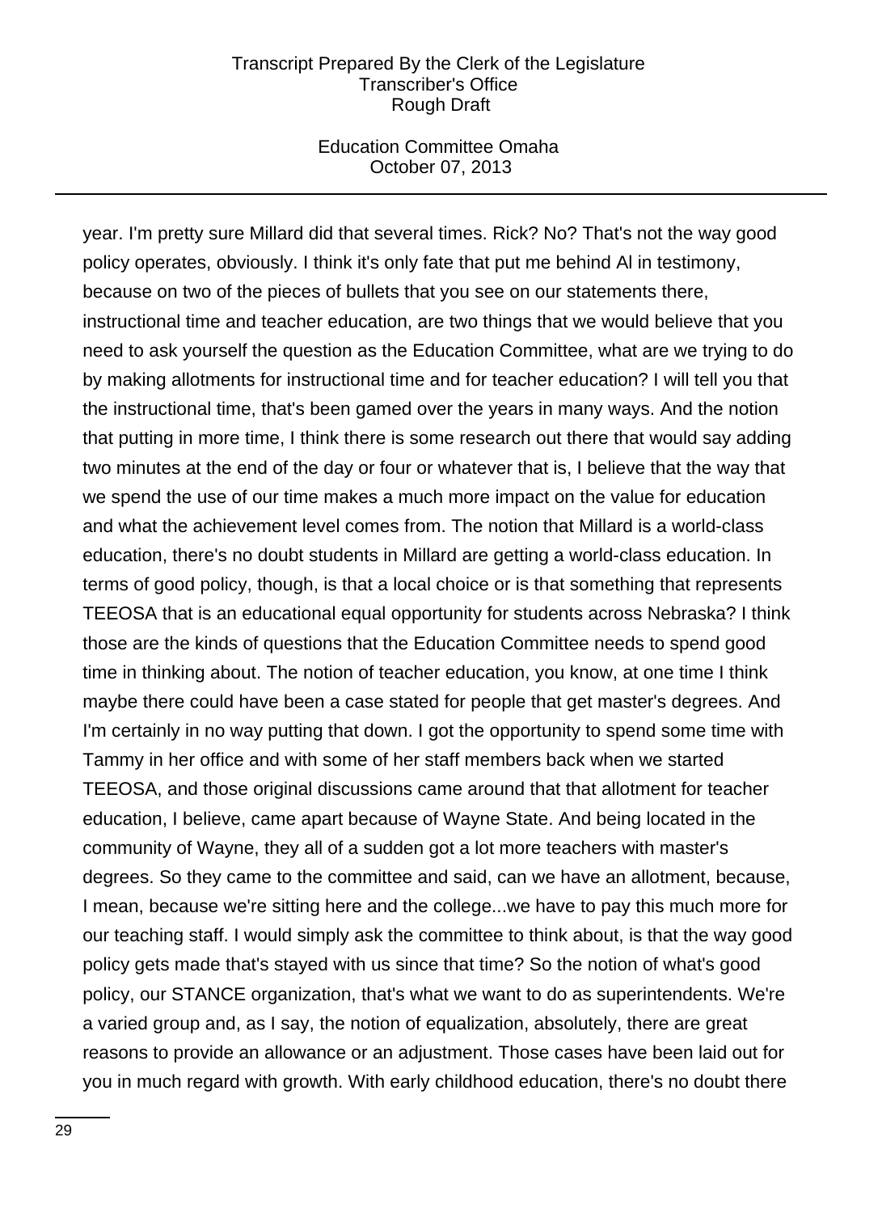year. I'm pretty sure Millard did that several times. Rick? No? That's not the way good policy operates, obviously. I think it's only fate that put me behind Al in testimony, because on two of the pieces of bullets that you see on our statements there, instructional time and teacher education, are two things that we would believe that you need to ask yourself the question as the Education Committee, what are we trying to do by making allotments for instructional time and for teacher education? I will tell you that the instructional time, that's been gamed over the years in many ways. And the notion that putting in more time, I think there is some research out there that would say adding two minutes at the end of the day or four or whatever that is, I believe that the way that we spend the use of our time makes a much more impact on the value for education and what the achievement level comes from. The notion that Millard is a world-class education, there's no doubt students in Millard are getting a world-class education. In terms of good policy, though, is that a local choice or is that something that represents TEEOSA that is an educational equal opportunity for students across Nebraska? I think those are the kinds of questions that the Education Committee needs to spend good time in thinking about. The notion of teacher education, you know, at one time I think maybe there could have been a case stated for people that get master's degrees. And I'm certainly in no way putting that down. I got the opportunity to spend some time with Tammy in her office and with some of her staff members back when we started TEEOSA, and those original discussions came around that that allotment for teacher education, I believe, came apart because of Wayne State. And being located in the community of Wayne, they all of a sudden got a lot more teachers with master's degrees. So they came to the committee and said, can we have an allotment, because, I mean, because we're sitting here and the college...we have to pay this much more for our teaching staff. I would simply ask the committee to think about, is that the way good policy gets made that's stayed with us since that time? So the notion of what's good policy, our STANCE organization, that's what we want to do as superintendents. We're a varied group and, as I say, the notion of equalization, absolutely, there are great reasons to provide an allowance or an adjustment. Those cases have been laid out for you in much regard with growth. With early childhood education, there's no doubt there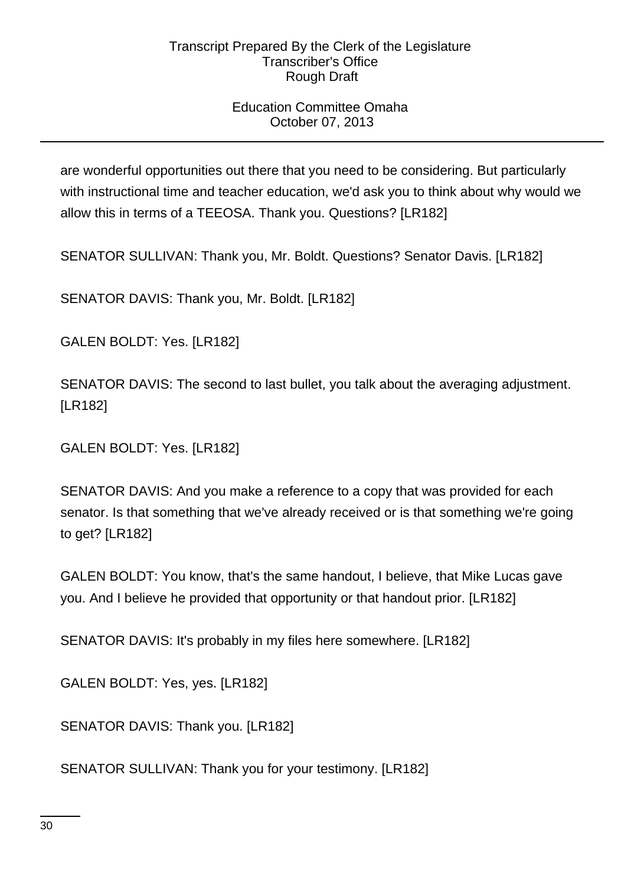are wonderful opportunities out there that you need to be considering. But particularly with instructional time and teacher education, we'd ask you to think about why would we allow this in terms of a TEEOSA. Thank you. Questions? [LR182]

SENATOR SULLIVAN: Thank you, Mr. Boldt. Questions? Senator Davis. [LR182]

SENATOR DAVIS: Thank you, Mr. Boldt. [LR182]

GALEN BOLDT: Yes. [LR182]

SENATOR DAVIS: The second to last bullet, you talk about the averaging adjustment. [LR182]

GALEN BOLDT: Yes. [LR182]

SENATOR DAVIS: And you make a reference to a copy that was provided for each senator. Is that something that we've already received or is that something we're going to get? [LR182]

GALEN BOLDT: You know, that's the same handout, I believe, that Mike Lucas gave you. And I believe he provided that opportunity or that handout prior. [LR182]

SENATOR DAVIS: It's probably in my files here somewhere. [LR182]

GALEN BOLDT: Yes, yes. [LR182]

SENATOR DAVIS: Thank you. [LR182]

SENATOR SULLIVAN: Thank you for your testimony. [LR182]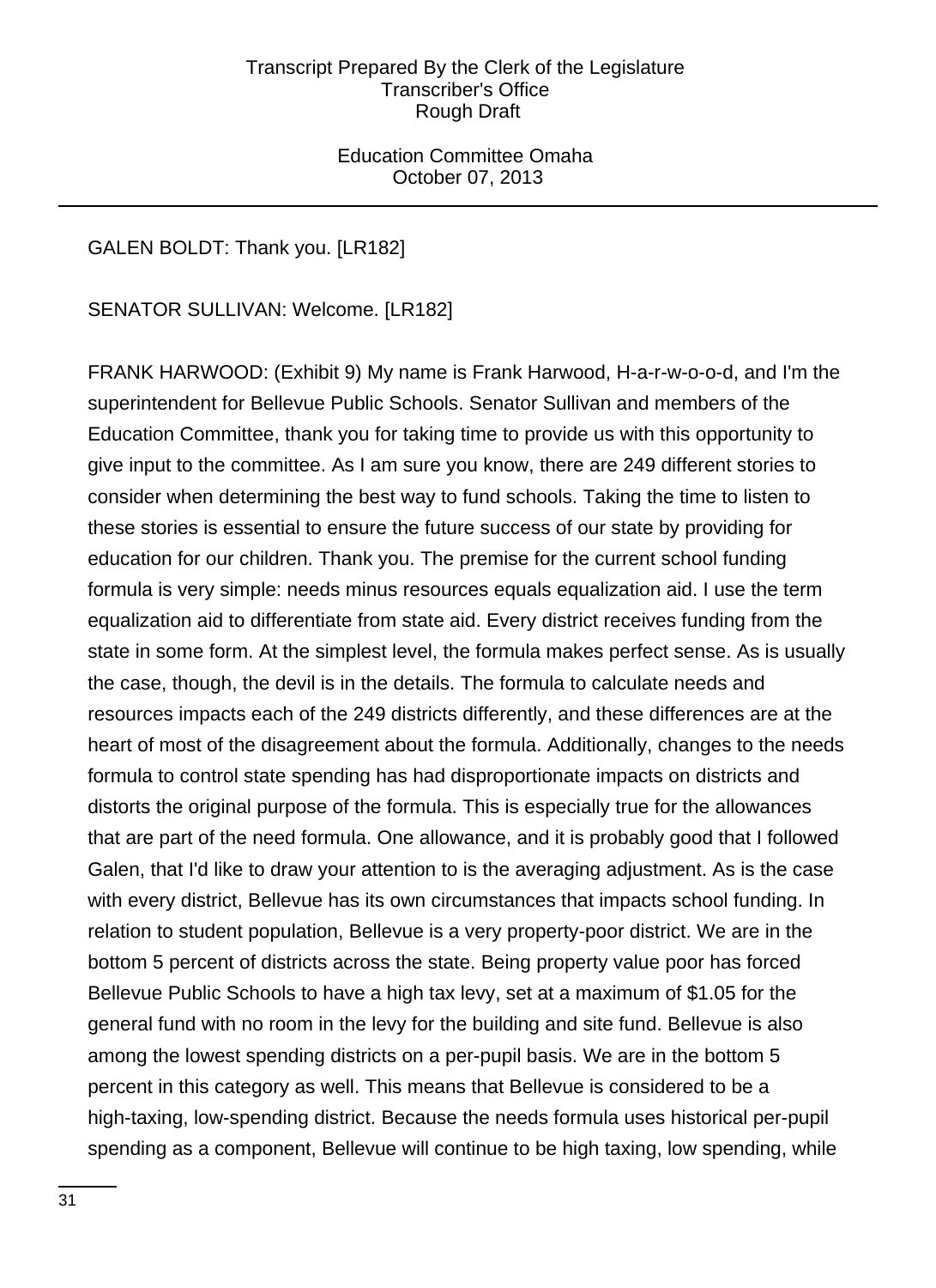GALEN BOLDT: Thank you. [LR182]

SENATOR SULLIVAN: Welcome. [LR182]

FRANK HARWOOD: (Exhibit 9) My name is Frank Harwood, H-a-r-w-o-o-d, and I'm the superintendent for Bellevue Public Schools. Senator Sullivan and members of the Education Committee, thank you for taking time to provide us with this opportunity to give input to the committee. As I am sure you know, there are 249 different stories to consider when determining the best way to fund schools. Taking the time to listen to these stories is essential to ensure the future success of our state by providing for education for our children. Thank you. The premise for the current school funding formula is very simple: needs minus resources equals equalization aid. I use the term equalization aid to differentiate from state aid. Every district receives funding from the state in some form. At the simplest level, the formula makes perfect sense. As is usually the case, though, the devil is in the details. The formula to calculate needs and resources impacts each of the 249 districts differently, and these differences are at the heart of most of the disagreement about the formula. Additionally, changes to the needs formula to control state spending has had disproportionate impacts on districts and distorts the original purpose of the formula. This is especially true for the allowances that are part of the need formula. One allowance, and it is probably good that I followed Galen, that I'd like to draw your attention to is the averaging adjustment. As is the case with every district, Bellevue has its own circumstances that impacts school funding. In relation to student population, Bellevue is a very property-poor district. We are in the bottom 5 percent of districts across the state. Being property value poor has forced Bellevue Public Schools to have a high tax levy, set at a maximum of $1.05 for the general fund with no room in the levy for the building and site fund. Bellevue is also among the lowest spending districts on a per-pupil basis. We are in the bottom 5 percent in this category as well. This means that Bellevue is considered to be a high-taxing, low-spending district. Because the needs formula uses historical per-pupil spending as a component, Bellevue will continue to be high taxing, low spending, while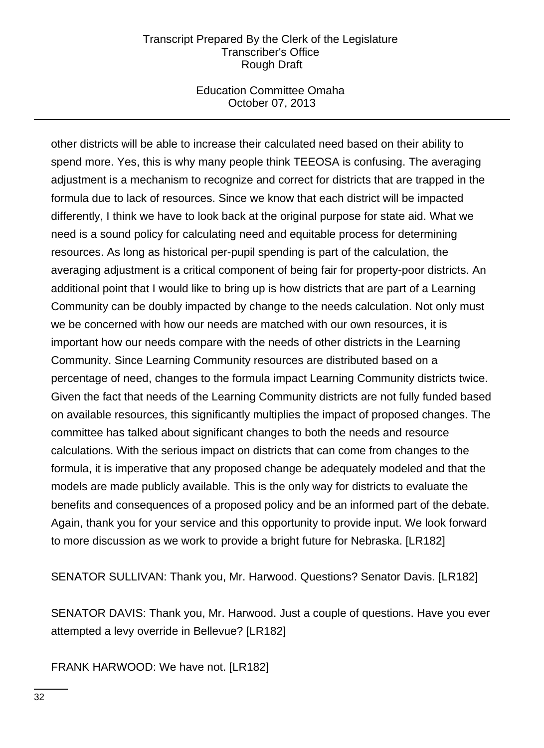other districts will be able to increase their calculated need based on their ability to spend more. Yes, this is why many people think TEEOSA is confusing. The averaging adjustment is a mechanism to recognize and correct for districts that are trapped in the formula due to lack of resources. Since we know that each district will be impacted differently, I think we have to look back at the original purpose for state aid. What we need is a sound policy for calculating need and equitable process for determining resources. As long as historical per-pupil spending is part of the calculation, the averaging adjustment is a critical component of being fair for property-poor districts. An additional point that I would like to bring up is how districts that are part of a Learning Community can be doubly impacted by change to the needs calculation. Not only must we be concerned with how our needs are matched with our own resources, it is important how our needs compare with the needs of other districts in the Learning Community. Since Learning Community resources are distributed based on a percentage of need, changes to the formula impact Learning Community districts twice. Given the fact that needs of the Learning Community districts are not fully funded based on available resources, this significantly multiplies the impact of proposed changes. The committee has talked about significant changes to both the needs and resource calculations. With the serious impact on districts that can come from changes to the formula, it is imperative that any proposed change be adequately modeled and that the models are made publicly available. This is the only way for districts to evaluate the benefits and consequences of a proposed policy and be an informed part of the debate. Again, thank you for your service and this opportunity to provide input. We look forward to more discussion as we work to provide a bright future for Nebraska. [LR182]

SENATOR SULLIVAN: Thank you, Mr. Harwood. Questions? Senator Davis. [LR182]

SENATOR DAVIS: Thank you, Mr. Harwood. Just a couple of questions. Have you ever attempted a levy override in Bellevue? [LR182]

FRANK HARWOOD: We have not. [LR182]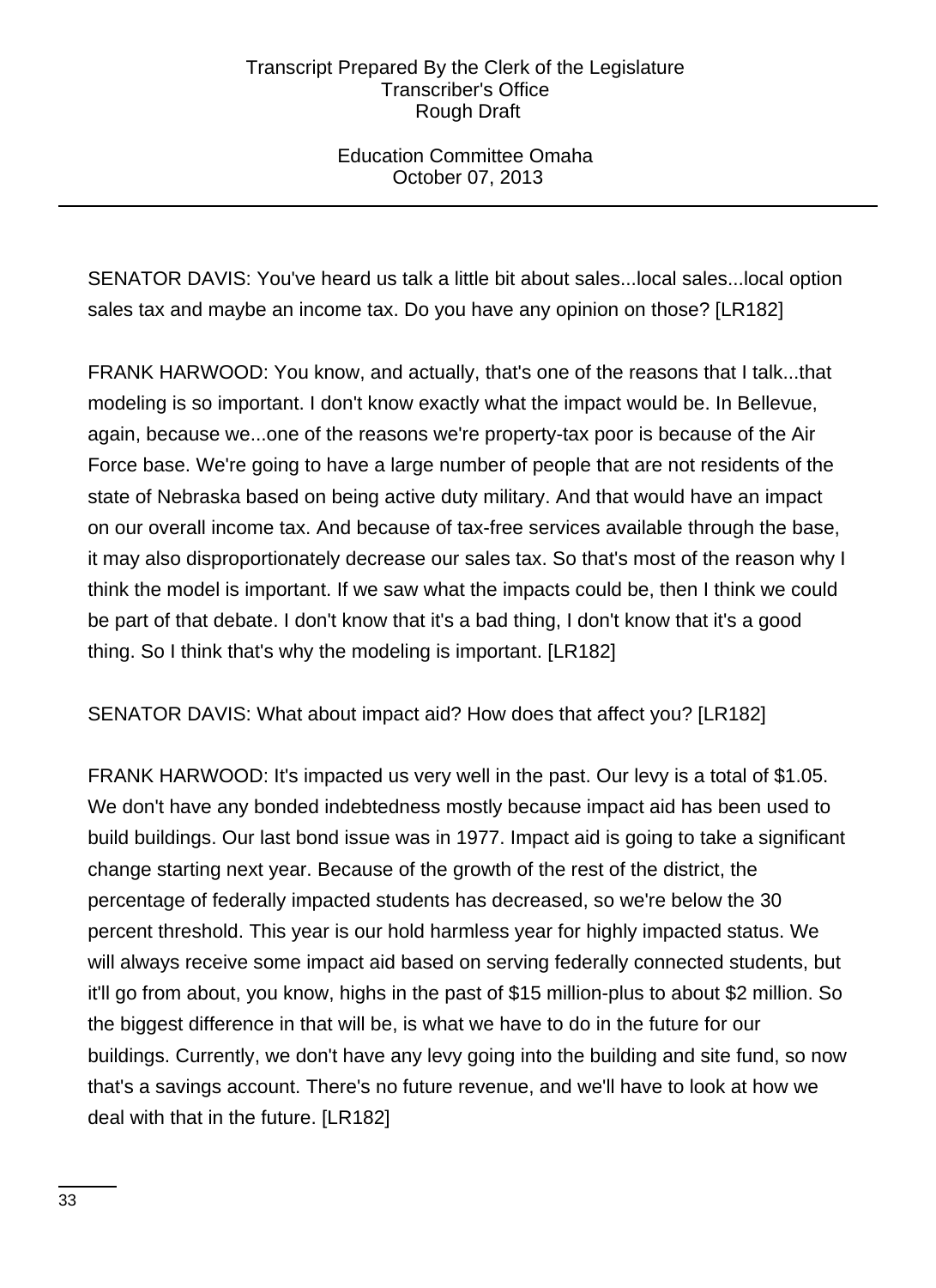SENATOR DAVIS: You've heard us talk a little bit about sales...local sales...local option sales tax and maybe an income tax. Do you have any opinion on those? [LR182]

FRANK HARWOOD: You know, and actually, that's one of the reasons that I talk...that modeling is so important. I don't know exactly what the impact would be. In Bellevue, again, because we...one of the reasons we're property-tax poor is because of the Air Force base. We're going to have a large number of people that are not residents of the state of Nebraska based on being active duty military. And that would have an impact on our overall income tax. And because of tax-free services available through the base, it may also disproportionately decrease our sales tax. So that's most of the reason why I think the model is important. If we saw what the impacts could be, then I think we could be part of that debate. I don't know that it's a bad thing, I don't know that it's a good thing. So I think that's why the modeling is important. [LR182]

SENATOR DAVIS: What about impact aid? How does that affect you? [LR182]

FRANK HARWOOD: It's impacted us very well in the past. Our levy is a total of $1.05. We don't have any bonded indebtedness mostly because impact aid has been used to build buildings. Our last bond issue was in 1977. Impact aid is going to take a significant change starting next year. Because of the growth of the rest of the district, the percentage of federally impacted students has decreased, so we're below the 30 percent threshold. This year is our hold harmless year for highly impacted status. We will always receive some impact aid based on serving federally connected students, but it'll go from about, you know, highs in the past of $15 million-plus to about $2 million. So the biggest difference in that will be, is what we have to do in the future for our buildings. Currently, we don't have any levy going into the building and site fund, so now that's a savings account. There's no future revenue, and we'll have to look at how we deal with that in the future. [LR182]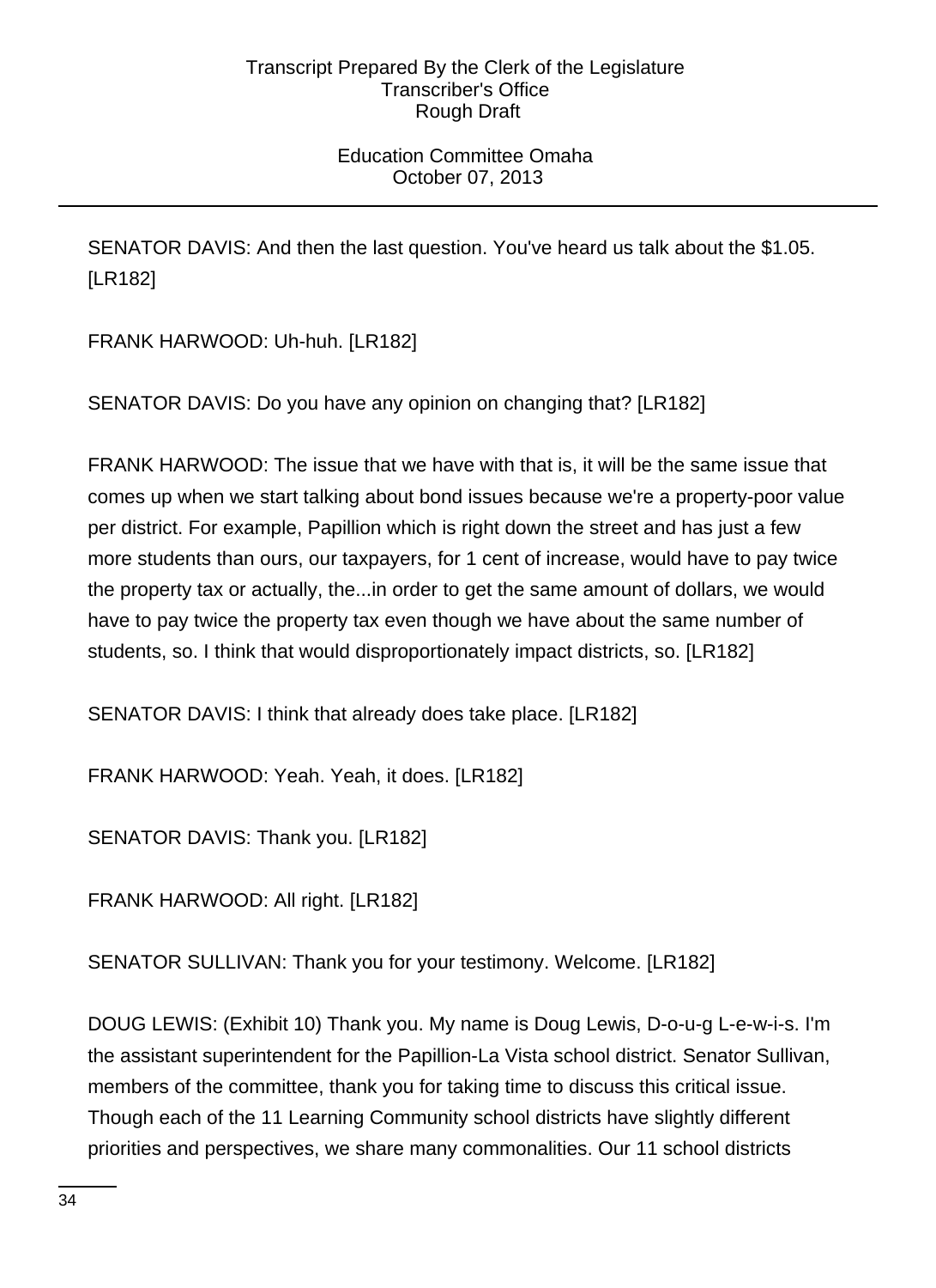SENATOR DAVIS: And then the last question. You've heard us talk about the $1.05. [LR182]

FRANK HARWOOD: Uh-huh. [LR182]

SENATOR DAVIS: Do you have any opinion on changing that? [LR182]

FRANK HARWOOD: The issue that we have with that is, it will be the same issue that comes up when we start talking about bond issues because we're a property-poor value per district. For example, Papillion which is right down the street and has just a few more students than ours, our taxpayers, for 1 cent of increase, would have to pay twice the property tax or actually, the...in order to get the same amount of dollars, we would have to pay twice the property tax even though we have about the same number of students, so. I think that would disproportionately impact districts, so. [LR182]

SENATOR DAVIS: I think that already does take place. [LR182]

FRANK HARWOOD: Yeah. Yeah, it does. [LR182]

SENATOR DAVIS: Thank you. [LR182]

FRANK HARWOOD: All right. [LR182]

SENATOR SULLIVAN: Thank you for your testimony. Welcome. [LR182]

DOUG LEWIS: (Exhibit 10) Thank you. My name is Doug Lewis, D-o-u-g L-e-w-i-s. I'm the assistant superintendent for the Papillion-La Vista school district. Senator Sullivan, members of the committee, thank you for taking time to discuss this critical issue. Though each of the 11 Learning Community school districts have slightly different priorities and perspectives, we share many commonalities. Our 11 school districts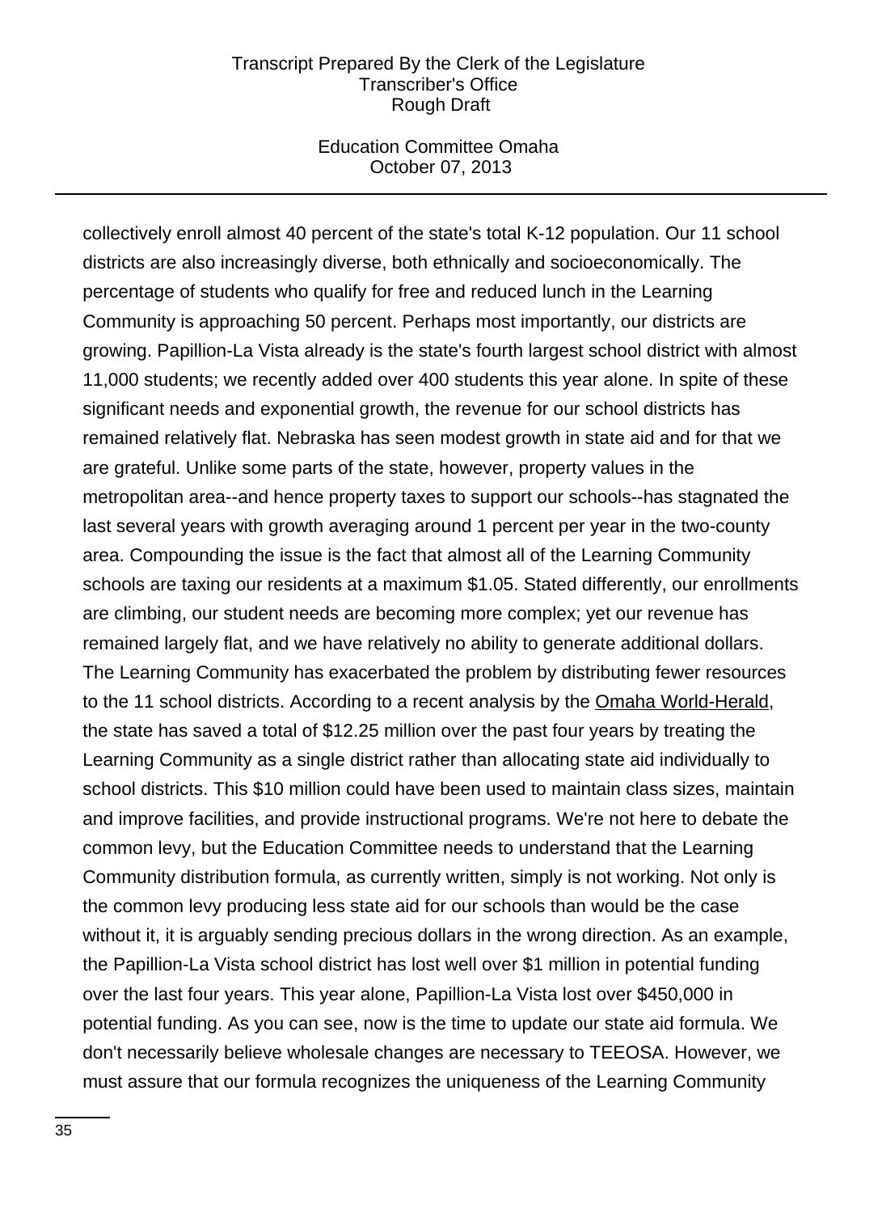collectively enroll almost 40 percent of the state's total K-12 population. Our 11 school districts are also increasingly diverse, both ethnically and socioeconomically. The percentage of students who qualify for free and reduced lunch in the Learning Community is approaching 50 percent. Perhaps most importantly, our districts are growing. Papillion-La Vista already is the state's fourth largest school district with almost 11,000 students; we recently added over 400 students this year alone. In spite of these significant needs and exponential growth, the revenue for our school districts has remained relatively flat. Nebraska has seen modest growth in state aid and for that we are grateful. Unlike some parts of the state, however, property values in the metropolitan area--and hence property taxes to support our schools--has stagnated the last several years with growth averaging around 1 percent per year in the two-county area. Compounding the issue is the fact that almost all of the Learning Community schools are taxing our residents at a maximum $1.05. Stated differently, our enrollments are climbing, our student needs are becoming more complex; yet our revenue has remained largely flat, and we have relatively no ability to generate additional dollars. The Learning Community has exacerbated the problem by distributing fewer resources to the 11 school districts. According to a recent analysis by the Omaha World-Herald, the state has saved a total of $12.25 million over the past four years by treating the Learning Community as a single district rather than allocating state aid individually to school districts. This $10 million could have been used to maintain class sizes, maintain and improve facilities, and provide instructional programs. We're not here to debate the common levy, but the Education Committee needs to understand that the Learning Community distribution formula, as currently written, simply is not working. Not only is the common levy producing less state aid for our schools than would be the case without it, it is arguably sending precious dollars in the wrong direction. As an example, the Papillion-La Vista school district has lost well over $1 million in potential funding over the last four years. This year alone, Papillion-La Vista lost over $450,000 in potential funding. As you can see, now is the time to update our state aid formula. We don't necessarily believe wholesale changes are necessary to TEEOSA. However, we must assure that our formula recognizes the uniqueness of the Learning Community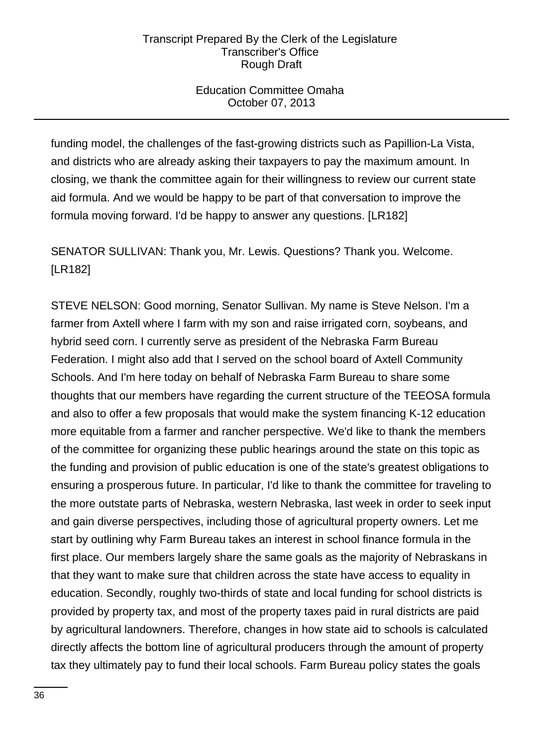funding model, the challenges of the fast-growing districts such as Papillion-La Vista, and districts who are already asking their taxpayers to pay the maximum amount. In closing, we thank the committee again for their willingness to review our current state aid formula. And we would be happy to be part of that conversation to improve the formula moving forward. I'd be happy to answer any questions. [LR182]

SENATOR SULLIVAN: Thank you, Mr. Lewis. Questions? Thank you. Welcome. [LR182]

STEVE NELSON: Good morning, Senator Sullivan. My name is Steve Nelson. I'm a farmer from Axtell where I farm with my son and raise irrigated corn, soybeans, and hybrid seed corn. I currently serve as president of the Nebraska Farm Bureau Federation. I might also add that I served on the school board of Axtell Community Schools. And I'm here today on behalf of Nebraska Farm Bureau to share some thoughts that our members have regarding the current structure of the TEEOSA formula and also to offer a few proposals that would make the system financing K-12 education more equitable from a farmer and rancher perspective. We'd like to thank the members of the committee for organizing these public hearings around the state on this topic as the funding and provision of public education is one of the state's greatest obligations to ensuring a prosperous future. In particular, I'd like to thank the committee for traveling to the more outstate parts of Nebraska, western Nebraska, last week in order to seek input and gain diverse perspectives, including those of agricultural property owners. Let me start by outlining why Farm Bureau takes an interest in school finance formula in the first place. Our members largely share the same goals as the majority of Nebraskans in that they want to make sure that children across the state have access to equality in education. Secondly, roughly two-thirds of state and local funding for school districts is provided by property tax, and most of the property taxes paid in rural districts are paid by agricultural landowners. Therefore, changes in how state aid to schools is calculated directly affects the bottom line of agricultural producers through the amount of property tax they ultimately pay to fund their local schools. Farm Bureau policy states the goals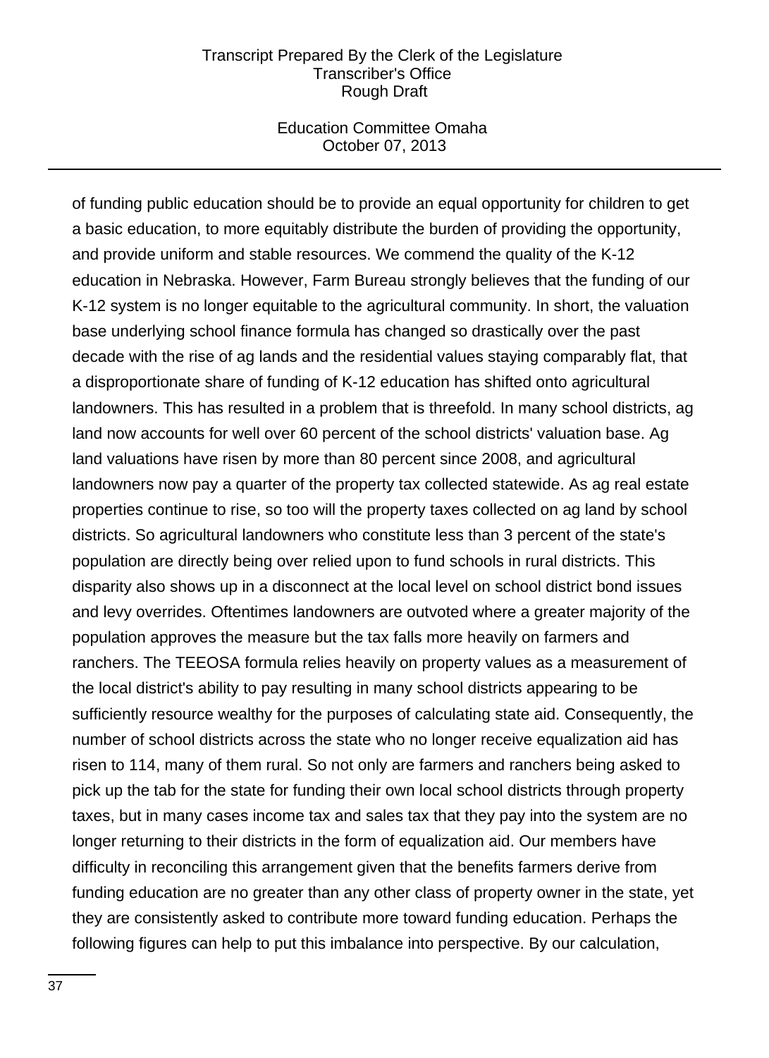of funding public education should be to provide an equal opportunity for children to get a basic education, to more equitably distribute the burden of providing the opportunity, and provide uniform and stable resources. We commend the quality of the K-12 education in Nebraska. However, Farm Bureau strongly believes that the funding of our K-12 system is no longer equitable to the agricultural community. In short, the valuation base underlying school finance formula has changed so drastically over the past decade with the rise of ag lands and the residential values staying comparably flat, that a disproportionate share of funding of K-12 education has shifted onto agricultural landowners. This has resulted in a problem that is threefold. In many school districts, ag land now accounts for well over 60 percent of the school districts' valuation base. Ag land valuations have risen by more than 80 percent since 2008, and agricultural landowners now pay a quarter of the property tax collected statewide. As ag real estate properties continue to rise, so too will the property taxes collected on ag land by school districts. So agricultural landowners who constitute less than 3 percent of the state's population are directly being over relied upon to fund schools in rural districts. This disparity also shows up in a disconnect at the local level on school district bond issues and levy overrides. Oftentimes landowners are outvoted where a greater majority of the population approves the measure but the tax falls more heavily on farmers and ranchers. The TEEOSA formula relies heavily on property values as a measurement of the local district's ability to pay resulting in many school districts appearing to be sufficiently resource wealthy for the purposes of calculating state aid. Consequently, the number of school districts across the state who no longer receive equalization aid has risen to 114, many of them rural. So not only are farmers and ranchers being asked to pick up the tab for the state for funding their own local school districts through property taxes, but in many cases income tax and sales tax that they pay into the system are no longer returning to their districts in the form of equalization aid. Our members have difficulty in reconciling this arrangement given that the benefits farmers derive from funding education are no greater than any other class of property owner in the state, yet they are consistently asked to contribute more toward funding education. Perhaps the following figures can help to put this imbalance into perspective. By our calculation,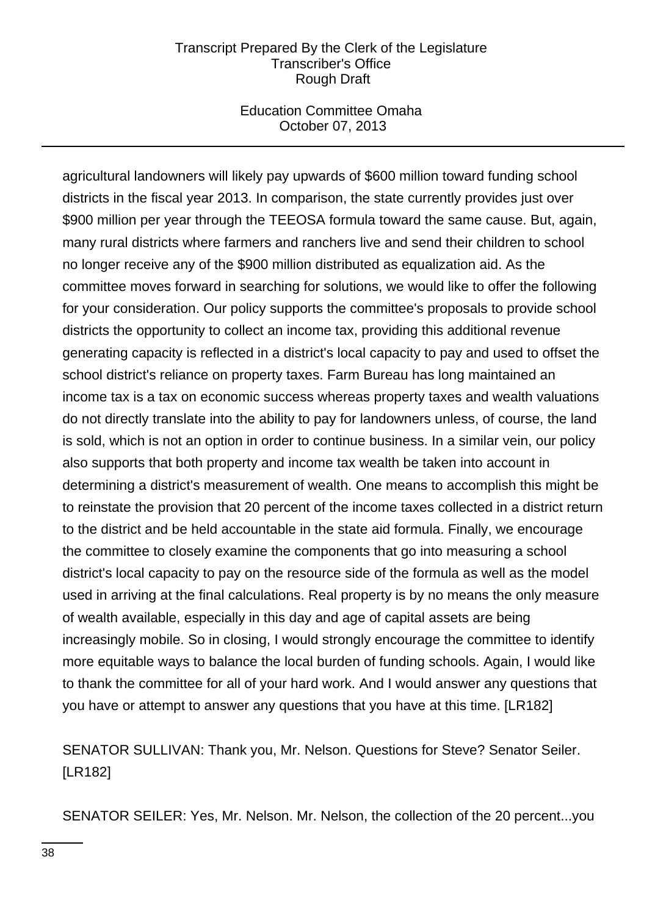agricultural landowners will likely pay upwards of $600 million toward funding school districts in the fiscal year 2013. In comparison, the state currently provides just over $900 million per year through the TEEOSA formula toward the same cause. But, again, many rural districts where farmers and ranchers live and send their children to school no longer receive any of the $900 million distributed as equalization aid. As the committee moves forward in searching for solutions, we would like to offer the following for your consideration. Our policy supports the committee's proposals to provide school districts the opportunity to collect an income tax, providing this additional revenue generating capacity is reflected in a district's local capacity to pay and used to offset the school district's reliance on property taxes. Farm Bureau has long maintained an income tax is a tax on economic success whereas property taxes and wealth valuations do not directly translate into the ability to pay for landowners unless, of course, the land is sold, which is not an option in order to continue business. In a similar vein, our policy also supports that both property and income tax wealth be taken into account in determining a district's measurement of wealth. One means to accomplish this might be to reinstate the provision that 20 percent of the income taxes collected in a district return to the district and be held accountable in the state aid formula. Finally, we encourage the committee to closely examine the components that go into measuring a school district's local capacity to pay on the resource side of the formula as well as the model used in arriving at the final calculations. Real property is by no means the only measure of wealth available, especially in this day and age of capital assets are being increasingly mobile. So in closing, I would strongly encourage the committee to identify more equitable ways to balance the local burden of funding schools. Again, I would like to thank the committee for all of your hard work. And I would answer any questions that you have or attempt to answer any questions that you have at this time. [LR182]

SENATOR SULLIVAN: Thank you, Mr. Nelson. Questions for Steve? Senator Seiler. [LR182]

SENATOR SEILER: Yes, Mr. Nelson. Mr. Nelson, the collection of the 20 percent...you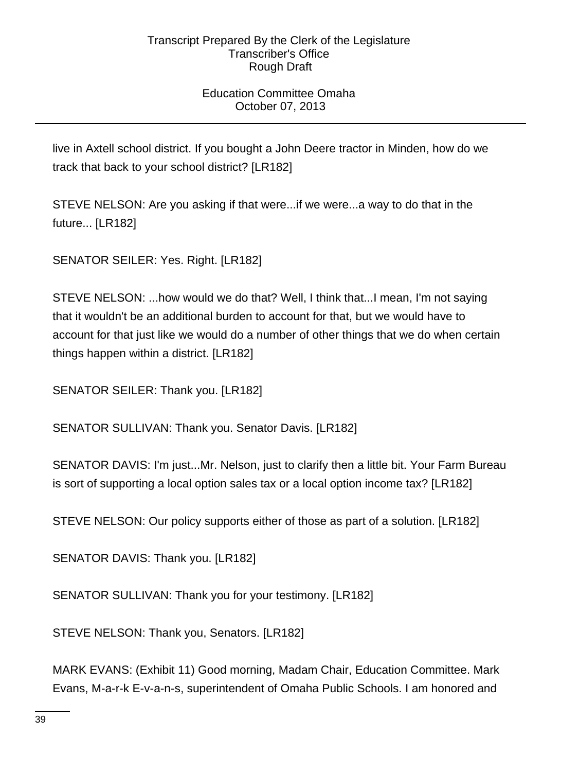live in Axtell school district. If you bought a John Deere tractor in Minden, how do we track that back to your school district? [LR182]

STEVE NELSON: Are you asking if that were...if we were...a way to do that in the future... [LR182]

SENATOR SEILER: Yes. Right. [LR182]

STEVE NELSON: ...how would we do that? Well, I think that...I mean, I'm not saying that it wouldn't be an additional burden to account for that, but we would have to account for that just like we would do a number of other things that we do when certain things happen within a district. [LR182]

SENATOR SEILER: Thank you. [LR182]

SENATOR SULLIVAN: Thank you. Senator Davis. [LR182]

SENATOR DAVIS: I'm just...Mr. Nelson, just to clarify then a little bit. Your Farm Bureau is sort of supporting a local option sales tax or a local option income tax? [LR182]

STEVE NELSON: Our policy supports either of those as part of a solution. [LR182]

SENATOR DAVIS: Thank you. [LR182]

SENATOR SULLIVAN: Thank you for your testimony. [LR182]

STEVE NELSON: Thank you, Senators. [LR182]

MARK EVANS: (Exhibit 11) Good morning, Madam Chair, Education Committee. Mark Evans, M-a-r-k E-v-a-n-s, superintendent of Omaha Public Schools. I am honored and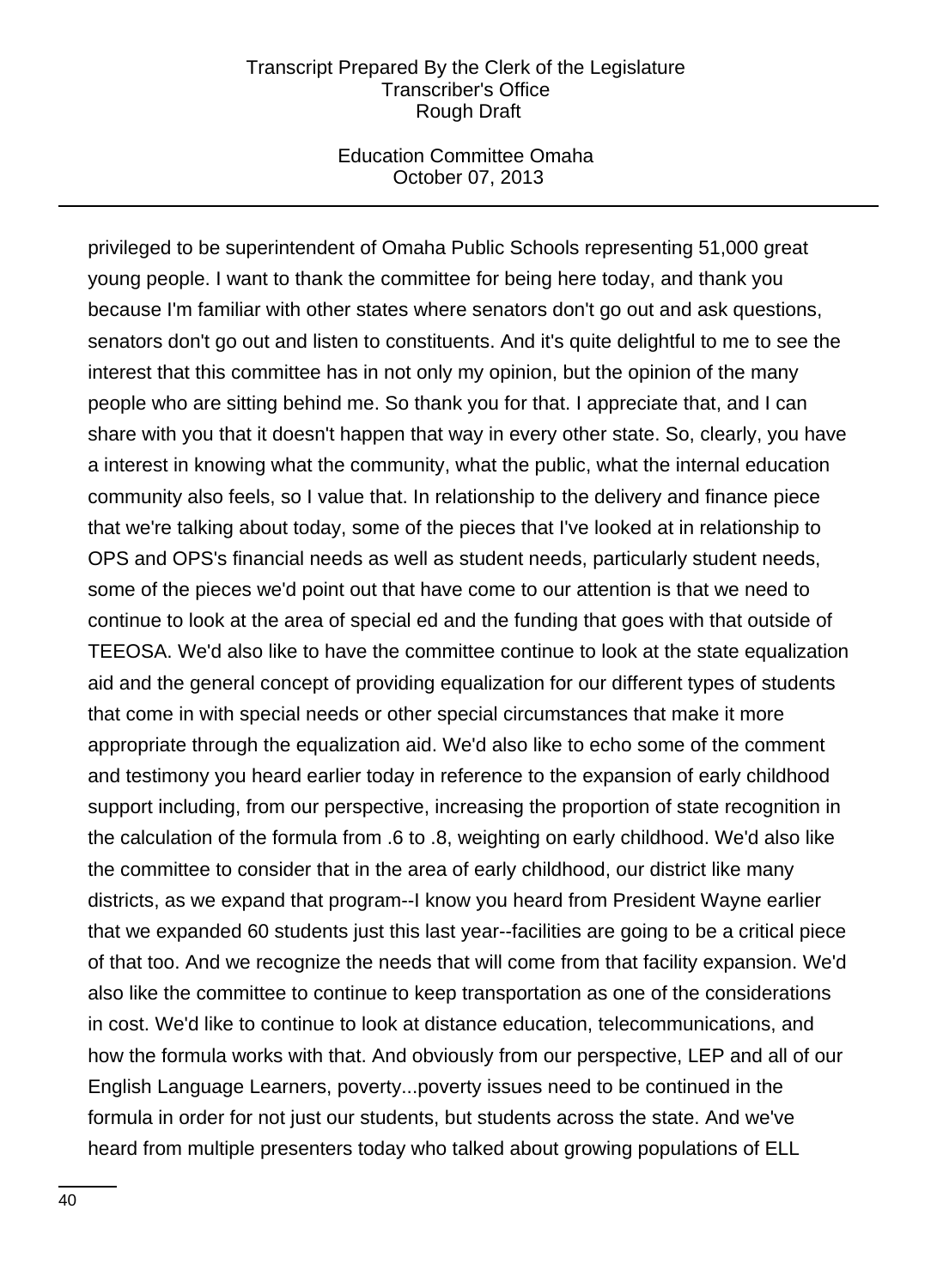privileged to be superintendent of Omaha Public Schools representing 51,000 great young people. I want to thank the committee for being here today, and thank you because I'm familiar with other states where senators don't go out and ask questions, senators don't go out and listen to constituents. And it's quite delightful to me to see the interest that this committee has in not only my opinion, but the opinion of the many people who are sitting behind me. So thank you for that. I appreciate that, and I can share with you that it doesn't happen that way in every other state. So, clearly, you have a interest in knowing what the community, what the public, what the internal education community also feels, so I value that. In relationship to the delivery and finance piece that we're talking about today, some of the pieces that I've looked at in relationship to OPS and OPS's financial needs as well as student needs, particularly student needs, some of the pieces we'd point out that have come to our attention is that we need to continue to look at the area of special ed and the funding that goes with that outside of TEEOSA. We'd also like to have the committee continue to look at the state equalization aid and the general concept of providing equalization for our different types of students that come in with special needs or other special circumstances that make it more appropriate through the equalization aid. We'd also like to echo some of the comment and testimony you heard earlier today in reference to the expansion of early childhood support including, from our perspective, increasing the proportion of state recognition in the calculation of the formula from .6 to .8, weighting on early childhood. We'd also like the committee to consider that in the area of early childhood, our district like many districts, as we expand that program--I know you heard from President Wayne earlier that we expanded 60 students just this last year--facilities are going to be a critical piece of that too. And we recognize the needs that will come from that facility expansion. We'd also like the committee to continue to keep transportation as one of the considerations in cost. We'd like to continue to look at distance education, telecommunications, and how the formula works with that. And obviously from our perspective, LEP and all of our English Language Learners, poverty...poverty issues need to be continued in the formula in order for not just our students, but students across the state. And we've heard from multiple presenters today who talked about growing populations of ELL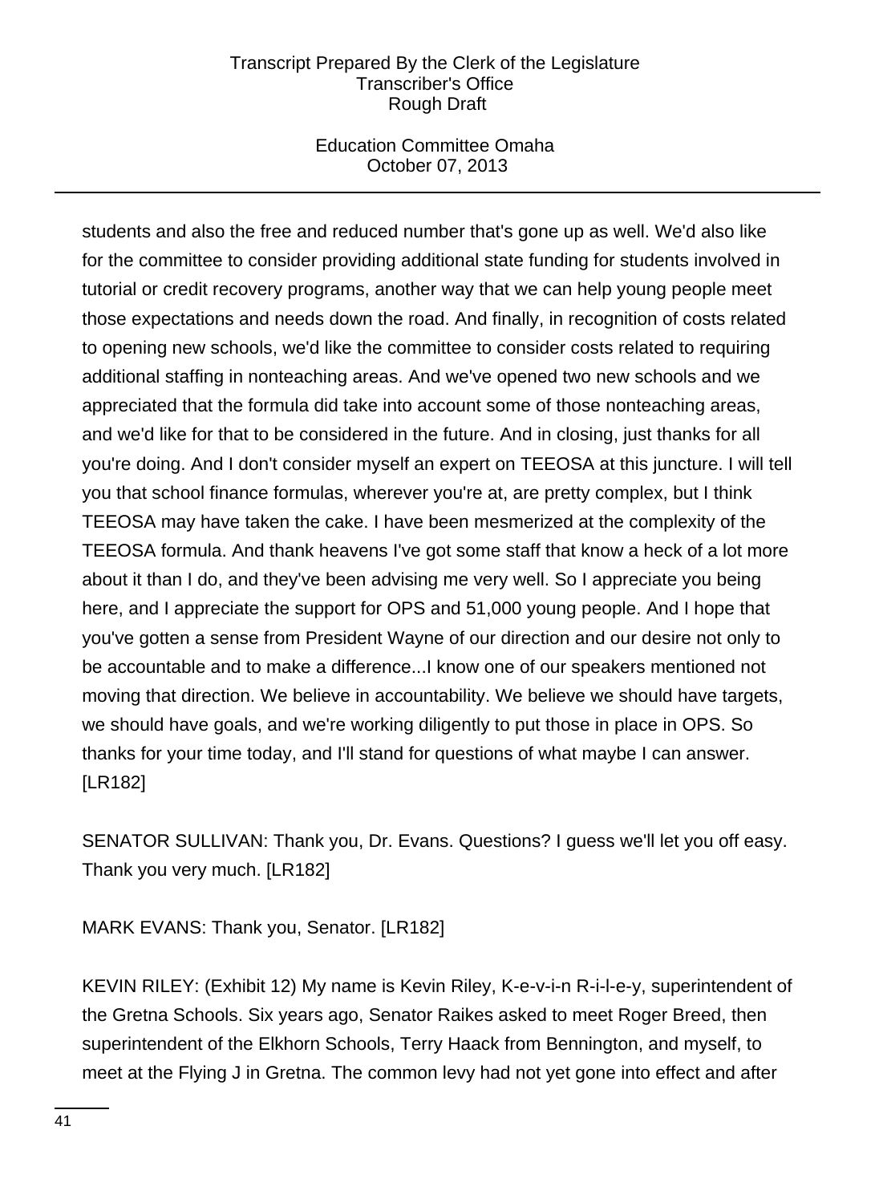students and also the free and reduced number that's gone up as well. We'd also like for the committee to consider providing additional state funding for students involved in tutorial or credit recovery programs, another way that we can help young people meet those expectations and needs down the road. And finally, in recognition of costs related to opening new schools, we'd like the committee to consider costs related to requiring additional staffing in nonteaching areas. And we've opened two new schools and we appreciated that the formula did take into account some of those nonteaching areas, and we'd like for that to be considered in the future. And in closing, just thanks for all you're doing. And I don't consider myself an expert on TEEOSA at this juncture. I will tell you that school finance formulas, wherever you're at, are pretty complex, but I think TEEOSA may have taken the cake. I have been mesmerized at the complexity of the TEEOSA formula. And thank heavens I've got some staff that know a heck of a lot more about it than I do, and they've been advising me very well. So I appreciate you being here, and I appreciate the support for OPS and 51,000 young people. And I hope that you've gotten a sense from President Wayne of our direction and our desire not only to be accountable and to make a difference...I know one of our speakers mentioned not moving that direction. We believe in accountability. We believe we should have targets, we should have goals, and we're working diligently to put those in place in OPS. So thanks for your time today, and I'll stand for questions of what maybe I can answer. [LR182]

SENATOR SULLIVAN: Thank you, Dr. Evans. Questions? I guess we'll let you off easy. Thank you very much. [LR182]

MARK EVANS: Thank you, Senator. [LR182]

KEVIN RILEY: (Exhibit 12) My name is Kevin Riley, K-e-v-i-n R-i-l-e-y, superintendent of the Gretna Schools. Six years ago, Senator Raikes asked to meet Roger Breed, then superintendent of the Elkhorn Schools, Terry Haack from Bennington, and myself, to meet at the Flying J in Gretna. The common levy had not yet gone into effect and after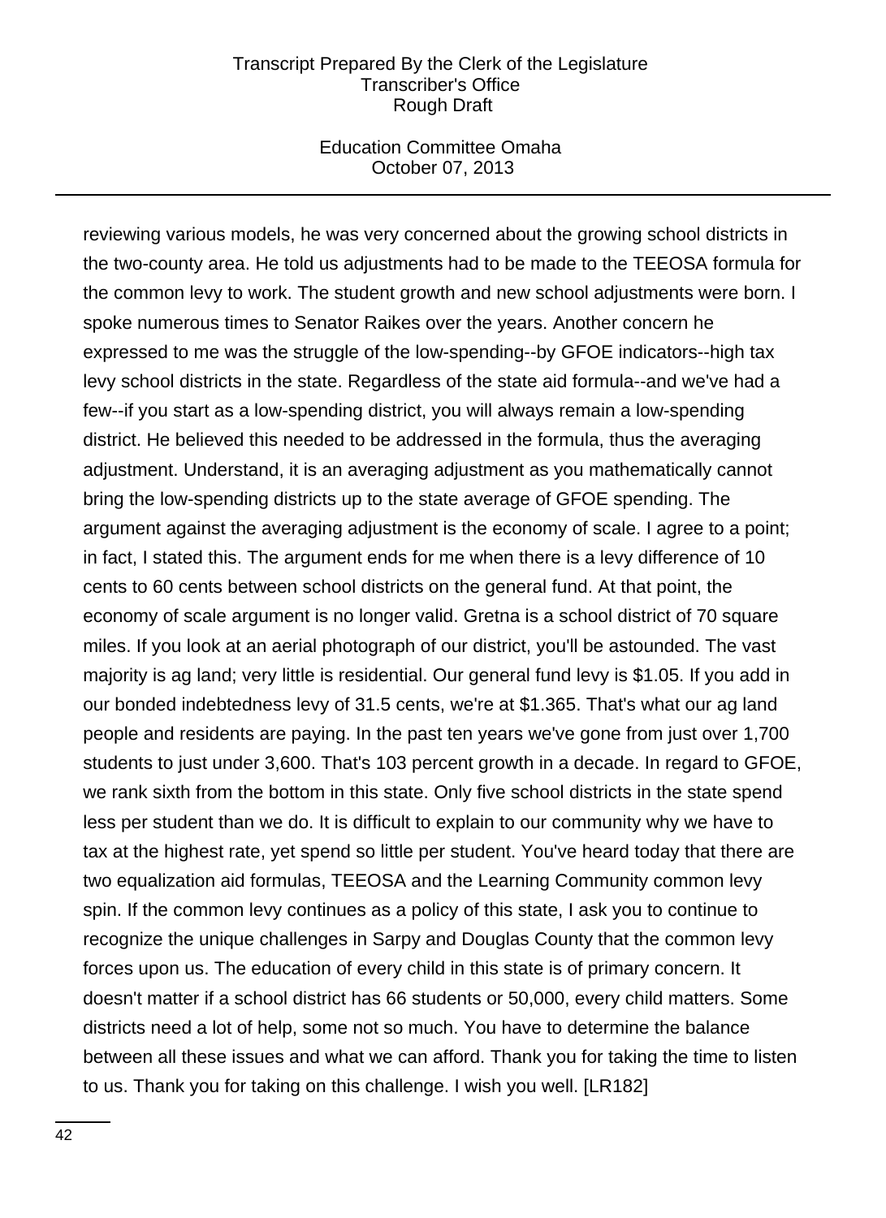reviewing various models, he was very concerned about the growing school districts in the two-county area. He told us adjustments had to be made to the TEEOSA formula for the common levy to work. The student growth and new school adjustments were born. I spoke numerous times to Senator Raikes over the years. Another concern he expressed to me was the struggle of the low-spending--by GFOE indicators--high tax levy school districts in the state. Regardless of the state aid formula--and we've had a few--if you start as a low-spending district, you will always remain a low-spending district. He believed this needed to be addressed in the formula, thus the averaging adjustment. Understand, it is an averaging adjustment as you mathematically cannot bring the low-spending districts up to the state average of GFOE spending. The argument against the averaging adjustment is the economy of scale. I agree to a point; in fact, I stated this. The argument ends for me when there is a levy difference of 10 cents to 60 cents between school districts on the general fund. At that point, the economy of scale argument is no longer valid. Gretna is a school district of 70 square miles. If you look at an aerial photograph of our district, you'll be astounded. The vast majority is ag land; very little is residential. Our general fund levy is $1.05. If you add in our bonded indebtedness levy of 31.5 cents, we're at $1.365. That's what our ag land people and residents are paying. In the past ten years we've gone from just over 1,700 students to just under 3,600. That's 103 percent growth in a decade. In regard to GFOE, we rank sixth from the bottom in this state. Only five school districts in the state spend less per student than we do. It is difficult to explain to our community why we have to tax at the highest rate, yet spend so little per student. You've heard today that there are two equalization aid formulas, TEEOSA and the Learning Community common levy spin. If the common levy continues as a policy of this state, I ask you to continue to recognize the unique challenges in Sarpy and Douglas County that the common levy forces upon us. The education of every child in this state is of primary concern. It doesn't matter if a school district has 66 students or 50,000, every child matters. Some districts need a lot of help, some not so much. You have to determine the balance between all these issues and what we can afford. Thank you for taking the time to listen to us. Thank you for taking on this challenge. I wish you well. [LR182]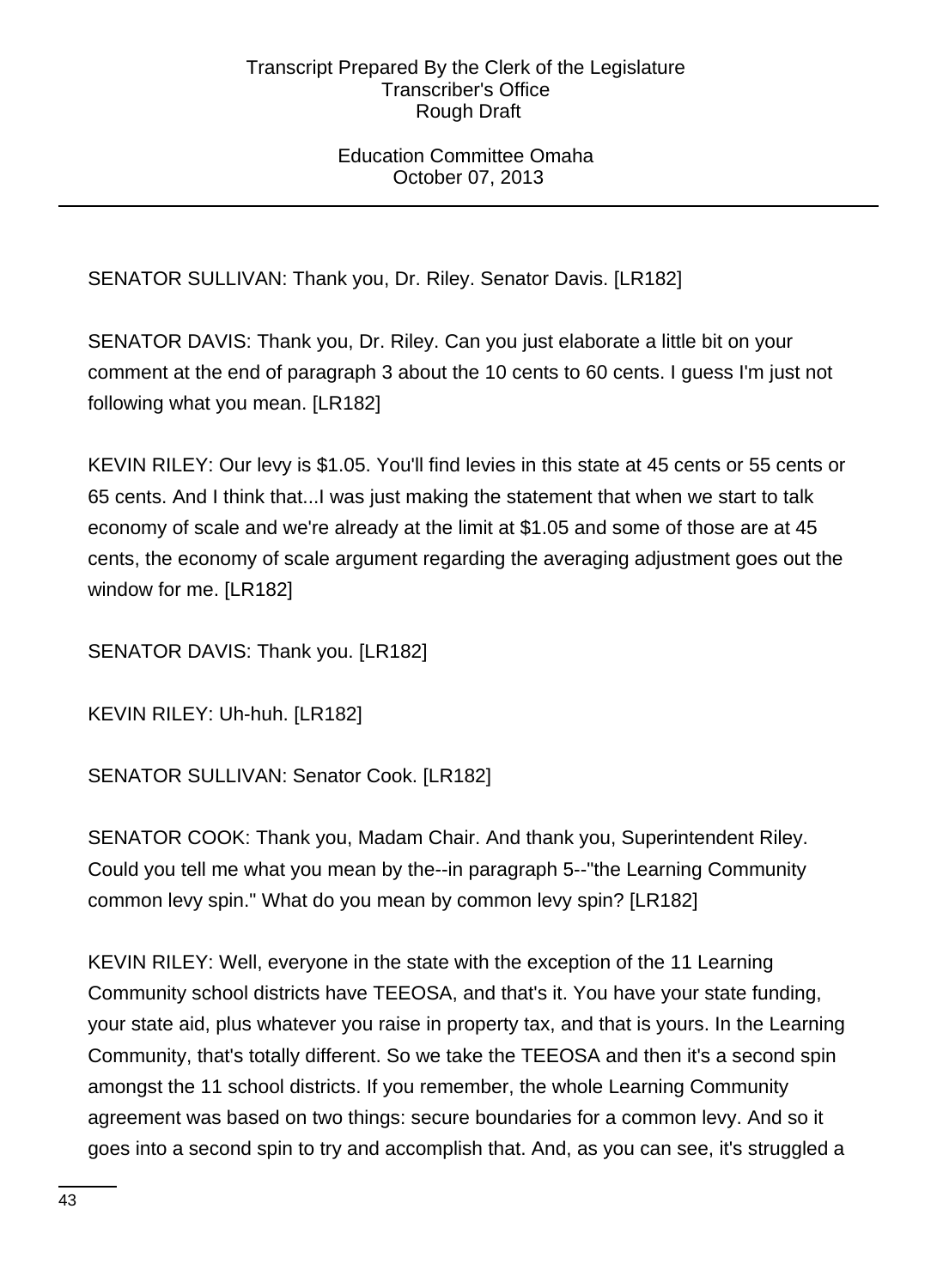SENATOR SULLIVAN: Thank you, Dr. Riley. Senator Davis. [LR182]

SENATOR DAVIS: Thank you, Dr. Riley. Can you just elaborate a little bit on your comment at the end of paragraph 3 about the 10 cents to 60 cents. I guess I'm just not following what you mean. [LR182]

KEVIN RILEY: Our levy is $1.05. You'll find levies in this state at 45 cents or 55 cents or 65 cents. And I think that...I was just making the statement that when we start to talk economy of scale and we're already at the limit at $1.05 and some of those are at 45 cents, the economy of scale argument regarding the averaging adjustment goes out the window for me. [LR182]

SENATOR DAVIS: Thank you. [LR182]

KEVIN RILEY: Uh-huh. [LR182]

SENATOR SULLIVAN: Senator Cook. [LR182]

SENATOR COOK: Thank you, Madam Chair. And thank you, Superintendent Riley. Could you tell me what you mean by the--in paragraph 5--"the Learning Community common levy spin." What do you mean by common levy spin? [LR182]

KEVIN RILEY: Well, everyone in the state with the exception of the 11 Learning Community school districts have TEEOSA, and that's it. You have your state funding, your state aid, plus whatever you raise in property tax, and that is yours. In the Learning Community, that's totally different. So we take the TEEOSA and then it's a second spin amongst the 11 school districts. If you remember, the whole Learning Community agreement was based on two things: secure boundaries for a common levy. And so it goes into a second spin to try and accomplish that. And, as you can see, it's struggled a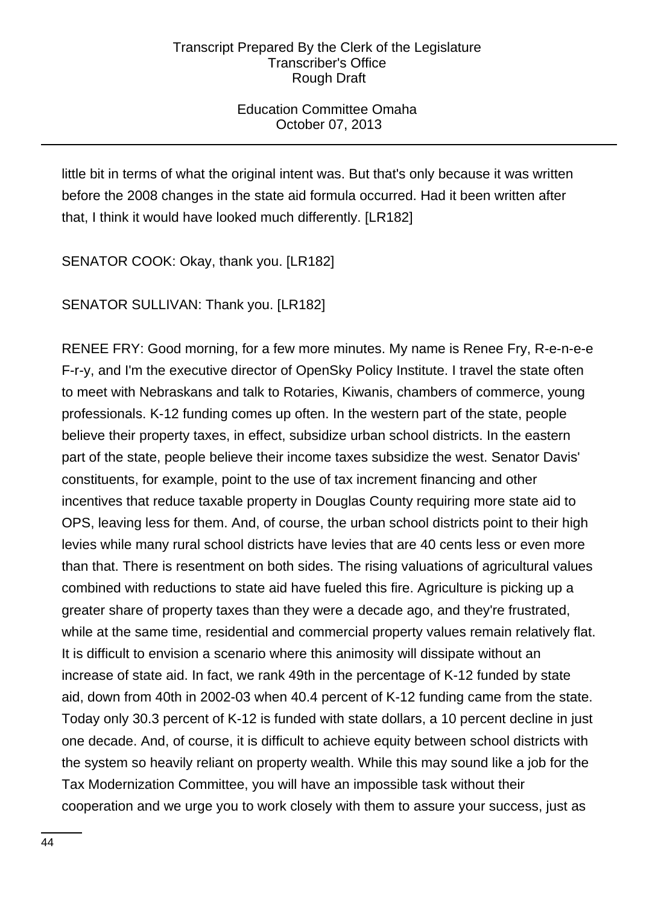little bit in terms of what the original intent was. But that's only because it was written before the 2008 changes in the state aid formula occurred. Had it been written after that, I think it would have looked much differently. [LR182]

SENATOR COOK: Okay, thank you. [LR182]

SENATOR SULLIVAN: Thank you. [LR182]

RENEE FRY: Good morning, for a few more minutes. My name is Renee Fry, R-e-n-e-e F-r-y, and I'm the executive director of OpenSky Policy Institute. I travel the state often to meet with Nebraskans and talk to Rotaries, Kiwanis, chambers of commerce, young professionals. K-12 funding comes up often. In the western part of the state, people believe their property taxes, in effect, subsidize urban school districts. In the eastern part of the state, people believe their income taxes subsidize the west. Senator Davis' constituents, for example, point to the use of tax increment financing and other incentives that reduce taxable property in Douglas County requiring more state aid to OPS, leaving less for them. And, of course, the urban school districts point to their high levies while many rural school districts have levies that are 40 cents less or even more than that. There is resentment on both sides. The rising valuations of agricultural values combined with reductions to state aid have fueled this fire. Agriculture is picking up a greater share of property taxes than they were a decade ago, and they're frustrated, while at the same time, residential and commercial property values remain relatively flat. It is difficult to envision a scenario where this animosity will dissipate without an increase of state aid. In fact, we rank 49th in the percentage of K-12 funded by state aid, down from 40th in 2002-03 when 40.4 percent of K-12 funding came from the state. Today only 30.3 percent of K-12 is funded with state dollars, a 10 percent decline in just one decade. And, of course, it is difficult to achieve equity between school districts with the system so heavily reliant on property wealth. While this may sound like a job for the Tax Modernization Committee, you will have an impossible task without their cooperation and we urge you to work closely with them to assure your success, just as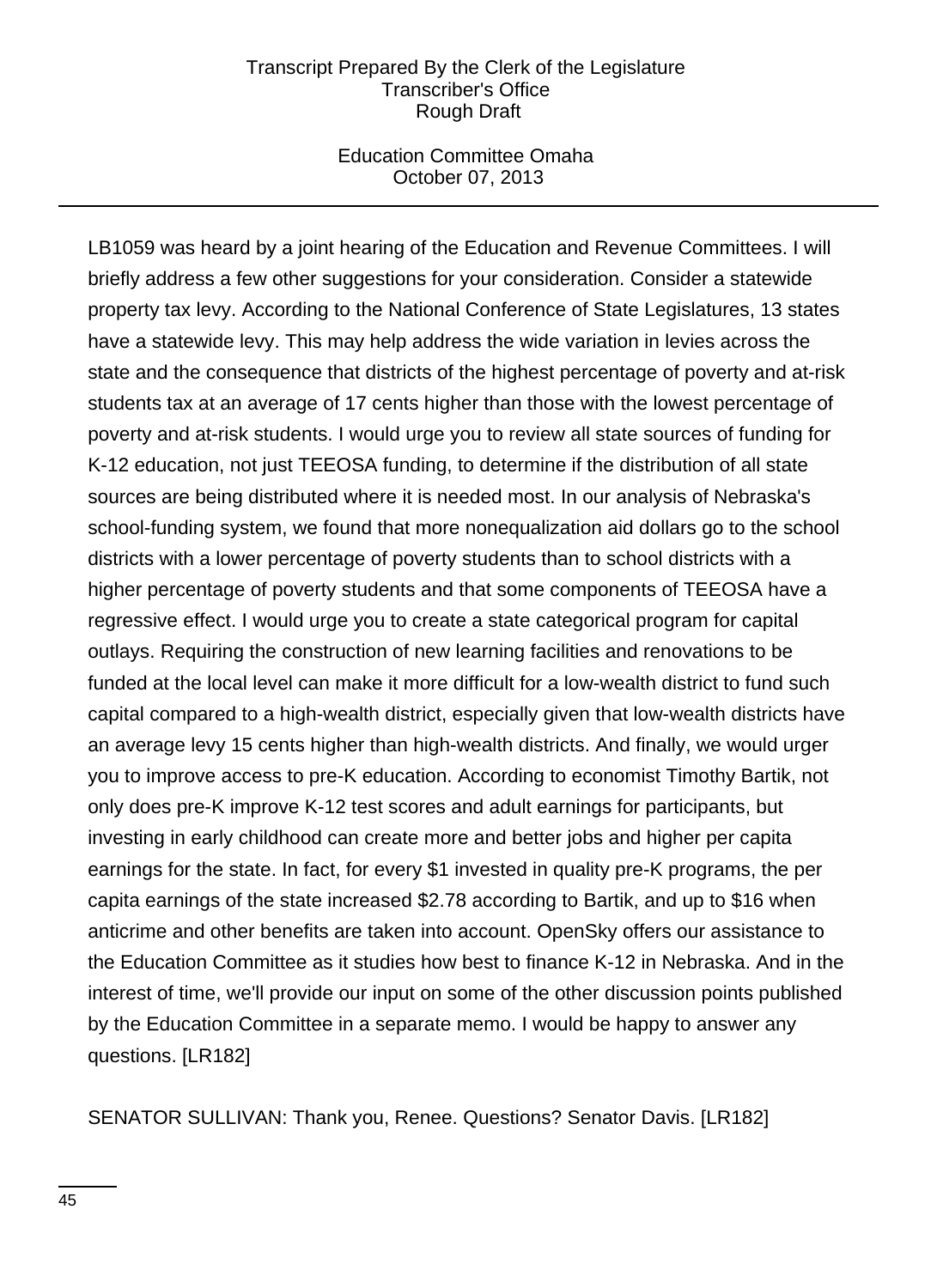LB1059 was heard by a joint hearing of the Education and Revenue Committees. I will briefly address a few other suggestions for your consideration. Consider a statewide property tax levy. According to the National Conference of State Legislatures, 13 states have a statewide levy. This may help address the wide variation in levies across the state and the consequence that districts of the highest percentage of poverty and at-risk students tax at an average of 17 cents higher than those with the lowest percentage of poverty and at-risk students. I would urge you to review all state sources of funding for K-12 education, not just TEEOSA funding, to determine if the distribution of all state sources are being distributed where it is needed most. In our analysis of Nebraska's school-funding system, we found that more nonequalization aid dollars go to the school districts with a lower percentage of poverty students than to school districts with a higher percentage of poverty students and that some components of TEEOSA have a regressive effect. I would urge you to create a state categorical program for capital outlays. Requiring the construction of new learning facilities and renovations to be funded at the local level can make it more difficult for a low-wealth district to fund such capital compared to a high-wealth district, especially given that low-wealth districts have an average levy 15 cents higher than high-wealth districts. And finally, we would urger you to improve access to pre-K education. According to economist Timothy Bartik, not only does pre-K improve K-12 test scores and adult earnings for participants, but investing in early childhood can create more and better jobs and higher per capita earnings for the state. In fact, for every $1 invested in quality pre-K programs, the per capita earnings of the state increased $2.78 according to Bartik, and up to $16 when anticrime and other benefits are taken into account. OpenSky offers our assistance to the Education Committee as it studies how best to finance K-12 in Nebraska. And in the interest of time, we'll provide our input on some of the other discussion points published by the Education Committee in a separate memo. I would be happy to answer any questions. [LR182]

SENATOR SULLIVAN: Thank you, Renee. Questions? Senator Davis. [LR182]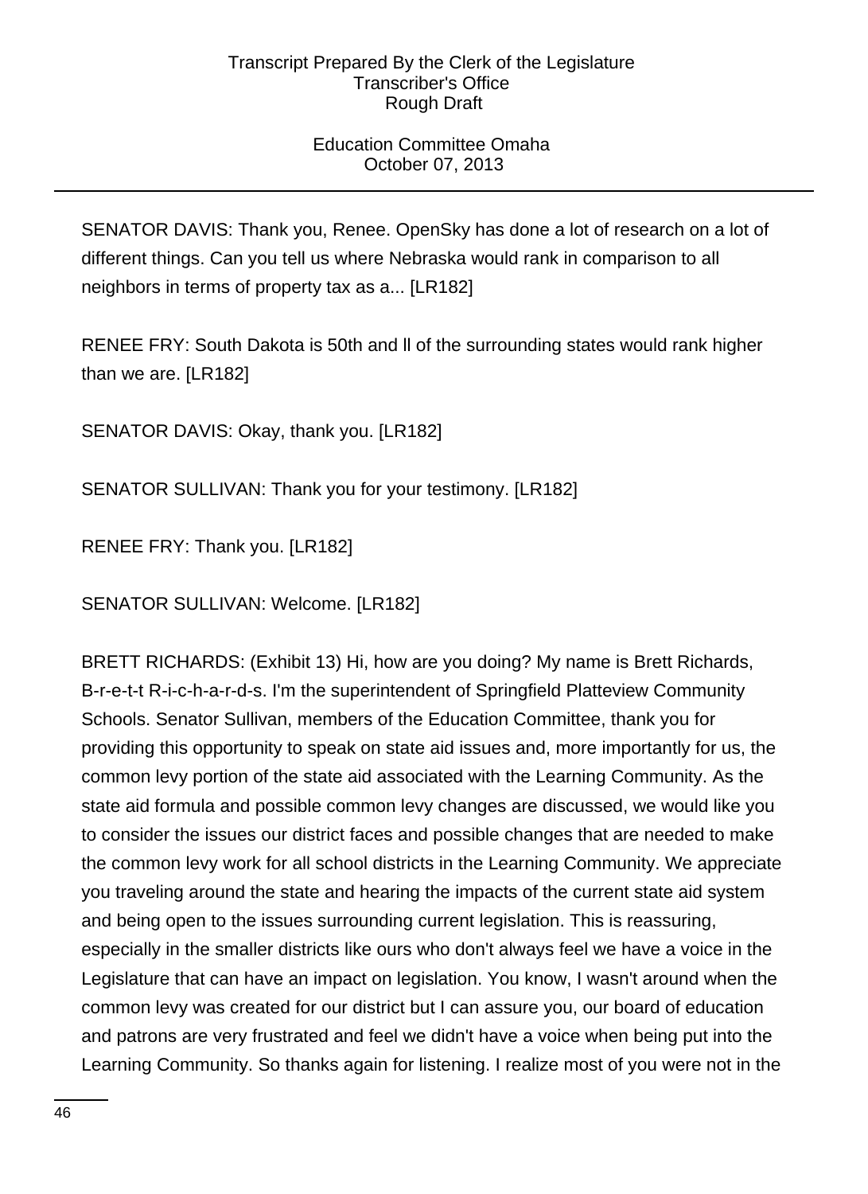SENATOR DAVIS: Thank you, Renee. OpenSky has done a lot of research on a lot of different things. Can you tell us where Nebraska would rank in comparison to all neighbors in terms of property tax as a... [LR182]

RENEE FRY: South Dakota is 50th and ll of the surrounding states would rank higher than we are. [LR182]

SENATOR DAVIS: Okay, thank you. [LR182]

SENATOR SULLIVAN: Thank you for your testimony. [LR182]

RENEE FRY: Thank you. [LR182]

SENATOR SULLIVAN: Welcome. [LR182]

BRETT RICHARDS: (Exhibit 13) Hi, how are you doing? My name is Brett Richards, B-r-e-t-t R-i-c-h-a-r-d-s. I'm the superintendent of Springfield Platteview Community Schools. Senator Sullivan, members of the Education Committee, thank you for providing this opportunity to speak on state aid issues and, more importantly for us, the common levy portion of the state aid associated with the Learning Community. As the state aid formula and possible common levy changes are discussed, we would like you to consider the issues our district faces and possible changes that are needed to make the common levy work for all school districts in the Learning Community. We appreciate you traveling around the state and hearing the impacts of the current state aid system and being open to the issues surrounding current legislation. This is reassuring, especially in the smaller districts like ours who don't always feel we have a voice in the Legislature that can have an impact on legislation. You know, I wasn't around when the common levy was created for our district but I can assure you, our board of education and patrons are very frustrated and feel we didn't have a voice when being put into the Learning Community. So thanks again for listening. I realize most of you were not in the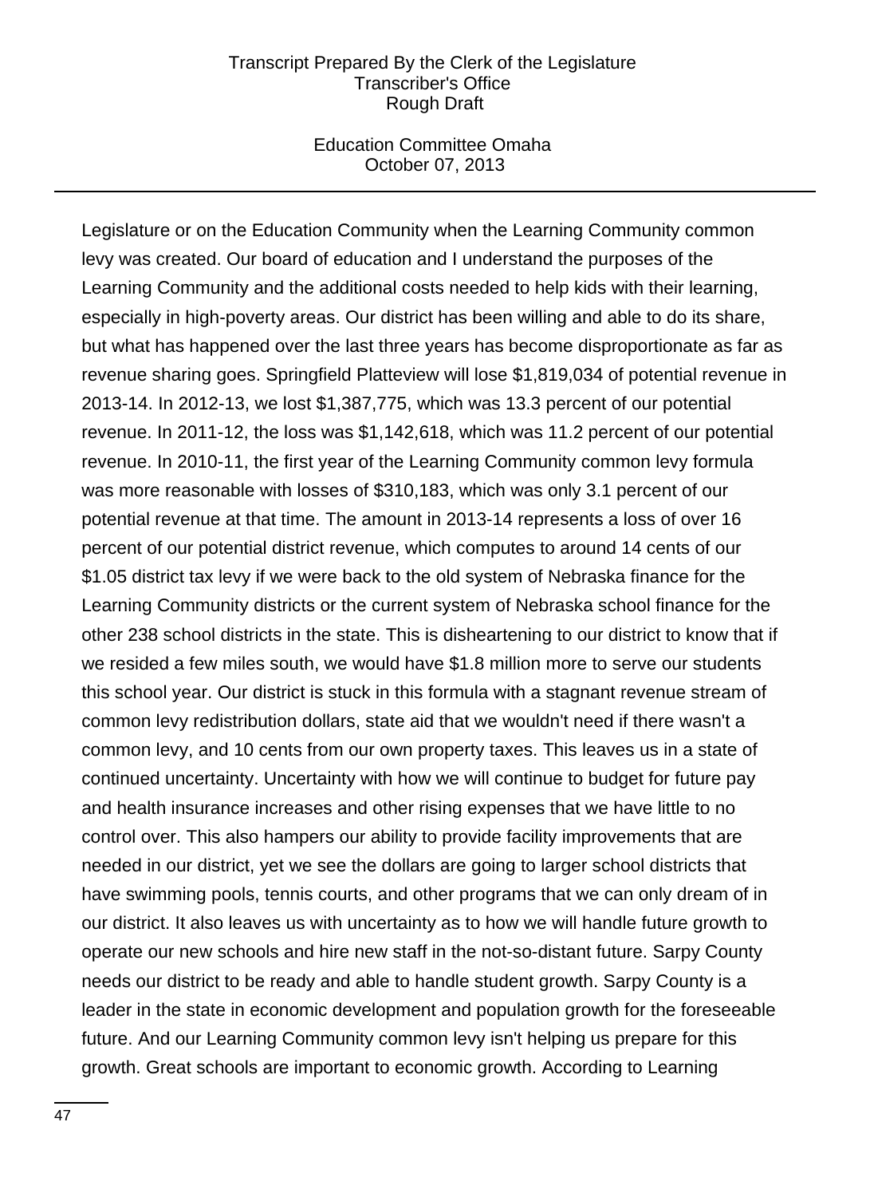Legislature or on the Education Community when the Learning Community common levy was created. Our board of education and I understand the purposes of the Learning Community and the additional costs needed to help kids with their learning, especially in high-poverty areas. Our district has been willing and able to do its share, but what has happened over the last three years has become disproportionate as far as revenue sharing goes. Springfield Platteview will lose $1,819,034 of potential revenue in 2013-14. In 2012-13, we lost $1,387,775, which was 13.3 percent of our potential revenue. In 2011-12, the loss was $1,142,618, which was 11.2 percent of our potential revenue. In 2010-11, the first year of the Learning Community common levy formula was more reasonable with losses of $310,183, which was only 3.1 percent of our potential revenue at that time. The amount in 2013-14 represents a loss of over 16 percent of our potential district revenue, which computes to around 14 cents of our $1.05 district tax levy if we were back to the old system of Nebraska finance for the Learning Community districts or the current system of Nebraska school finance for the other 238 school districts in the state. This is disheartening to our district to know that if we resided a few miles south, we would have $1.8 million more to serve our students this school year. Our district is stuck in this formula with a stagnant revenue stream of common levy redistribution dollars, state aid that we wouldn't need if there wasn't a common levy, and 10 cents from our own property taxes. This leaves us in a state of continued uncertainty. Uncertainty with how we will continue to budget for future pay and health insurance increases and other rising expenses that we have little to no control over. This also hampers our ability to provide facility improvements that are needed in our district, yet we see the dollars are going to larger school districts that have swimming pools, tennis courts, and other programs that we can only dream of in our district. It also leaves us with uncertainty as to how we will handle future growth to operate our new schools and hire new staff in the not-so-distant future. Sarpy County needs our district to be ready and able to handle student growth. Sarpy County is a leader in the state in economic development and population growth for the foreseeable future. And our Learning Community common levy isn't helping us prepare for this growth. Great schools are important to economic growth. According to Learning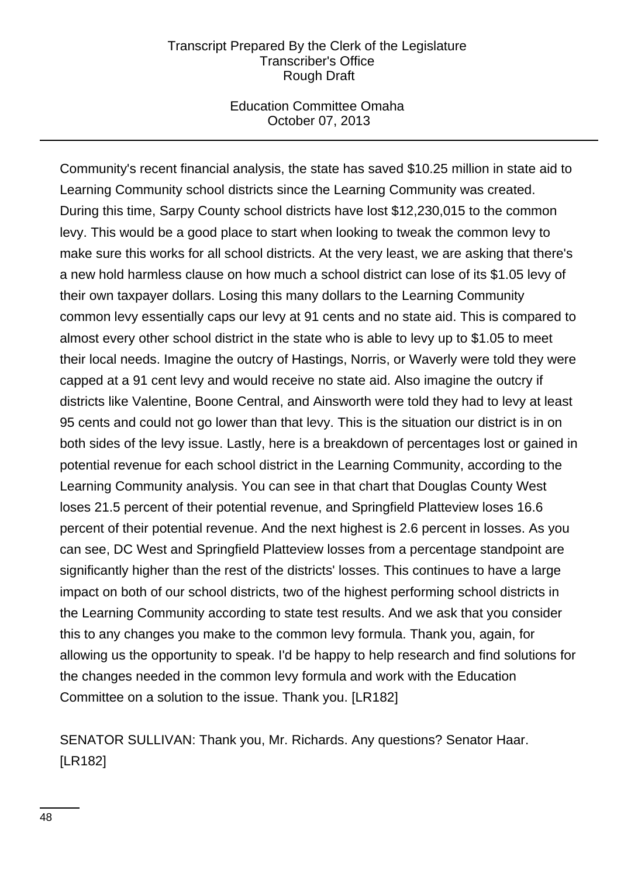Community's recent financial analysis, the state has saved $10.25 million in state aid to Learning Community school districts since the Learning Community was created. During this time, Sarpy County school districts have lost $12,230,015 to the common levy. This would be a good place to start when looking to tweak the common levy to make sure this works for all school districts. At the very least, we are asking that there's a new hold harmless clause on how much a school district can lose of its $1.05 levy of their own taxpayer dollars. Losing this many dollars to the Learning Community common levy essentially caps our levy at 91 cents and no state aid. This is compared to almost every other school district in the state who is able to levy up to $1.05 to meet their local needs. Imagine the outcry of Hastings, Norris, or Waverly were told they were capped at a 91 cent levy and would receive no state aid. Also imagine the outcry if districts like Valentine, Boone Central, and Ainsworth were told they had to levy at least 95 cents and could not go lower than that levy. This is the situation our district is in on both sides of the levy issue. Lastly, here is a breakdown of percentages lost or gained in potential revenue for each school district in the Learning Community, according to the Learning Community analysis. You can see in that chart that Douglas County West loses 21.5 percent of their potential revenue, and Springfield Platteview loses 16.6 percent of their potential revenue. And the next highest is 2.6 percent in losses. As you can see, DC West and Springfield Platteview losses from a percentage standpoint are significantly higher than the rest of the districts' losses. This continues to have a large impact on both of our school districts, two of the highest performing school districts in the Learning Community according to state test results. And we ask that you consider this to any changes you make to the common levy formula. Thank you, again, for allowing us the opportunity to speak. I'd be happy to help research and find solutions for the changes needed in the common levy formula and work with the Education Committee on a solution to the issue. Thank you. [LR182]

SENATOR SULLIVAN: Thank you, Mr. Richards. Any questions? Senator Haar. [LR182]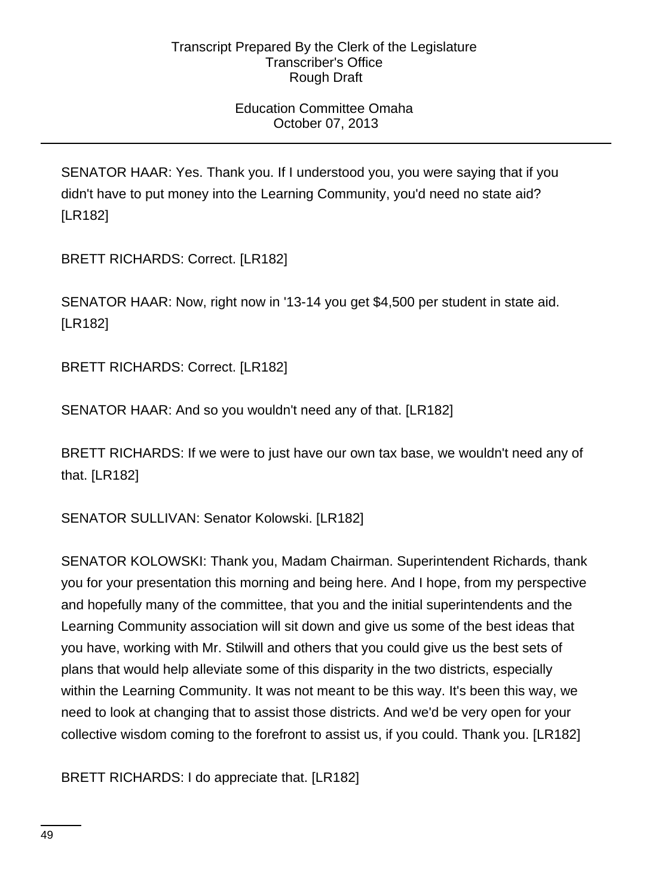SENATOR HAAR: Yes. Thank you. If I understood you, you were saying that if you didn't have to put money into the Learning Community, you'd need no state aid? [LR182]

BRETT RICHARDS: Correct. [LR182]

SENATOR HAAR: Now, right now in '13-14 you get $4,500 per student in state aid. [LR182]

BRETT RICHARDS: Correct. [LR182]

SENATOR HAAR: And so you wouldn't need any of that. [LR182]

BRETT RICHARDS: If we were to just have our own tax base, we wouldn't need any of that. [LR182]

SENATOR SULLIVAN: Senator Kolowski. [LR182]

SENATOR KOLOWSKI: Thank you, Madam Chairman. Superintendent Richards, thank you for your presentation this morning and being here. And I hope, from my perspective and hopefully many of the committee, that you and the initial superintendents and the Learning Community association will sit down and give us some of the best ideas that you have, working with Mr. Stilwill and others that you could give us the best sets of plans that would help alleviate some of this disparity in the two districts, especially within the Learning Community. It was not meant to be this way. It's been this way, we need to look at changing that to assist those districts. And we'd be very open for your collective wisdom coming to the forefront to assist us, if you could. Thank you. [LR182]

BRETT RICHARDS: I do appreciate that. [LR182]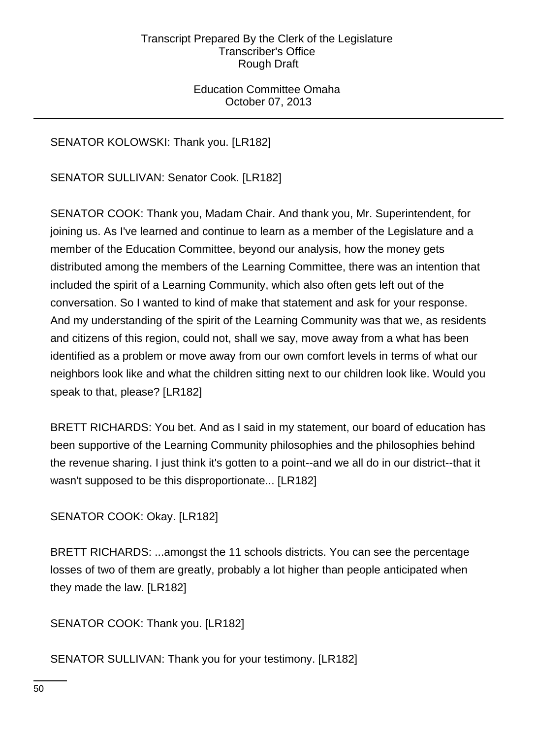SENATOR KOLOWSKI: Thank you. [LR182]

SENATOR SULLIVAN: Senator Cook. [LR182]

SENATOR COOK: Thank you, Madam Chair. And thank you, Mr. Superintendent, for joining us. As I've learned and continue to learn as a member of the Legislature and a member of the Education Committee, beyond our analysis, how the money gets distributed among the members of the Learning Committee, there was an intention that included the spirit of a Learning Community, which also often gets left out of the conversation. So I wanted to kind of make that statement and ask for your response. And my understanding of the spirit of the Learning Community was that we, as residents and citizens of this region, could not, shall we say, move away from a what has been identified as a problem or move away from our own comfort levels in terms of what our neighbors look like and what the children sitting next to our children look like. Would you speak to that, please? [LR182]

BRETT RICHARDS: You bet. And as I said in my statement, our board of education has been supportive of the Learning Community philosophies and the philosophies behind the revenue sharing. I just think it's gotten to a point--and we all do in our district--that it wasn't supposed to be this disproportionate... [LR182]

SENATOR COOK: Okay. [LR182]

BRETT RICHARDS: ...amongst the 11 schools districts. You can see the percentage losses of two of them are greatly, probably a lot higher than people anticipated when they made the law. [LR182]

SENATOR COOK: Thank you. [LR182]

SENATOR SULLIVAN: Thank you for your testimony. [LR182]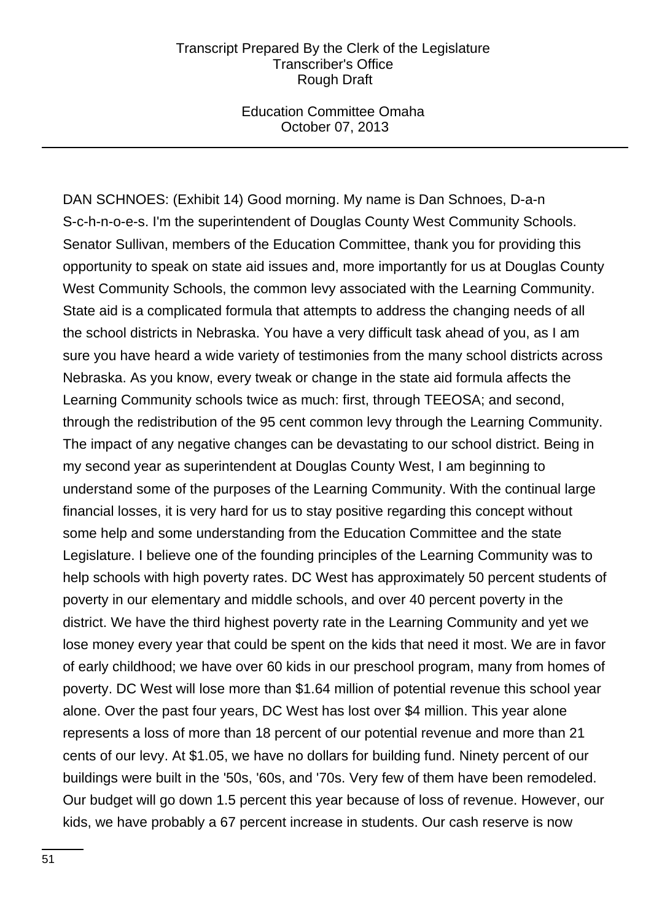DAN SCHNOES: (Exhibit 14) Good morning. My name is Dan Schnoes, D-a-n S-c-h-n-o-e-s. I'm the superintendent of Douglas County West Community Schools. Senator Sullivan, members of the Education Committee, thank you for providing this opportunity to speak on state aid issues and, more importantly for us at Douglas County West Community Schools, the common levy associated with the Learning Community. State aid is a complicated formula that attempts to address the changing needs of all the school districts in Nebraska. You have a very difficult task ahead of you, as I am sure you have heard a wide variety of testimonies from the many school districts across Nebraska. As you know, every tweak or change in the state aid formula affects the Learning Community schools twice as much: first, through TEEOSA; and second, through the redistribution of the 95 cent common levy through the Learning Community. The impact of any negative changes can be devastating to our school district. Being in my second year as superintendent at Douglas County West, I am beginning to understand some of the purposes of the Learning Community. With the continual large financial losses, it is very hard for us to stay positive regarding this concept without some help and some understanding from the Education Committee and the state Legislature. I believe one of the founding principles of the Learning Community was to help schools with high poverty rates. DC West has approximately 50 percent students of poverty in our elementary and middle schools, and over 40 percent poverty in the district. We have the third highest poverty rate in the Learning Community and yet we lose money every year that could be spent on the kids that need it most. We are in favor of early childhood; we have over 60 kids in our preschool program, many from homes of poverty. DC West will lose more than $1.64 million of potential revenue this school year alone. Over the past four years, DC West has lost over $4 million. This year alone represents a loss of more than 18 percent of our potential revenue and more than 21 cents of our levy. At $1.05, we have no dollars for building fund. Ninety percent of our buildings were built in the '50s, '60s, and '70s. Very few of them have been remodeled. Our budget will go down 1.5 percent this year because of loss of revenue. However, our kids, we have probably a 67 percent increase in students. Our cash reserve is now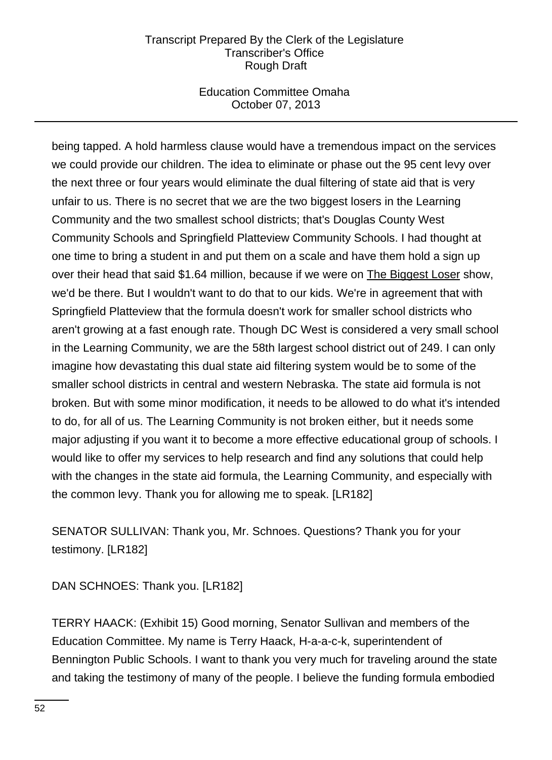being tapped. A hold harmless clause would have a tremendous impact on the services we could provide our children. The idea to eliminate or phase out the 95 cent levy over the next three or four years would eliminate the dual filtering of state aid that is very unfair to us. There is no secret that we are the two biggest losers in the Learning Community and the two smallest school districts; that's Douglas County West Community Schools and Springfield Platteview Community Schools. I had thought at one time to bring a student in and put them on a scale and have them hold a sign up over their head that said $1.64 million, because if we were on The Biggest Loser show, we'd be there. But I wouldn't want to do that to our kids. We're in agreement that with Springfield Platteview that the formula doesn't work for smaller school districts who aren't growing at a fast enough rate. Though DC West is considered a very small school in the Learning Community, we are the 58th largest school district out of 249. I can only imagine how devastating this dual state aid filtering system would be to some of the smaller school districts in central and western Nebraska. The state aid formula is not broken. But with some minor modification, it needs to be allowed to do what it's intended to do, for all of us. The Learning Community is not broken either, but it needs some major adjusting if you want it to become a more effective educational group of schools. I would like to offer my services to help research and find any solutions that could help with the changes in the state aid formula, the Learning Community, and especially with the common levy. Thank you for allowing me to speak. [LR182]

SENATOR SULLIVAN: Thank you, Mr. Schnoes. Questions? Thank you for your testimony. [LR182]

DAN SCHNOES: Thank you. [LR182]

TERRY HAACK: (Exhibit 15) Good morning, Senator Sullivan and members of the Education Committee. My name is Terry Haack, H-a-a-c-k, superintendent of Bennington Public Schools. I want to thank you very much for traveling around the state and taking the testimony of many of the people. I believe the funding formula embodied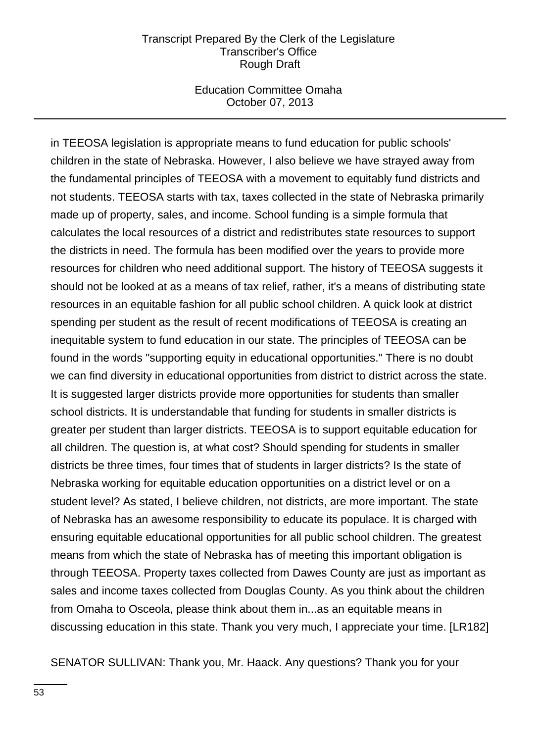in TEEOSA legislation is appropriate means to fund education for public schools' children in the state of Nebraska. However, I also believe we have strayed away from the fundamental principles of TEEOSA with a movement to equitably fund districts and not students. TEEOSA starts with tax, taxes collected in the state of Nebraska primarily made up of property, sales, and income. School funding is a simple formula that calculates the local resources of a district and redistributes state resources to support the districts in need. The formula has been modified over the years to provide more resources for children who need additional support. The history of TEEOSA suggests it should not be looked at as a means of tax relief, rather, it's a means of distributing state resources in an equitable fashion for all public school children. A quick look at district spending per student as the result of recent modifications of TEEOSA is creating an inequitable system to fund education in our state. The principles of TEEOSA can be found in the words "supporting equity in educational opportunities." There is no doubt we can find diversity in educational opportunities from district to district across the state. It is suggested larger districts provide more opportunities for students than smaller school districts. It is understandable that funding for students in smaller districts is greater per student than larger districts. TEEOSA is to support equitable education for all children. The question is, at what cost? Should spending for students in smaller districts be three times, four times that of students in larger districts? Is the state of Nebraska working for equitable education opportunities on a district level or on a student level? As stated, I believe children, not districts, are more important. The state of Nebraska has an awesome responsibility to educate its populace. It is charged with ensuring equitable educational opportunities for all public school children. The greatest means from which the state of Nebraska has of meeting this important obligation is through TEEOSA. Property taxes collected from Dawes County are just as important as sales and income taxes collected from Douglas County. As you think about the children from Omaha to Osceola, please think about them in...as an equitable means in discussing education in this state. Thank you very much, I appreciate your time. [LR182]

SENATOR SULLIVAN: Thank you, Mr. Haack. Any questions? Thank you for your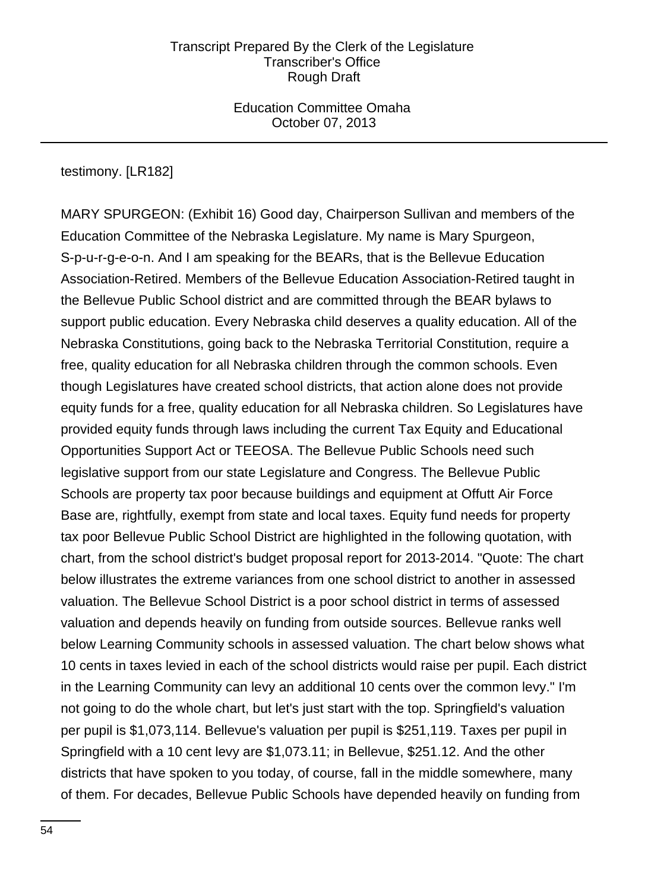testimony. [LR182]

MARY SPURGEON: (Exhibit 16) Good day, Chairperson Sullivan and members of the Education Committee of the Nebraska Legislature. My name is Mary Spurgeon, S-p-u-r-g-e-o-n. And I am speaking for the BEARs, that is the Bellevue Education Association-Retired. Members of the Bellevue Education Association-Retired taught in the Bellevue Public School district and are committed through the BEAR bylaws to support public education. Every Nebraska child deserves a quality education. All of the Nebraska Constitutions, going back to the Nebraska Territorial Constitution, require a free, quality education for all Nebraska children through the common schools. Even though Legislatures have created school districts, that action alone does not provide equity funds for a free, quality education for all Nebraska children. So Legislatures have provided equity funds through laws including the current Tax Equity and Educational Opportunities Support Act or TEEOSA. The Bellevue Public Schools need such legislative support from our state Legislature and Congress. The Bellevue Public Schools are property tax poor because buildings and equipment at Offutt Air Force Base are, rightfully, exempt from state and local taxes. Equity fund needs for property tax poor Bellevue Public School District are highlighted in the following quotation, with chart, from the school district's budget proposal report for 2013-2014. "Quote: The chart below illustrates the extreme variances from one school district to another in assessed valuation. The Bellevue School District is a poor school district in terms of assessed valuation and depends heavily on funding from outside sources. Bellevue ranks well below Learning Community schools in assessed valuation. The chart below shows what 10 cents in taxes levied in each of the school districts would raise per pupil. Each district in the Learning Community can levy an additional 10 cents over the common levy." I'm not going to do the whole chart, but let's just start with the top. Springfield's valuation per pupil is $1,073,114. Bellevue's valuation per pupil is $251,119. Taxes per pupil in Springfield with a 10 cent levy are $1,073.11; in Bellevue, $251.12. And the other districts that have spoken to you today, of course, fall in the middle somewhere, many of them. For decades, Bellevue Public Schools have depended heavily on funding from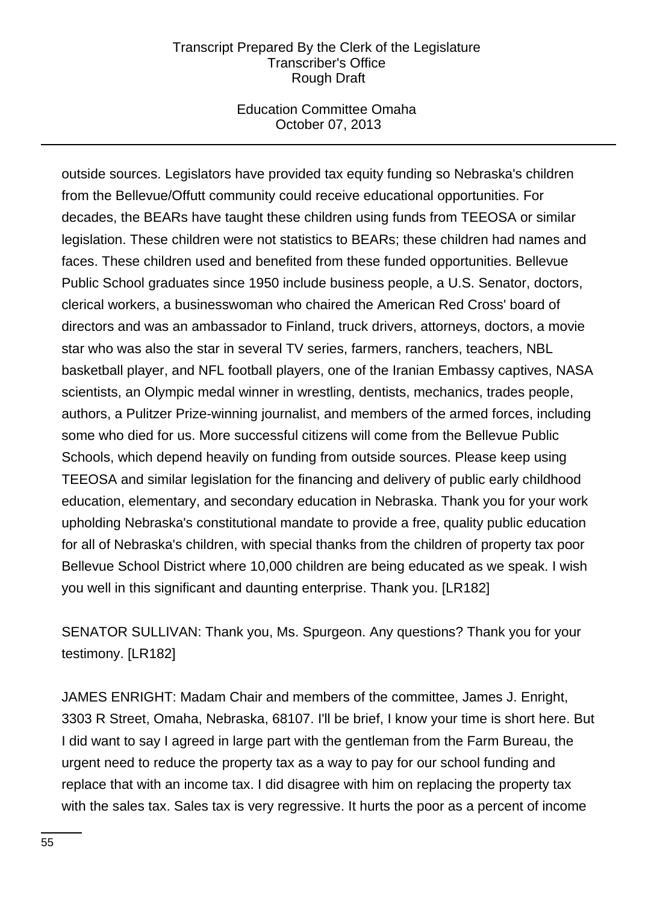outside sources. Legislators have provided tax equity funding so Nebraska's children from the Bellevue/Offutt community could receive educational opportunities. For decades, the BEARs have taught these children using funds from TEEOSA or similar legislation. These children were not statistics to BEARs; these children had names and faces. These children used and benefited from these funded opportunities. Bellevue Public School graduates since 1950 include business people, a U.S. Senator, doctors, clerical workers, a businesswoman who chaired the American Red Cross' board of directors and was an ambassador to Finland, truck drivers, attorneys, doctors, a movie star who was also the star in several TV series, farmers, ranchers, teachers, NBL basketball player, and NFL football players, one of the Iranian Embassy captives, NASA scientists, an Olympic medal winner in wrestling, dentists, mechanics, trades people, authors, a Pulitzer Prize-winning journalist, and members of the armed forces, including some who died for us. More successful citizens will come from the Bellevue Public Schools, which depend heavily on funding from outside sources. Please keep using TEEOSA and similar legislation for the financing and delivery of public early childhood education, elementary, and secondary education in Nebraska. Thank you for your work upholding Nebraska's constitutional mandate to provide a free, quality public education for all of Nebraska's children, with special thanks from the children of property tax poor Bellevue School District where 10,000 children are being educated as we speak. I wish you well in this significant and daunting enterprise. Thank you. [LR182]

SENATOR SULLIVAN: Thank you, Ms. Spurgeon. Any questions? Thank you for your testimony. [LR182]

JAMES ENRIGHT: Madam Chair and members of the committee, James J. Enright, 3303 R Street, Omaha, Nebraska, 68107. I'll be brief, I know your time is short here. But I did want to say I agreed in large part with the gentleman from the Farm Bureau, the urgent need to reduce the property tax as a way to pay for our school funding and replace that with an income tax. I did disagree with him on replacing the property tax with the sales tax. Sales tax is very regressive. It hurts the poor as a percent of income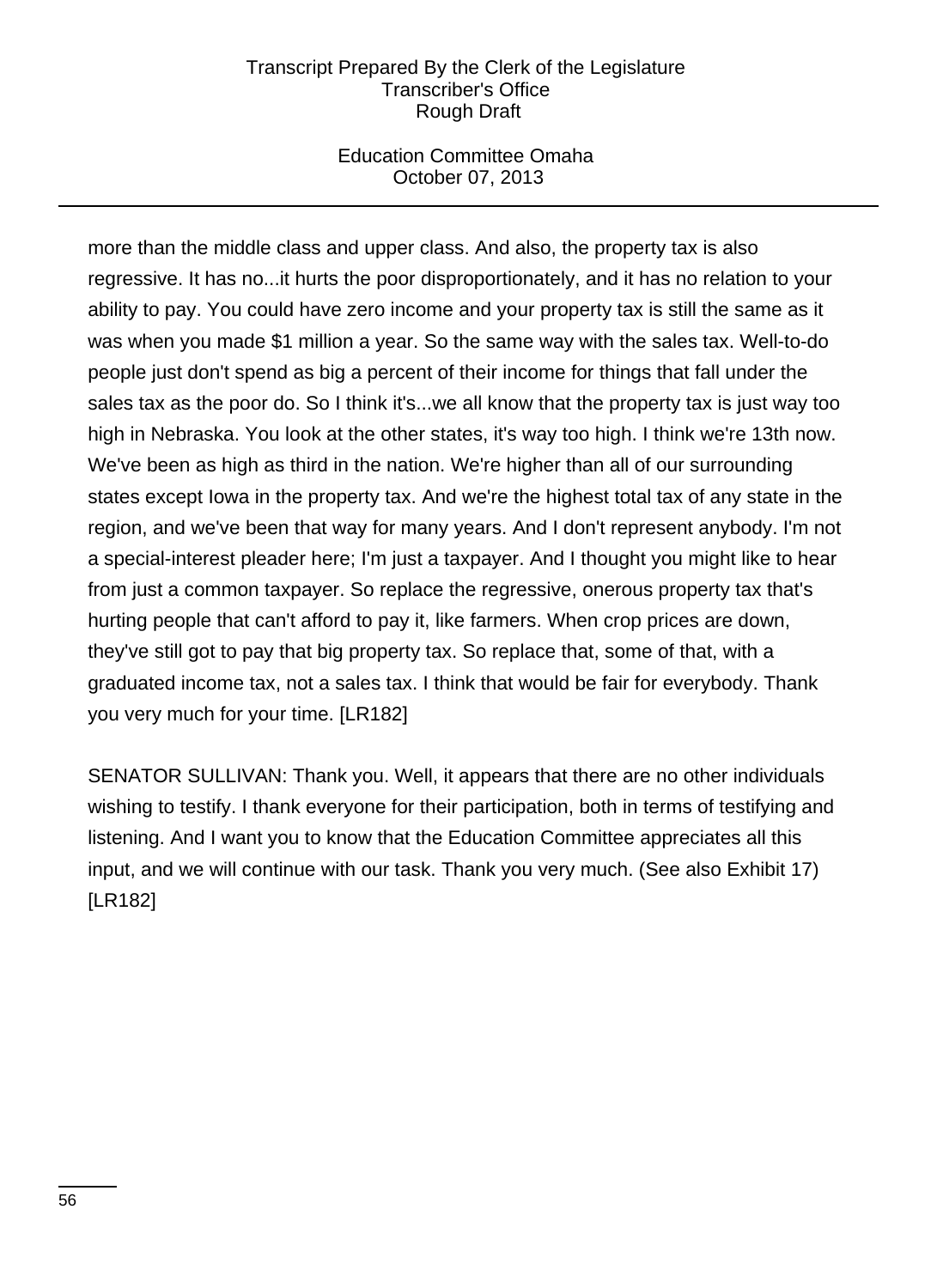more than the middle class and upper class. And also, the property tax is also regressive. It has no...it hurts the poor disproportionately, and it has no relation to your ability to pay. You could have zero income and your property tax is still the same as it was when you made $1 million a year. So the same way with the sales tax. Well-to-do people just don't spend as big a percent of their income for things that fall under the sales tax as the poor do. So I think it's...we all know that the property tax is just way too high in Nebraska. You look at the other states, it's way too high. I think we're 13th now. We've been as high as third in the nation. We're higher than all of our surrounding states except Iowa in the property tax. And we're the highest total tax of any state in the region, and we've been that way for many years. And I don't represent anybody. I'm not a special-interest pleader here; I'm just a taxpayer. And I thought you might like to hear from just a common taxpayer. So replace the regressive, onerous property tax that's hurting people that can't afford to pay it, like farmers. When crop prices are down, they've still got to pay that big property tax. So replace that, some of that, with a graduated income tax, not a sales tax. I think that would be fair for everybody. Thank you very much for your time. [LR182]

SENATOR SULLIVAN: Thank you. Well, it appears that there are no other individuals wishing to testify. I thank everyone for their participation, both in terms of testifying and listening. And I want you to know that the Education Committee appreciates all this input, and we will continue with our task. Thank you very much. (See also Exhibit 17) [LR182]